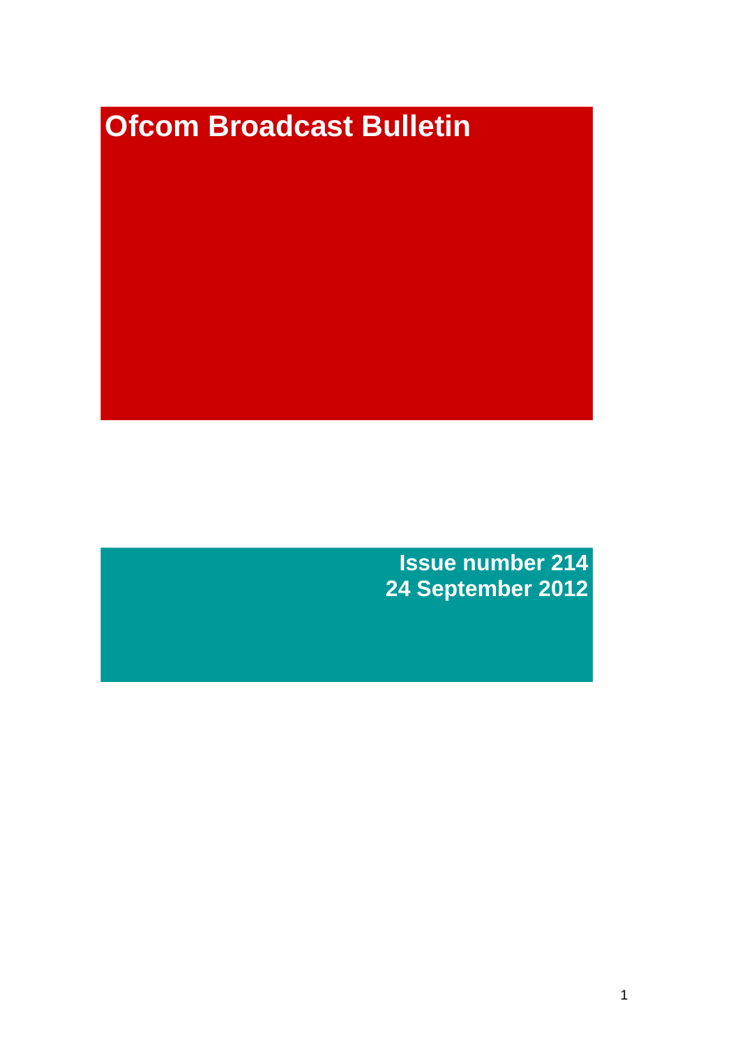# Ofcom Broadcast Bulletin

**Issue number 214**
**24 September 2012**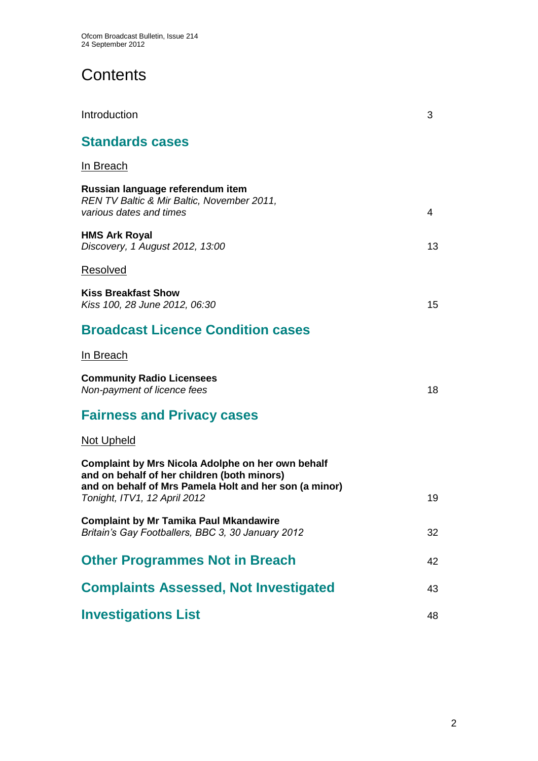# Contents

Introduction 3

## Standards cases

In Breach

**Russian language referendum item**
*REN TV Baltic & Mir Baltic, November 2011, various dates and times* 4

**HMS Ark Royal**
*Discovery, 1 August 2012, 13:00* 13

Resolved

**Kiss Breakfast Show**
*Kiss 100, 28 June 2012, 06:30* 15

## Broadcast Licence Condition cases

In Breach

**Community Radio Licensees**
*Non-payment of licence fees* 18

## Fairness and Privacy cases

Not Upheld

**Complaint by Mrs Nicola Adolphe on her own behalf and on behalf of her children (both minors) and on behalf of Mrs Pamela Holt and her son (a minor)**
*Tonight, ITV1, 12 April 2012* 19

**Complaint by Mr Tamika Paul Mkandawire**
*Britain's Gay Footballers, BBC 3, 30 January 2012* 32

## Other Programmes Not in Breach 42

## Complaints Assessed, Not Investigated 43

## Investigations List 48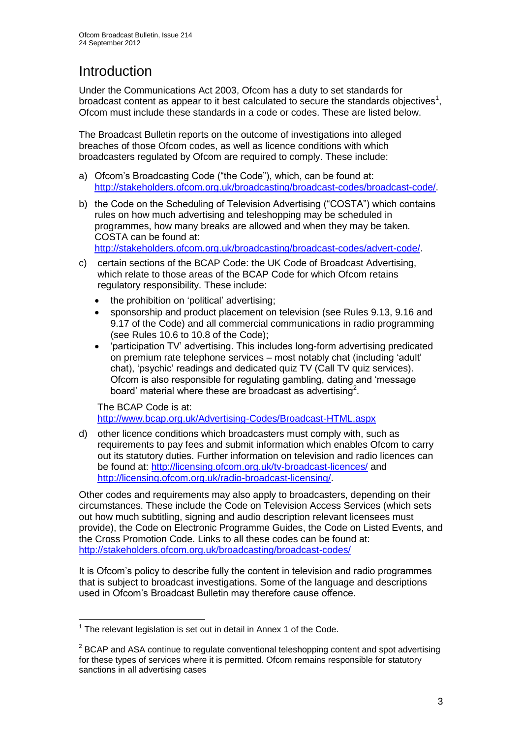# Introduction

Under the Communications Act 2003, Ofcom has a duty to set standards for broadcast content as appear to it best calculated to secure the standards objectives[1], Ofcom must include these standards in a code or codes. These are listed below.

The Broadcast Bulletin reports on the outcome of investigations into alleged breaches of those Ofcom codes, as well as licence conditions with which broadcasters regulated by Ofcom are required to comply. These include:

a) Ofcom's Broadcasting Code ("the Code"), which, can be found at: http://stakeholders.ofcom.org.uk/broadcasting/broadcast-codes/broadcast-code/.

b) the Code on the Scheduling of Television Advertising ("COSTA") which contains rules on how much advertising and teleshopping may be scheduled in programmes, how many breaks are allowed and when they may be taken. COSTA can be found at: http://stakeholders.ofcom.org.uk/broadcasting/broadcast-codes/advert-code/.

c) certain sections of the BCAP Code: the UK Code of Broadcast Advertising, which relate to those areas of the BCAP Code for which Ofcom retains regulatory responsibility. These include:
   - the prohibition on 'political' advertising;
   - sponsorship and product placement on television (see Rules 9.13, 9.16 and 9.17 of the Code) and all commercial communications in radio programming (see Rules 10.6 to 10.8 of the Code);
   - 'participation TV' advertising. This includes long-form advertising predicated on premium rate telephone services – most notably chat (including 'adult' chat), 'psychic' readings and dedicated quiz TV (Call TV quiz services). Ofcom is also responsible for regulating gambling, dating and 'message board' material where these are broadcast as advertising[2].

   The BCAP Code is at: http://www.bcap.org.uk/Advertising-Codes/Broadcast-HTML.aspx

d) other licence conditions which broadcasters must comply with, such as requirements to pay fees and submit information which enables Ofcom to carry out its statutory duties. Further information on television and radio licences can be found at: http://licensing.ofcom.org.uk/tv-broadcast-licences/ and http://licensing.ofcom.org.uk/radio-broadcast-licensing/.

Other codes and requirements may also apply to broadcasters, depending on their circumstances. These include the Code on Television Access Services (which sets out how much subtitling, signing and audio description relevant licensees must provide), the Code on Electronic Programme Guides, the Code on Listed Events, and the Cross Promotion Code. Links to all these codes can be found at: http://stakeholders.ofcom.org.uk/broadcasting/broadcast-codes/

It is Ofcom's policy to describe fully the content in television and radio programmes that is subject to broadcast investigations. Some of the language and descriptions used in Ofcom's Broadcast Bulletin may therefore cause offence.

---

[1] The relevant legislation is set out in detail in Annex 1 of the Code.

[2] BCAP and ASA continue to regulate conventional teleshopping content and spot advertising for these types of services where it is permitted. Ofcom remains responsible for statutory sanctions in all advertising cases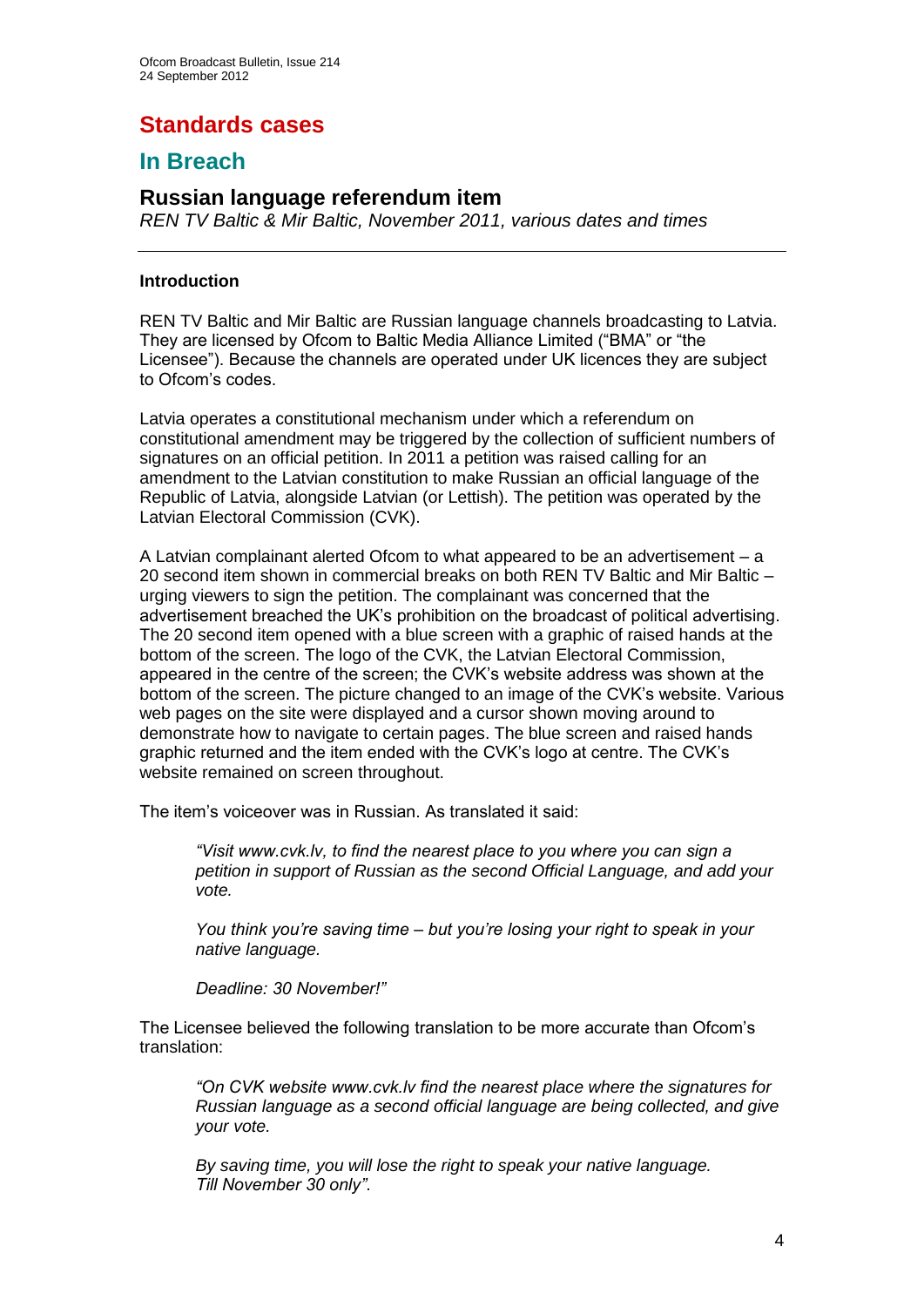# Standards cases

## In Breach

### Russian language referendum item

*REN TV Baltic & Mir Baltic, November 2011, various dates and times*

---

#### Introduction

REN TV Baltic and Mir Baltic are Russian language channels broadcasting to Latvia. They are licensed by Ofcom to Baltic Media Alliance Limited ("BMA" or "the Licensee"). Because the channels are operated under UK licences they are subject to Ofcom's codes.

Latvia operates a constitutional mechanism under which a referendum on constitutional amendment may be triggered by the collection of sufficient numbers of signatures on an official petition. In 2011 a petition was raised calling for an amendment to the Latvian constitution to make Russian an official language of the Republic of Latvia, alongside Latvian (or Lettish). The petition was operated by the Latvian Electoral Commission (CVK).

A Latvian complainant alerted Ofcom to what appeared to be an advertisement – a 20 second item shown in commercial breaks on both REN TV Baltic and Mir Baltic – urging viewers to sign the petition. The complainant was concerned that the advertisement breached the UK's prohibition on the broadcast of political advertising. The 20 second item opened with a blue screen with a graphic of raised hands at the bottom of the screen. The logo of the CVK, the Latvian Electoral Commission, appeared in the centre of the screen; the CVK's website address was shown at the bottom of the screen. The picture changed to an image of the CVK's website. Various web pages on the site were displayed and a cursor shown moving around to demonstrate how to navigate to certain pages. The blue screen and raised hands graphic returned and the item ended with the CVK's logo at centre. The CVK's website remained on screen throughout.

The item's voiceover was in Russian. As translated it said:

> *"Visit www.cvk.lv, to find the nearest place to you where you can sign a petition in support of Russian as the second Official Language, and add your vote.*
>
> *You think you're saving time – but you're losing your right to speak in your native language.*
>
> *Deadline: 30 November!"*

The Licensee believed the following translation to be more accurate than Ofcom's translation:

> *"On CVK website www.cvk.lv find the nearest place where the signatures for Russian language as a second official language are being collected, and give your vote.*
>
> *By saving time, you will lose the right to speak your native language.*
> *Till November 30 only".*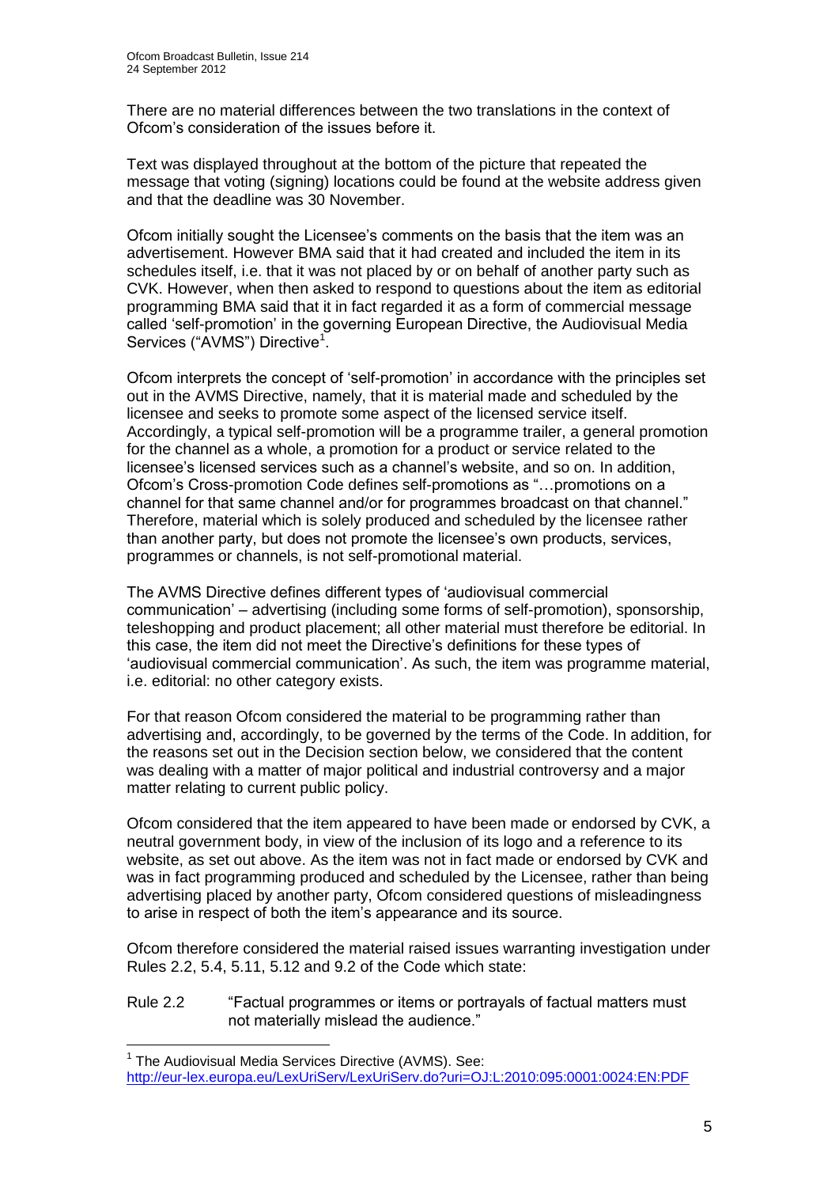There are no material differences between the two translations in the context of Ofcom's consideration of the issues before it.

Text was displayed throughout at the bottom of the picture that repeated the message that voting (signing) locations could be found at the website address given and that the deadline was 30 November.

Ofcom initially sought the Licensee's comments on the basis that the item was an advertisement. However BMA said that it had created and included the item in its schedules itself, i.e. that it was not placed by or on behalf of another party such as CVK. However, when then asked to respond to questions about the item as editorial programming BMA said that it in fact regarded it as a form of commercial message called 'self-promotion' in the governing European Directive, the Audiovisual Media Services ("AVMS") Directive[1].

Ofcom interprets the concept of 'self-promotion' in accordance with the principles set out in the AVMS Directive, namely, that it is material made and scheduled by the licensee and seeks to promote some aspect of the licensed service itself. Accordingly, a typical self-promotion will be a programme trailer, a general promotion for the channel as a whole, a promotion for a product or service related to the licensee's licensed services such as a channel's website, and so on. In addition, Ofcom's Cross-promotion Code defines self-promotions as "…promotions on a channel for that same channel and/or for programmes broadcast on that channel." Therefore, material which is solely produced and scheduled by the licensee rather than another party, but does not promote the licensee's own products, services, programmes or channels, is not self-promotional material.

The AVMS Directive defines different types of 'audiovisual commercial communication' – advertising (including some forms of self-promotion), sponsorship, teleshopping and product placement; all other material must therefore be editorial. In this case, the item did not meet the Directive's definitions for these types of 'audiovisual commercial communication'. As such, the item was programme material, i.e. editorial: no other category exists.

For that reason Ofcom considered the material to be programming rather than advertising and, accordingly, to be governed by the terms of the Code. In addition, for the reasons set out in the Decision section below, we considered that the content was dealing with a matter of major political and industrial controversy and a major matter relating to current public policy.

Ofcom considered that the item appeared to have been made or endorsed by CVK, a neutral government body, in view of the inclusion of its logo and a reference to its website, as set out above. As the item was not in fact made or endorsed by CVK and was in fact programming produced and scheduled by the Licensee, rather than being advertising placed by another party, Ofcom considered questions of misleadingness to arise in respect of both the item's appearance and its source.

Ofcom therefore considered the material raised issues warranting investigation under Rules 2.2, 5.4, 5.11, 5.12 and 9.2 of the Code which state:

Rule 2.2 "Factual programmes or items or portrayals of factual matters must not materially mislead the audience."

[1] The Audiovisual Media Services Directive (AVMS). See: http://eur-lex.europa.eu/LexUriServ/LexUriServ.do?uri=OJ:L:2010:095:0001:0024:EN:PDF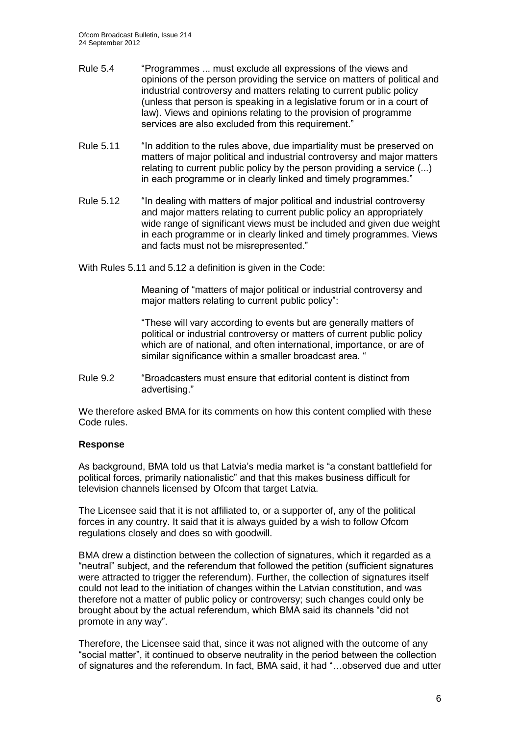Rule 5.4 "Programmes ... must exclude all expressions of the views and opinions of the person providing the service on matters of political and industrial controversy and matters relating to current public policy (unless that person is speaking in a legislative forum or in a court of law). Views and opinions relating to the provision of programme services are also excluded from this requirement."

Rule 5.11 "In addition to the rules above, due impartiality must be preserved on matters of major political and industrial controversy and major matters relating to current public policy by the person providing a service (...) in each programme or in clearly linked and timely programmes."

Rule 5.12 "In dealing with matters of major political and industrial controversy and major matters relating to current public policy an appropriately wide range of significant views must be included and given due weight in each programme or in clearly linked and timely programmes. Views and facts must not be misrepresented."

With Rules 5.11 and 5.12 a definition is given in the Code:

> Meaning of "matters of major political or industrial controversy and major matters relating to current public policy":
>
> "These will vary according to events but are generally matters of political or industrial controversy or matters of current public policy which are of national, and often international, importance, or are of similar significance within a smaller broadcast area. "

Rule 9.2 "Broadcasters must ensure that editorial content is distinct from advertising."

We therefore asked BMA for its comments on how this content complied with these Code rules.

**Response**

As background, BMA told us that Latvia's media market is "a constant battlefield for political forces, primarily nationalistic" and that this makes business difficult for television channels licensed by Ofcom that target Latvia.

The Licensee said that it is not affiliated to, or a supporter of, any of the political forces in any country. It said that it is always guided by a wish to follow Ofcom regulations closely and does so with goodwill.

BMA drew a distinction between the collection of signatures, which it regarded as a "neutral" subject, and the referendum that followed the petition (sufficient signatures were attracted to trigger the referendum). Further, the collection of signatures itself could not lead to the initiation of changes within the Latvian constitution, and was therefore not a matter of public policy or controversy; such changes could only be brought about by the actual referendum, which BMA said its channels "did not promote in any way".

Therefore, the Licensee said that, since it was not aligned with the outcome of any "social matter", it continued to observe neutrality in the period between the collection of signatures and the referendum. In fact, BMA said, it had "…observed due and utter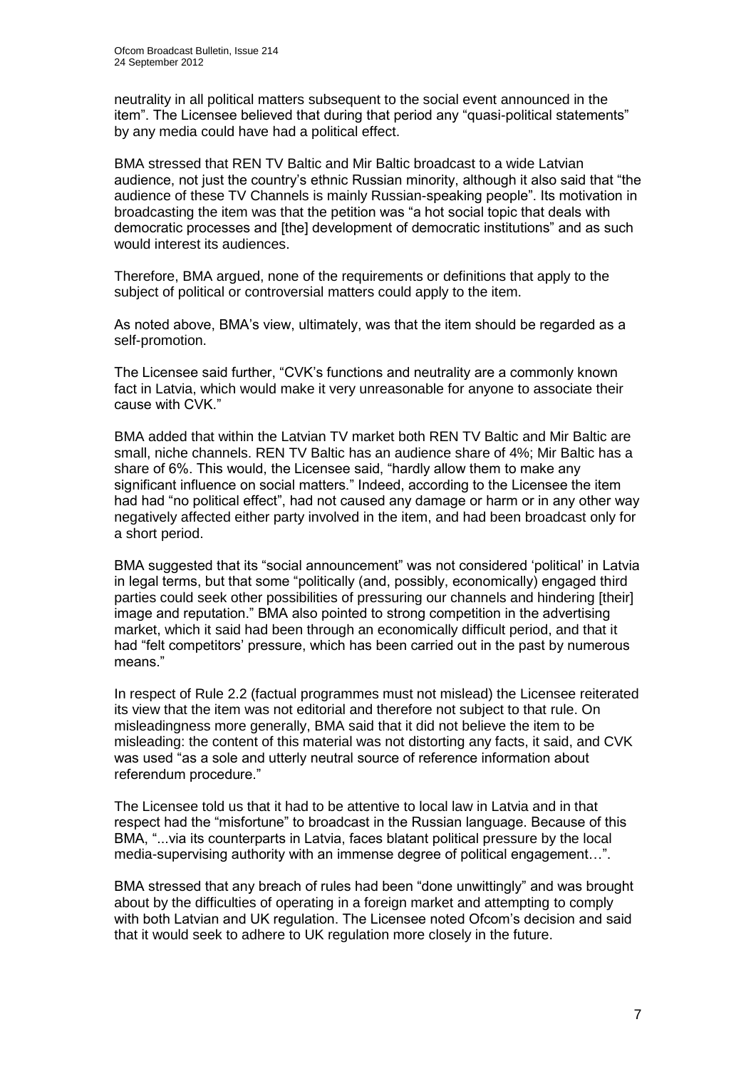neutrality in all political matters subsequent to the social event announced in the item". The Licensee believed that during that period any "quasi-political statements" by any media could have had a political effect.

BMA stressed that REN TV Baltic and Mir Baltic broadcast to a wide Latvian audience, not just the country's ethnic Russian minority, although it also said that "the audience of these TV Channels is mainly Russian-speaking people". Its motivation in broadcasting the item was that the petition was "a hot social topic that deals with democratic processes and [the] development of democratic institutions" and as such would interest its audiences.

Therefore, BMA argued, none of the requirements or definitions that apply to the subject of political or controversial matters could apply to the item.

As noted above, BMA's view, ultimately, was that the item should be regarded as a self-promotion.

The Licensee said further, "CVK's functions and neutrality are a commonly known fact in Latvia, which would make it very unreasonable for anyone to associate their cause with CVK."

BMA added that within the Latvian TV market both REN TV Baltic and Mir Baltic are small, niche channels. REN TV Baltic has an audience share of 4%; Mir Baltic has a share of 6%. This would, the Licensee said, "hardly allow them to make any significant influence on social matters." Indeed, according to the Licensee the item had had "no political effect", had not caused any damage or harm or in any other way negatively affected either party involved in the item, and had been broadcast only for a short period.

BMA suggested that its "social announcement" was not considered 'political' in Latvia in legal terms, but that some "politically (and, possibly, economically) engaged third parties could seek other possibilities of pressuring our channels and hindering [their] image and reputation." BMA also pointed to strong competition in the advertising market, which it said had been through an economically difficult period, and that it had "felt competitors' pressure, which has been carried out in the past by numerous means."

In respect of Rule 2.2 (factual programmes must not mislead) the Licensee reiterated its view that the item was not editorial and therefore not subject to that rule. On misleadingness more generally, BMA said that it did not believe the item to be misleading: the content of this material was not distorting any facts, it said, and CVK was used "as a sole and utterly neutral source of reference information about referendum procedure."

The Licensee told us that it had to be attentive to local law in Latvia and in that respect had the "misfortune" to broadcast in the Russian language. Because of this BMA, "...via its counterparts in Latvia, faces blatant political pressure by the local media-supervising authority with an immense degree of political engagement…".

BMA stressed that any breach of rules had been "done unwittingly" and was brought about by the difficulties of operating in a foreign market and attempting to comply with both Latvian and UK regulation. The Licensee noted Ofcom's decision and said that it would seek to adhere to UK regulation more closely in the future.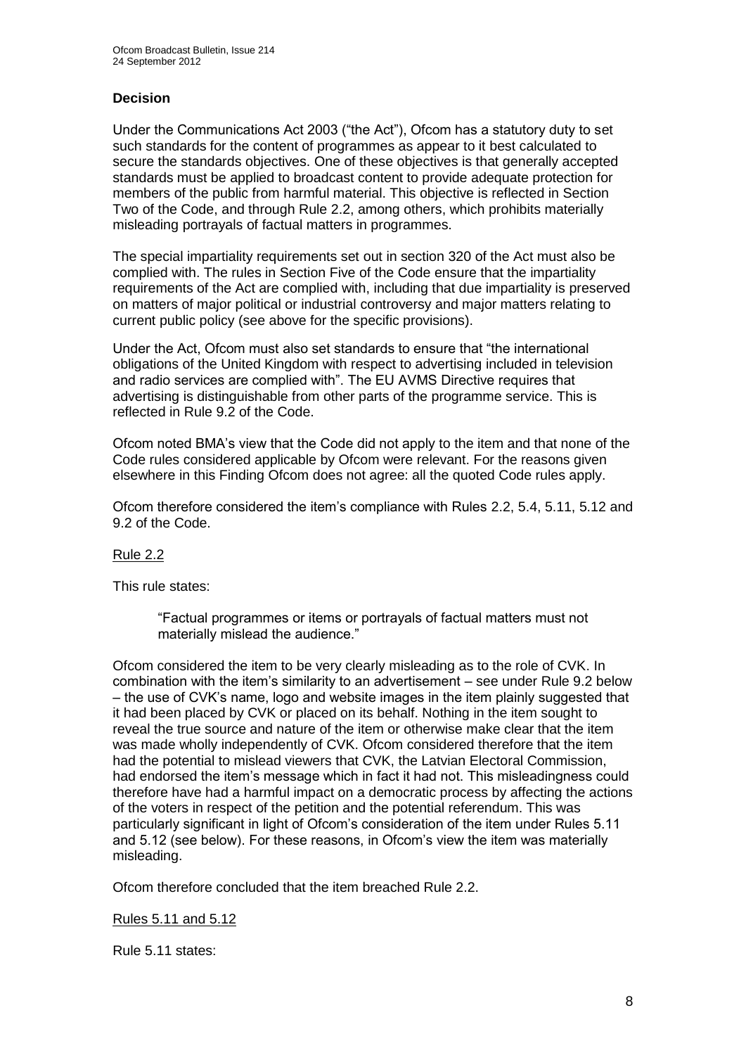## Decision

Under the Communications Act 2003 ("the Act"), Ofcom has a statutory duty to set such standards for the content of programmes as appear to it best calculated to secure the standards objectives. One of these objectives is that generally accepted standards must be applied to broadcast content to provide adequate protection for members of the public from harmful material. This objective is reflected in Section Two of the Code, and through Rule 2.2, among others, which prohibits materially misleading portrayals of factual matters in programmes.

The special impartiality requirements set out in section 320 of the Act must also be complied with. The rules in Section Five of the Code ensure that the impartiality requirements of the Act are complied with, including that due impartiality is preserved on matters of major political or industrial controversy and major matters relating to current public policy (see above for the specific provisions).

Under the Act, Ofcom must also set standards to ensure that "the international obligations of the United Kingdom with respect to advertising included in television and radio services are complied with". The EU AVMS Directive requires that advertising is distinguishable from other parts of the programme service. This is reflected in Rule 9.2 of the Code.

Ofcom noted BMA's view that the Code did not apply to the item and that none of the Code rules considered applicable by Ofcom were relevant. For the reasons given elsewhere in this Finding Ofcom does not agree: all the quoted Code rules apply.

Ofcom therefore considered the item's compliance with Rules 2.2, 5.4, 5.11, 5.12 and 9.2 of the Code.

Rule 2.2

This rule states:

> "Factual programmes or items or portrayals of factual matters must not materially mislead the audience."

Ofcom considered the item to be very clearly misleading as to the role of CVK. In combination with the item's similarity to an advertisement – see under Rule 9.2 below – the use of CVK's name, logo and website images in the item plainly suggested that it had been placed by CVK or placed on its behalf. Nothing in the item sought to reveal the true source and nature of the item or otherwise make clear that the item was made wholly independently of CVK. Ofcom considered therefore that the item had the potential to mislead viewers that CVK, the Latvian Electoral Commission, had endorsed the item's message which in fact it had not. This misleadingness could therefore have had a harmful impact on a democratic process by affecting the actions of the voters in respect of the petition and the potential referendum. This was particularly significant in light of Ofcom's consideration of the item under Rules 5.11 and 5.12 (see below). For these reasons, in Ofcom's view the item was materially misleading.

Ofcom therefore concluded that the item breached Rule 2.2.

Rules 5.11 and 5.12

Rule 5.11 states: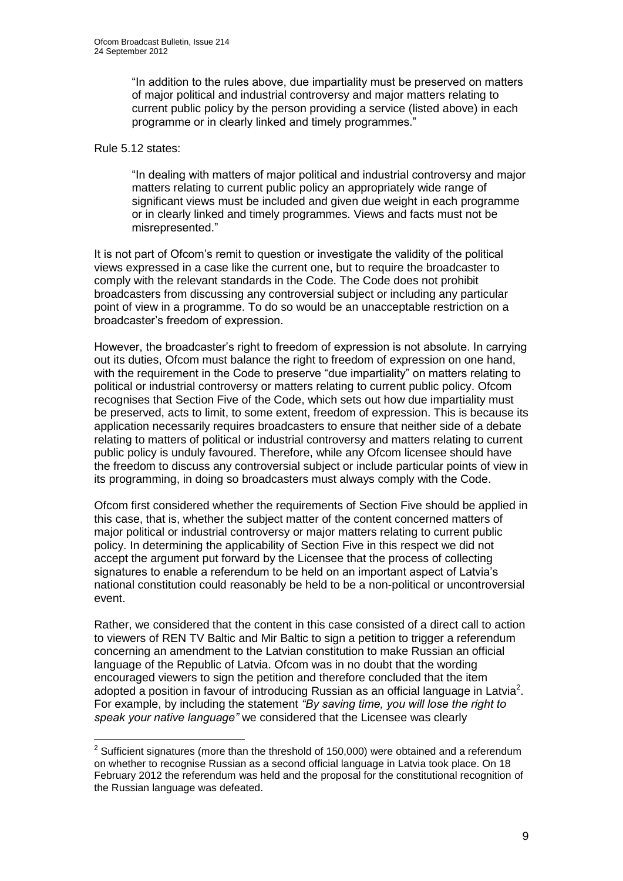> "In addition to the rules above, due impartiality must be preserved on matters of major political and industrial controversy and major matters relating to current public policy by the person providing a service (listed above) in each programme or in clearly linked and timely programmes."

Rule 5.12 states:

> "In dealing with matters of major political and industrial controversy and major matters relating to current public policy an appropriately wide range of significant views must be included and given due weight in each programme or in clearly linked and timely programmes. Views and facts must not be misrepresented."

It is not part of Ofcom's remit to question or investigate the validity of the political views expressed in a case like the current one, but to require the broadcaster to comply with the relevant standards in the Code. The Code does not prohibit broadcasters from discussing any controversial subject or including any particular point of view in a programme. To do so would be an unacceptable restriction on a broadcaster's freedom of expression.

However, the broadcaster's right to freedom of expression is not absolute. In carrying out its duties, Ofcom must balance the right to freedom of expression on one hand, with the requirement in the Code to preserve "due impartiality" on matters relating to political or industrial controversy or matters relating to current public policy. Ofcom recognises that Section Five of the Code, which sets out how due impartiality must be preserved, acts to limit, to some extent, freedom of expression. This is because its application necessarily requires broadcasters to ensure that neither side of a debate relating to matters of political or industrial controversy and matters relating to current public policy is unduly favoured. Therefore, while any Ofcom licensee should have the freedom to discuss any controversial subject or include particular points of view in its programming, in doing so broadcasters must always comply with the Code.

Ofcom first considered whether the requirements of Section Five should be applied in this case, that is, whether the subject matter of the content concerned matters of major political or industrial controversy or major matters relating to current public policy. In determining the applicability of Section Five in this respect we did not accept the argument put forward by the Licensee that the process of collecting signatures to enable a referendum to be held on an important aspect of Latvia's national constitution could reasonably be held to be a non-political or uncontroversial event.

Rather, we considered that the content in this case consisted of a direct call to action to viewers of REN TV Baltic and Mir Baltic to sign a petition to trigger a referendum concerning an amendment to the Latvian constitution to make Russian an official language of the Republic of Latvia. Ofcom was in no doubt that the wording encouraged viewers to sign the petition and therefore concluded that the item adopted a position in favour of introducing Russian as an official language in Latvia[2]. For example, by including the statement *"By saving time, you will lose the right to speak your native language"* we considered that the Licensee was clearly

[2] Sufficient signatures (more than the threshold of 150,000) were obtained and a referendum on whether to recognise Russian as a second official language in Latvia took place. On 18 February 2012 the referendum was held and the proposal for the constitutional recognition of the Russian language was defeated.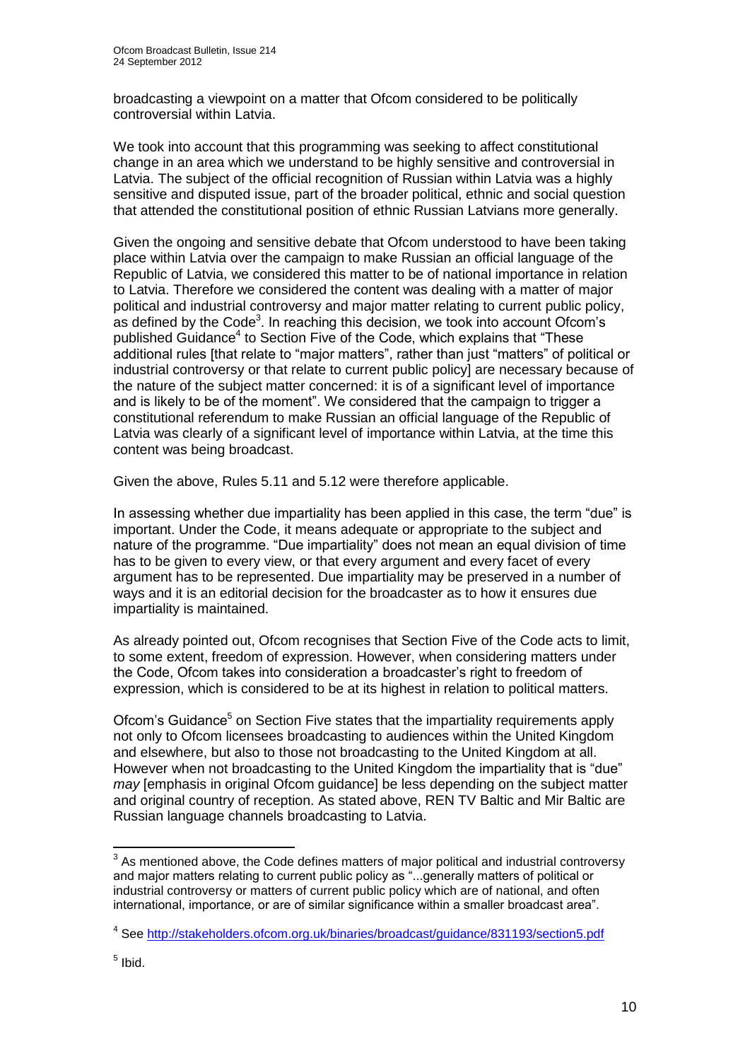broadcasting a viewpoint on a matter that Ofcom considered to be politically controversial within Latvia.

We took into account that this programming was seeking to affect constitutional change in an area which we understand to be highly sensitive and controversial in Latvia. The subject of the official recognition of Russian within Latvia was a highly sensitive and disputed issue, part of the broader political, ethnic and social question that attended the constitutional position of ethnic Russian Latvians more generally.

Given the ongoing and sensitive debate that Ofcom understood to have been taking place within Latvia over the campaign to make Russian an official language of the Republic of Latvia, we considered this matter to be of national importance in relation to Latvia. Therefore we considered the content was dealing with a matter of major political and industrial controversy and major matter relating to current public policy, as defined by the Code[3]. In reaching this decision, we took into account Ofcom's published Guidance[4] to Section Five of the Code, which explains that "These additional rules [that relate to "major matters", rather than just "matters" of political or industrial controversy or that relate to current public policy] are necessary because of the nature of the subject matter concerned: it is of a significant level of importance and is likely to be of the moment". We considered that the campaign to trigger a constitutional referendum to make Russian an official language of the Republic of Latvia was clearly of a significant level of importance within Latvia, at the time this content was being broadcast.

Given the above, Rules 5.11 and 5.12 were therefore applicable.

In assessing whether due impartiality has been applied in this case, the term "due" is important. Under the Code, it means adequate or appropriate to the subject and nature of the programme. "Due impartiality" does not mean an equal division of time has to be given to every view, or that every argument and every facet of every argument has to be represented. Due impartiality may be preserved in a number of ways and it is an editorial decision for the broadcaster as to how it ensures due impartiality is maintained.

As already pointed out, Ofcom recognises that Section Five of the Code acts to limit, to some extent, freedom of expression. However, when considering matters under the Code, Ofcom takes into consideration a broadcaster's right to freedom of expression, which is considered to be at its highest in relation to political matters.

Ofcom's Guidance[5] on Section Five states that the impartiality requirements apply not only to Ofcom licensees broadcasting to audiences within the United Kingdom and elsewhere, but also to those not broadcasting to the United Kingdom at all. However when not broadcasting to the United Kingdom the impartiality that is "due" *may* [emphasis in original Ofcom guidance] be less depending on the subject matter and original country of reception. As stated above, REN TV Baltic and Mir Baltic are Russian language channels broadcasting to Latvia.

---

[3] As mentioned above, the Code defines matters of major political and industrial controversy and major matters relating to current public policy as "...generally matters of political or industrial controversy or matters of current public policy which are of national, and often international, importance, or are of similar significance within a smaller broadcast area".

[4] See http://stakeholders.ofcom.org.uk/binaries/broadcast/guidance/831193/section5.pdf

[5] Ibid.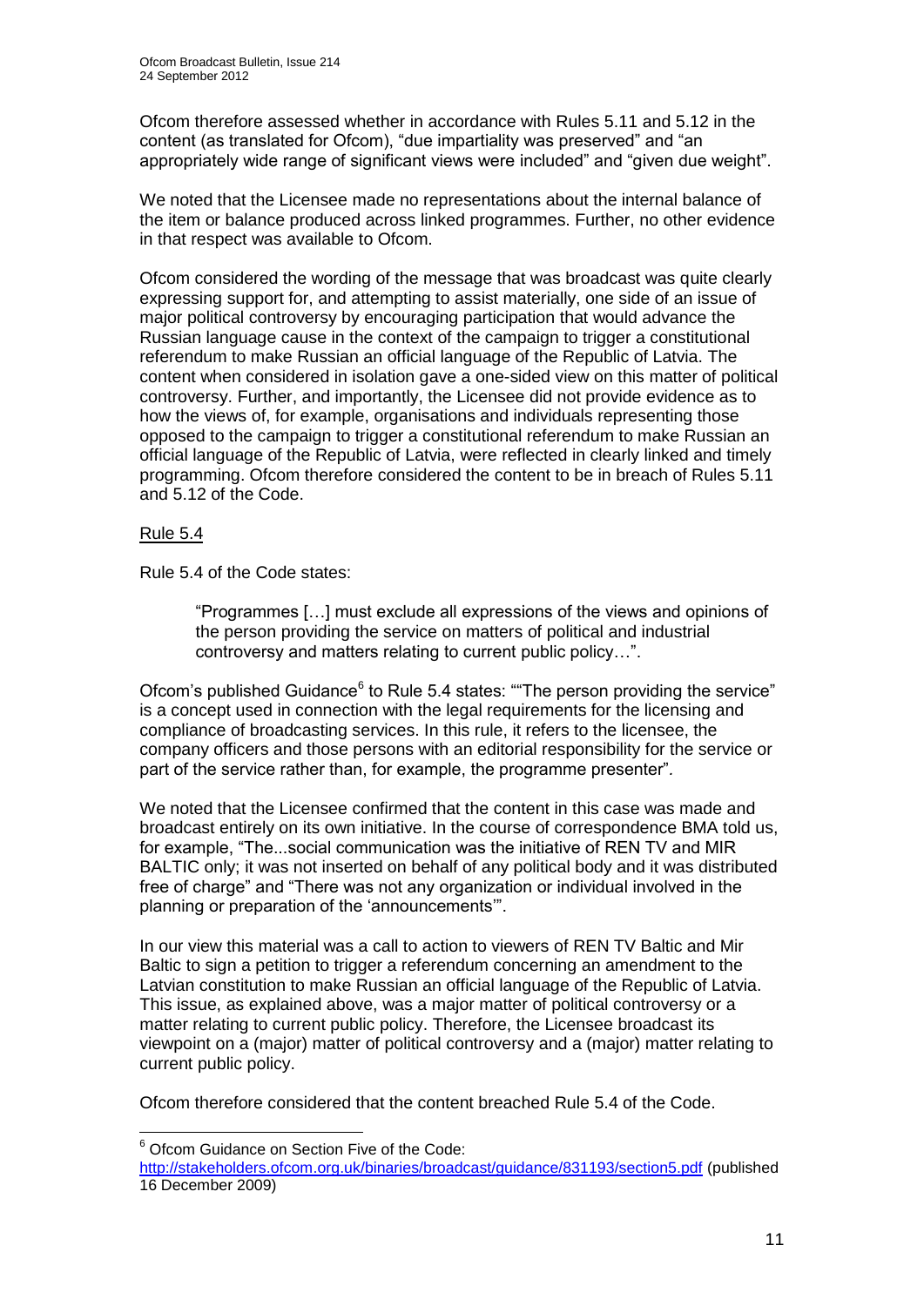Ofcom therefore assessed whether in accordance with Rules 5.11 and 5.12 in the content (as translated for Ofcom), "due impartiality was preserved" and "an appropriately wide range of significant views were included" and "given due weight".

We noted that the Licensee made no representations about the internal balance of the item or balance produced across linked programmes. Further, no other evidence in that respect was available to Ofcom.

Ofcom considered the wording of the message that was broadcast was quite clearly expressing support for, and attempting to assist materially, one side of an issue of major political controversy by encouraging participation that would advance the Russian language cause in the context of the campaign to trigger a constitutional referendum to make Russian an official language of the Republic of Latvia. The content when considered in isolation gave a one-sided view on this matter of political controversy. Further, and importantly, the Licensee did not provide evidence as to how the views of, for example, organisations and individuals representing those opposed to the campaign to trigger a constitutional referendum to make Russian an official language of the Republic of Latvia, were reflected in clearly linked and timely programming. Ofcom therefore considered the content to be in breach of Rules 5.11 and 5.12 of the Code.

Rule 5.4

Rule 5.4 of the Code states:

> "Programmes […] must exclude all expressions of the views and opinions of the person providing the service on matters of political and industrial controversy and matters relating to current public policy…".

Ofcom's published Guidance[6] to Rule 5.4 states: ""The person providing the service" is a concept used in connection with the legal requirements for the licensing and compliance of broadcasting services. In this rule, it refers to the licensee, the company officers and those persons with an editorial responsibility for the service or part of the service rather than, for example, the programme presenter".

We noted that the Licensee confirmed that the content in this case was made and broadcast entirely on its own initiative. In the course of correspondence BMA told us, for example, "The...social communication was the initiative of REN TV and MIR BALTIC only; it was not inserted on behalf of any political body and it was distributed free of charge" and "There was not any organization or individual involved in the planning or preparation of the 'announcements'".

In our view this material was a call to action to viewers of REN TV Baltic and Mir Baltic to sign a petition to trigger a referendum concerning an amendment to the Latvian constitution to make Russian an official language of the Republic of Latvia. This issue, as explained above, was a major matter of political controversy or a matter relating to current public policy. Therefore, the Licensee broadcast its viewpoint on a (major) matter of political controversy and a (major) matter relating to current public policy.

Ofcom therefore considered that the content breached Rule 5.4 of the Code.

[6] Ofcom Guidance on Section Five of the Code: http://stakeholders.ofcom.org.uk/binaries/broadcast/guidance/831193/section5.pdf (published 16 December 2009)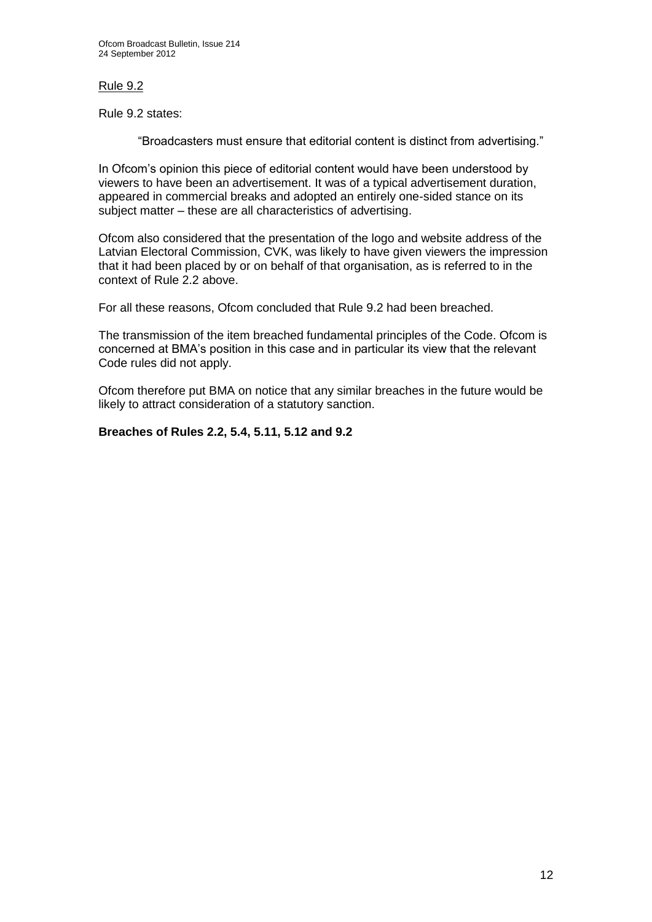Rule 9.2

Rule 9.2 states:

> "Broadcasters must ensure that editorial content is distinct from advertising."

In Ofcom's opinion this piece of editorial content would have been understood by viewers to have been an advertisement. It was of a typical advertisement duration, appeared in commercial breaks and adopted an entirely one-sided stance on its subject matter – these are all characteristics of advertising.

Ofcom also considered that the presentation of the logo and website address of the Latvian Electoral Commission, CVK, was likely to have given viewers the impression that it had been placed by or on behalf of that organisation, as is referred to in the context of Rule 2.2 above.

For all these reasons, Ofcom concluded that Rule 9.2 had been breached.

The transmission of the item breached fundamental principles of the Code. Ofcom is concerned at BMA's position in this case and in particular its view that the relevant Code rules did not apply.

Ofcom therefore put BMA on notice that any similar breaches in the future would be likely to attract consideration of a statutory sanction.

**Breaches of Rules 2.2, 5.4, 5.11, 5.12 and 9.2**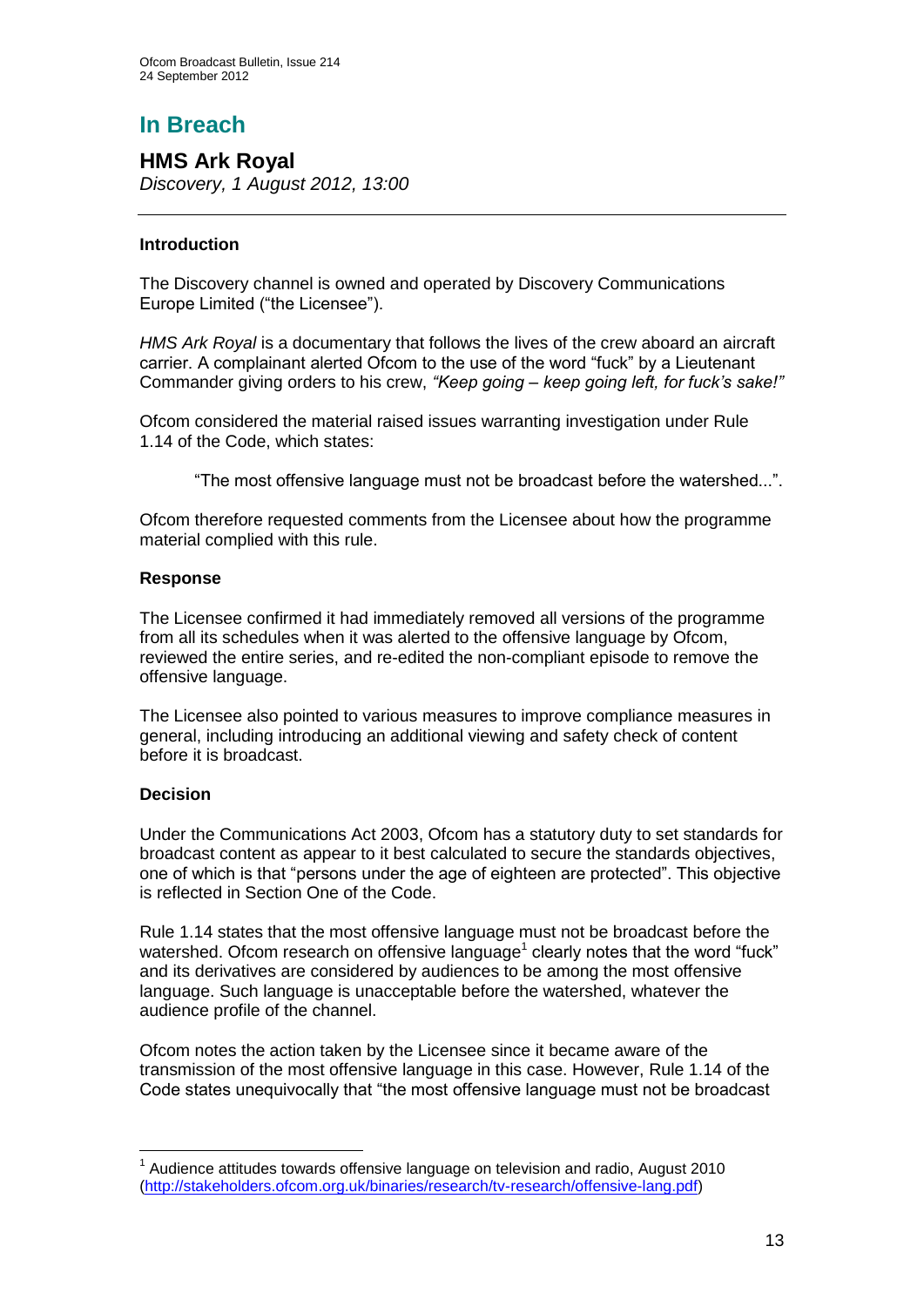# In Breach

## HMS Ark Royal

*Discovery, 1 August 2012, 13:00*

---

### Introduction

The Discovery channel is owned and operated by Discovery Communications Europe Limited ("the Licensee").

*HMS Ark Royal* is a documentary that follows the lives of the crew aboard an aircraft carrier. A complainant alerted Ofcom to the use of the word "fuck" by a Lieutenant Commander giving orders to his crew, *"Keep going – keep going left, for fuck's sake!"*

Ofcom considered the material raised issues warranting investigation under Rule 1.14 of the Code, which states:

> "The most offensive language must not be broadcast before the watershed...".

Ofcom therefore requested comments from the Licensee about how the programme material complied with this rule.

### Response

The Licensee confirmed it had immediately removed all versions of the programme from all its schedules when it was alerted to the offensive language by Ofcom, reviewed the entire series, and re-edited the non-compliant episode to remove the offensive language.

The Licensee also pointed to various measures to improve compliance measures in general, including introducing an additional viewing and safety check of content before it is broadcast.

### Decision

Under the Communications Act 2003, Ofcom has a statutory duty to set standards for broadcast content as appear to it best calculated to secure the standards objectives, one of which is that "persons under the age of eighteen are protected". This objective is reflected in Section One of the Code.

Rule 1.14 states that the most offensive language must not be broadcast before the watershed. Ofcom research on offensive language[1] clearly notes that the word "fuck" and its derivatives are considered by audiences to be among the most offensive language. Such language is unacceptable before the watershed, whatever the audience profile of the channel.

Ofcom notes the action taken by the Licensee since it became aware of the transmission of the most offensive language in this case. However, Rule 1.14 of the Code states unequivocally that "the most offensive language must not be broadcast

---

[1] Audience attitudes towards offensive language on television and radio, August 2010 (http://stakeholders.ofcom.org.uk/binaries/research/tv-research/offensive-lang.pdf)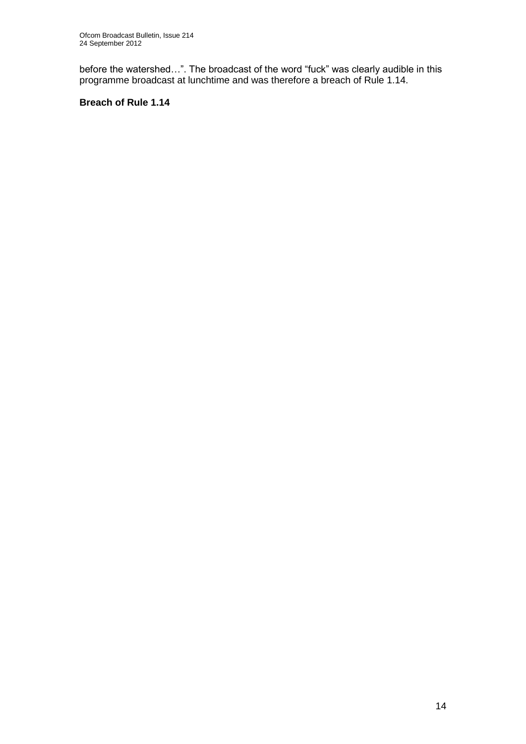before the watershed…". The broadcast of the word "fuck" was clearly audible in this programme broadcast at lunchtime and was therefore a breach of Rule 1.14.

**Breach of Rule 1.14**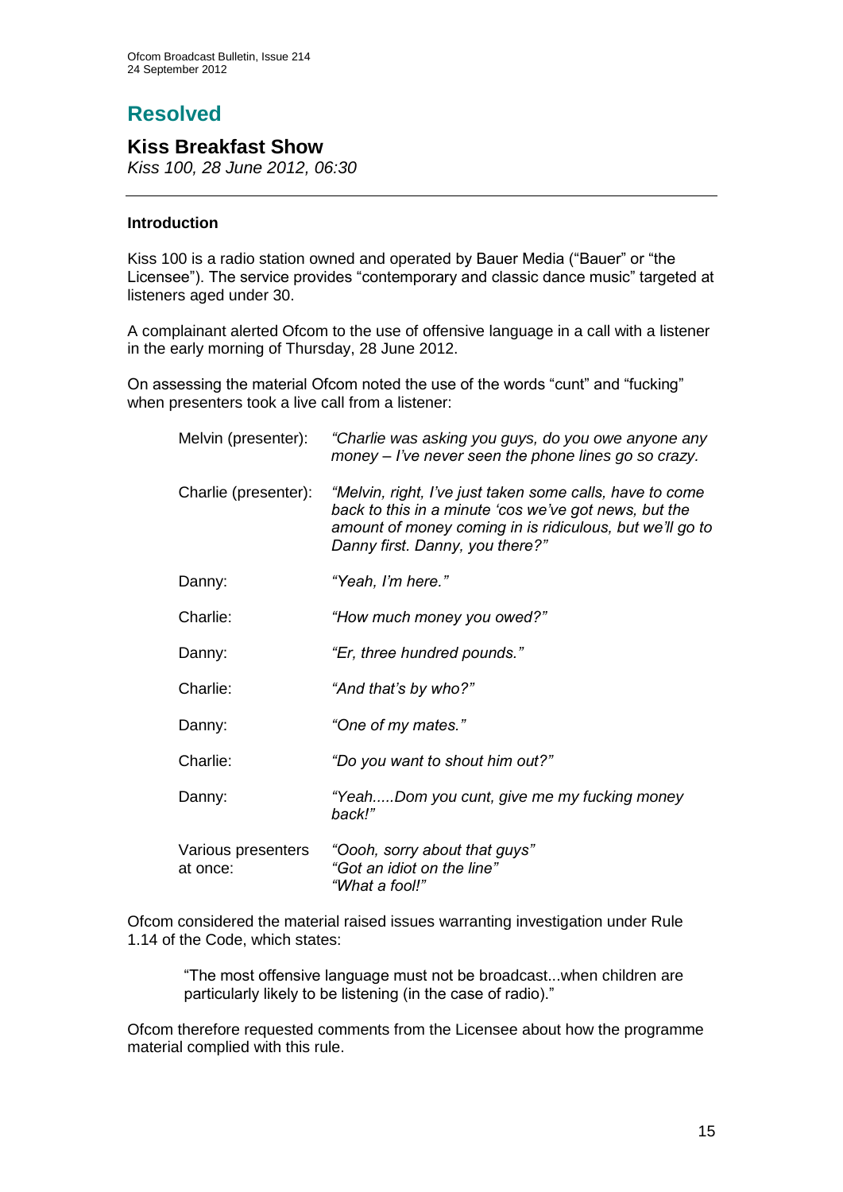# Resolved

## Kiss Breakfast Show

*Kiss 100, 28 June 2012, 06:30*

---

### Introduction

Kiss 100 is a radio station owned and operated by Bauer Media ("Bauer" or "the Licensee"). The service provides "contemporary and classic dance music" targeted at listeners aged under 30.

A complainant alerted Ofcom to the use of offensive language in a call with a listener in the early morning of Thursday, 28 June 2012.

On assessing the material Ofcom noted the use of the words "cunt" and "fucking" when presenters took a live call from a listener:

| | |
|---|---|
| Melvin (presenter): | *"Charlie was asking you guys, do you owe anyone any money – I've never seen the phone lines go so crazy.* |
| Charlie (presenter): | *"Melvin, right, I've just taken some calls, have to come back to this in a minute 'cos we've got news, but the amount of money coming in is ridiculous, but we'll go to Danny first. Danny, you there?"* |
| Danny: | *"Yeah, I'm here."* |
| Charlie: | *"How much money you owed?"* |
| Danny: | *"Er, three hundred pounds."* |
| Charlie: | *"And that's by who?"* |
| Danny: | *"One of my mates."* |
| Charlie: | *"Do you want to shout him out?"* |
| Danny: | *"Yeah.....Dom you cunt, give me my fucking money back!"* |
| Various presenters at once: | *"Oooh, sorry about that guys"* *"Got an idiot on the line"* *"What a fool!"* |

Ofcom considered the material raised issues warranting investigation under Rule 1.14 of the Code, which states:

> "The most offensive language must not be broadcast...when children are particularly likely to be listening (in the case of radio)."

Ofcom therefore requested comments from the Licensee about how the programme material complied with this rule.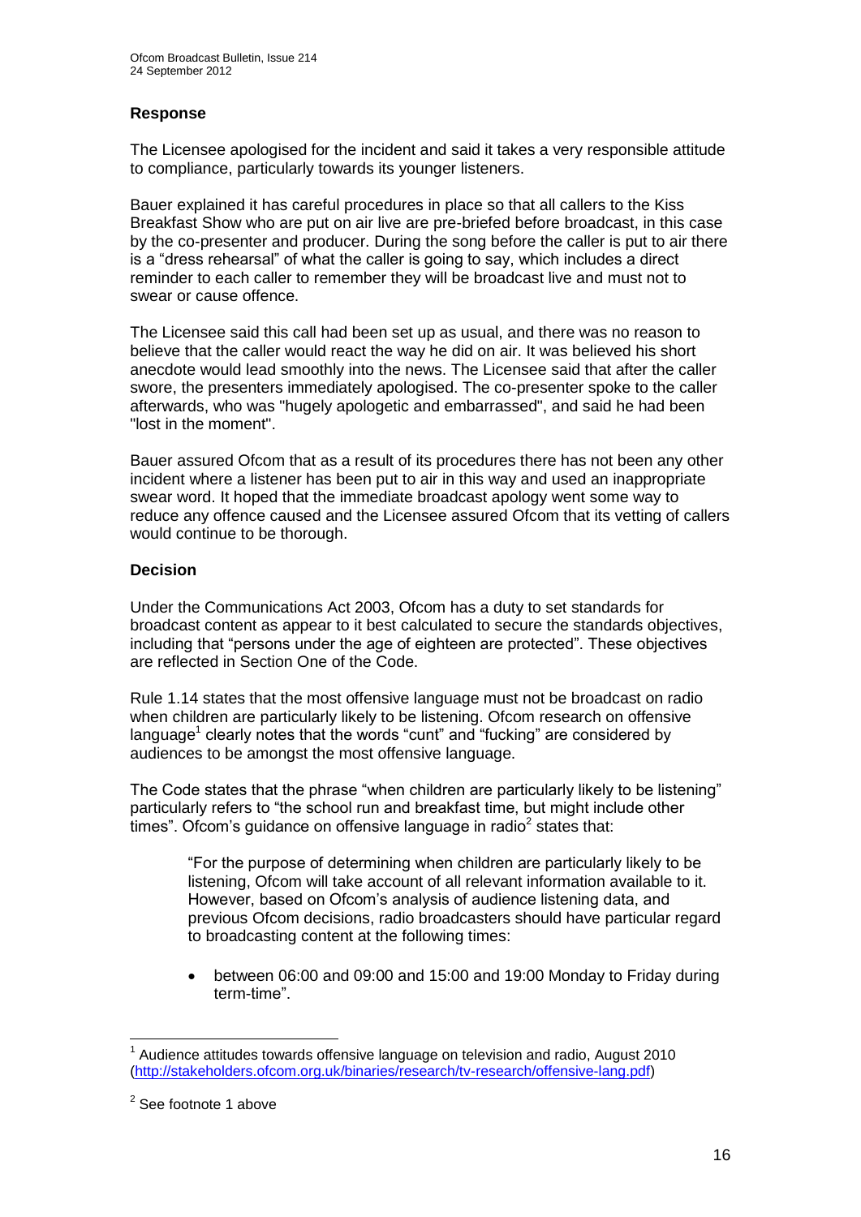### Response

The Licensee apologised for the incident and said it takes a very responsible attitude to compliance, particularly towards its younger listeners.

Bauer explained it has careful procedures in place so that all callers to the Kiss Breakfast Show who are put on air live are pre-briefed before broadcast, in this case by the co-presenter and producer. During the song before the caller is put to air there is a "dress rehearsal" of what the caller is going to say, which includes a direct reminder to each caller to remember they will be broadcast live and must not to swear or cause offence.

The Licensee said this call had been set up as usual, and there was no reason to believe that the caller would react the way he did on air. It was believed his short anecdote would lead smoothly into the news. The Licensee said that after the caller swore, the presenters immediately apologised. The co-presenter spoke to the caller afterwards, who was "hugely apologetic and embarrassed", and said he had been "lost in the moment".

Bauer assured Ofcom that as a result of its procedures there has not been any other incident where a listener has been put to air in this way and used an inappropriate swear word. It hoped that the immediate broadcast apology went some way to reduce any offence caused and the Licensee assured Ofcom that its vetting of callers would continue to be thorough.

### Decision

Under the Communications Act 2003, Ofcom has a duty to set standards for broadcast content as appear to it best calculated to secure the standards objectives, including that "persons under the age of eighteen are protected". These objectives are reflected in Section One of the Code.

Rule 1.14 states that the most offensive language must not be broadcast on radio when children are particularly likely to be listening. Ofcom research on offensive language[1] clearly notes that the words "cunt" and "fucking" are considered by audiences to be amongst the most offensive language.

The Code states that the phrase "when children are particularly likely to be listening" particularly refers to "the school run and breakfast time, but might include other times". Ofcom's guidance on offensive language in radio[2] states that:

> "For the purpose of determining when children are particularly likely to be listening, Ofcom will take account of all relevant information available to it. However, based on Ofcom's analysis of audience listening data, and previous Ofcom decisions, radio broadcasters should have particular regard to broadcasting content at the following times:
>
> - between 06:00 and 09:00 and 15:00 and 19:00 Monday to Friday during term-time".

---

[1] Audience attitudes towards offensive language on television and radio, August 2010 (http://stakeholders.ofcom.org.uk/binaries/research/tv-research/offensive-lang.pdf)

[2] See footnote 1 above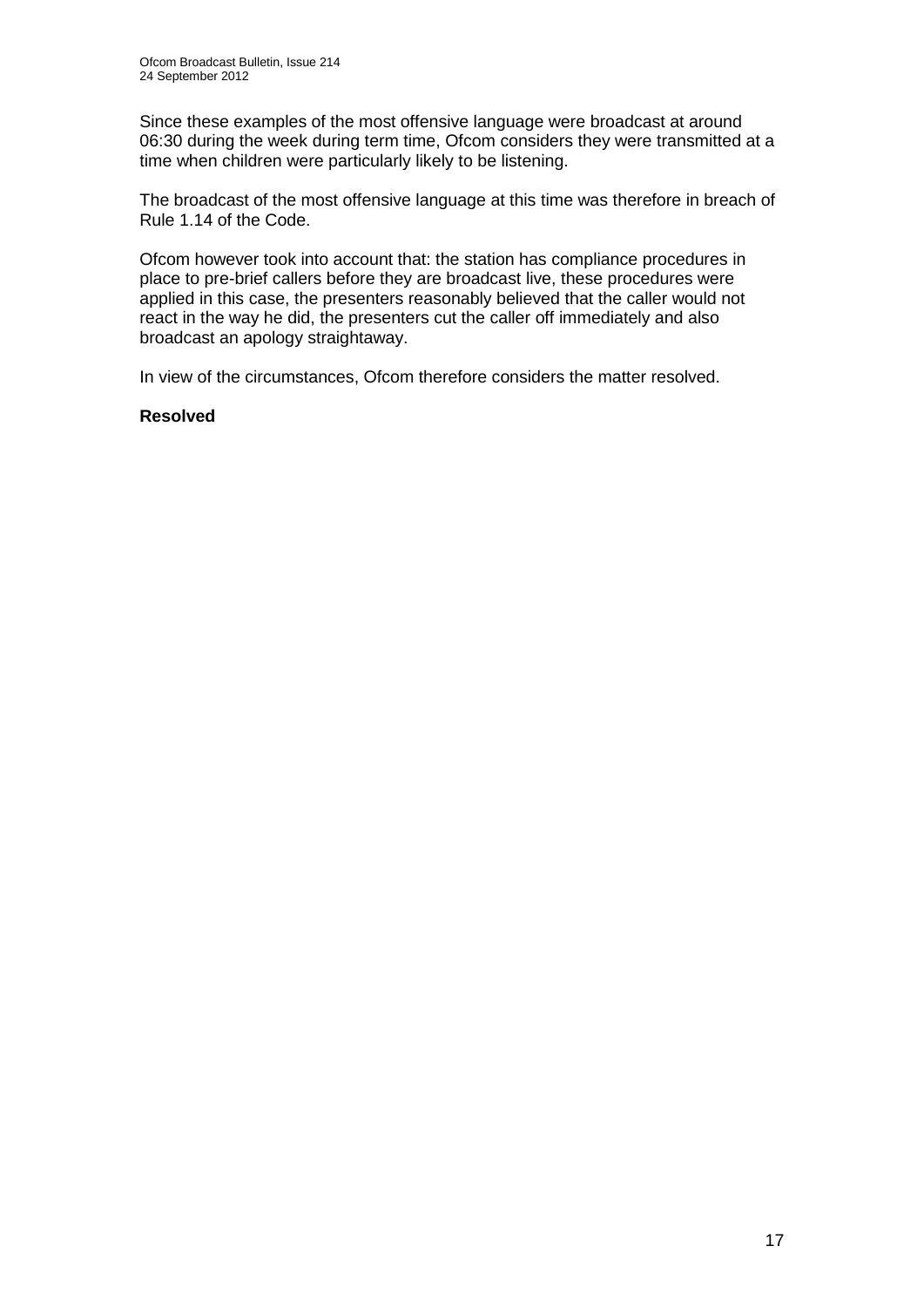Since these examples of the most offensive language were broadcast at around 06:30 during the week during term time, Ofcom considers they were transmitted at a time when children were particularly likely to be listening.

The broadcast of the most offensive language at this time was therefore in breach of Rule 1.14 of the Code.

Ofcom however took into account that: the station has compliance procedures in place to pre-brief callers before they are broadcast live, these procedures were applied in this case, the presenters reasonably believed that the caller would not react in the way he did, the presenters cut the caller off immediately and also broadcast an apology straightaway.

In view of the circumstances, Ofcom therefore considers the matter resolved.

**Resolved**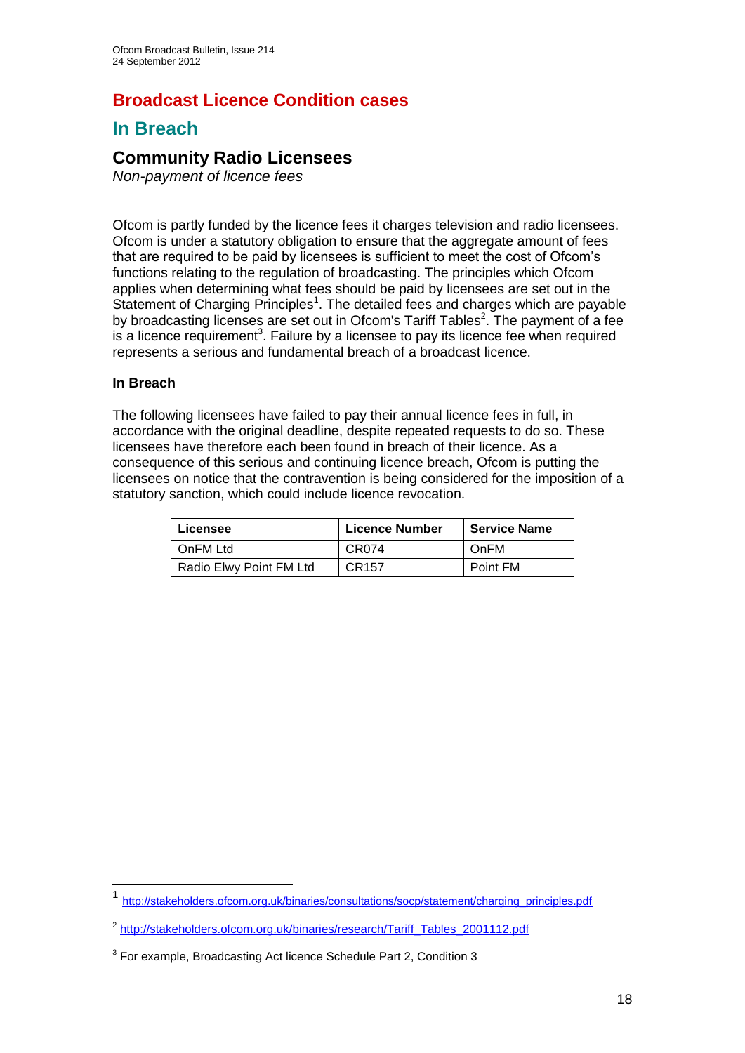# Broadcast Licence Condition cases

## In Breach

### Community Radio Licensees

*Non-payment of licence fees*

---

Ofcom is partly funded by the licence fees it charges television and radio licensees. Ofcom is under a statutory obligation to ensure that the aggregate amount of fees that are required to be paid by licensees is sufficient to meet the cost of Ofcom's functions relating to the regulation of broadcasting. The principles which Ofcom applies when determining what fees should be paid by licensees are set out in the Statement of Charging Principles[1]. The detailed fees and charges which are payable by broadcasting licenses are set out in Ofcom's Tariff Tables[2]. The payment of a fee is a licence requirement[3]. Failure by a licensee to pay its licence fee when required represents a serious and fundamental breach of a broadcast licence.

**In Breach**

The following licensees have failed to pay their annual licence fees in full, in accordance with the original deadline, despite repeated requests to do so. These licensees have therefore each been found in breach of their licence. As a consequence of this serious and continuing licence breach, Ofcom is putting the licensees on notice that the contravention is being considered for the imposition of a statutory sanction, which could include licence revocation.

| Licensee | Licence Number | Service Name |
| --- | --- | --- |
| OnFM Ltd | CR074 | OnFM |
| Radio Elwy Point FM Ltd | CR157 | Point FM |

---

[1] http://stakeholders.ofcom.org.uk/binaries/consultations/socp/statement/charging_principles.pdf

[2] http://stakeholders.ofcom.org.uk/binaries/research/Tariff_Tables_2001112.pdf

[3] For example, Broadcasting Act licence Schedule Part 2, Condition 3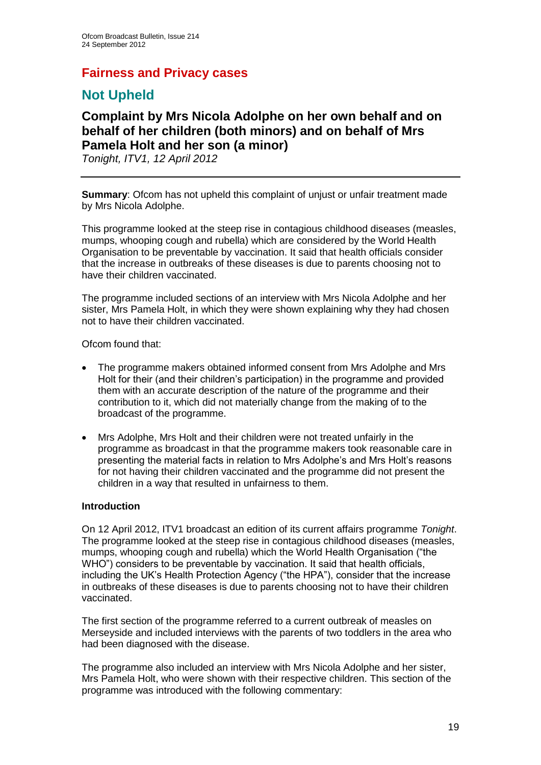## Fairness and Privacy cases

## Not Upheld

### Complaint by Mrs Nicola Adolphe on her own behalf and on behalf of her children (both minors) and on behalf of Mrs Pamela Holt and her son (a minor)

*Tonight, ITV1, 12 April 2012*

---

**Summary**: Ofcom has not upheld this complaint of unjust or unfair treatment made by Mrs Nicola Adolphe.

This programme looked at the steep rise in contagious childhood diseases (measles, mumps, whooping cough and rubella) which are considered by the World Health Organisation to be preventable by vaccination. It said that health officials consider that the increase in outbreaks of these diseases is due to parents choosing not to have their children vaccinated.

The programme included sections of an interview with Mrs Nicola Adolphe and her sister, Mrs Pamela Holt, in which they were shown explaining why they had chosen not to have their children vaccinated.

Ofcom found that:

- The programme makers obtained informed consent from Mrs Adolphe and Mrs Holt for their (and their children's participation) in the programme and provided them with an accurate description of the nature of the programme and their contribution to it, which did not materially change from the making of to the broadcast of the programme.
- Mrs Adolphe, Mrs Holt and their children were not treated unfairly in the programme as broadcast in that the programme makers took reasonable care in presenting the material facts in relation to Mrs Adolphe's and Mrs Holt's reasons for not having their children vaccinated and the programme did not present the children in a way that resulted in unfairness to them.

**Introduction**

On 12 April 2012, ITV1 broadcast an edition of its current affairs programme *Tonight*. The programme looked at the steep rise in contagious childhood diseases (measles, mumps, whooping cough and rubella) which the World Health Organisation ("the WHO") considers to be preventable by vaccination. It said that health officials, including the UK's Health Protection Agency ("the HPA"), consider that the increase in outbreaks of these diseases is due to parents choosing not to have their children vaccinated.

The first section of the programme referred to a current outbreak of measles on Merseyside and included interviews with the parents of two toddlers in the area who had been diagnosed with the disease.

The programme also included an interview with Mrs Nicola Adolphe and her sister, Mrs Pamela Holt, who were shown with their respective children. This section of the programme was introduced with the following commentary: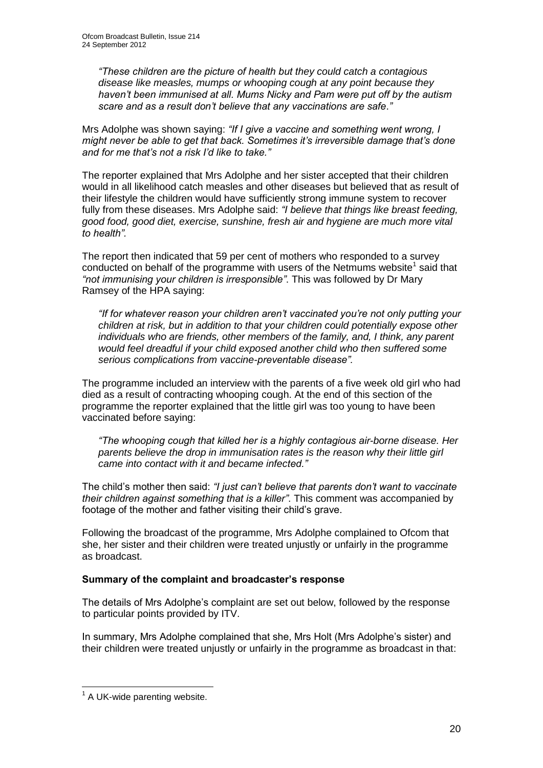*"These children are the picture of health but they could catch a contagious disease like measles, mumps or whooping cough at any point because they haven't been immunised at all. Mums Nicky and Pam were put off by the autism scare and as a result don't believe that any vaccinations are safe."*

Mrs Adolphe was shown saying: *"If I give a vaccine and something went wrong, I might never be able to get that back. Sometimes it's irreversible damage that's done and for me that's not a risk I'd like to take."*

The reporter explained that Mrs Adolphe and her sister accepted that their children would in all likelihood catch measles and other diseases but believed that as result of their lifestyle the children would have sufficiently strong immune system to recover fully from these diseases. Mrs Adolphe said: *"I believe that things like breast feeding, good food, good diet, exercise, sunshine, fresh air and hygiene are much more vital to health"*.

The report then indicated that 59 per cent of mothers who responded to a survey conducted on behalf of the programme with users of the Netmums website[1] said that *"not immunising your children is irresponsible"*. This was followed by Dr Mary Ramsey of the HPA saying:

*"If for whatever reason your children aren't vaccinated you're not only putting your children at risk, but in addition to that your children could potentially expose other individuals who are friends, other members of the family, and, I think, any parent would feel dreadful if your child exposed another child who then suffered some serious complications from vaccine-preventable disease".*

The programme included an interview with the parents of a five week old girl who had died as a result of contracting whooping cough. At the end of this section of the programme the reporter explained that the little girl was too young to have been vaccinated before saying:

*"The whooping cough that killed her is a highly contagious air-borne disease. Her parents believe the drop in immunisation rates is the reason why their little girl came into contact with it and became infected."*

The child's mother then said: *"I just can't believe that parents don't want to vaccinate their children against something that is a killer"*. This comment was accompanied by footage of the mother and father visiting their child's grave.

Following the broadcast of the programme, Mrs Adolphe complained to Ofcom that she, her sister and their children were treated unjustly or unfairly in the programme as broadcast.

**Summary of the complaint and broadcaster's response**

The details of Mrs Adolphe's complaint are set out below, followed by the response to particular points provided by ITV.

In summary, Mrs Adolphe complained that she, Mrs Holt (Mrs Adolphe's sister) and their children were treated unjustly or unfairly in the programme as broadcast in that:

[1] A UK-wide parenting website.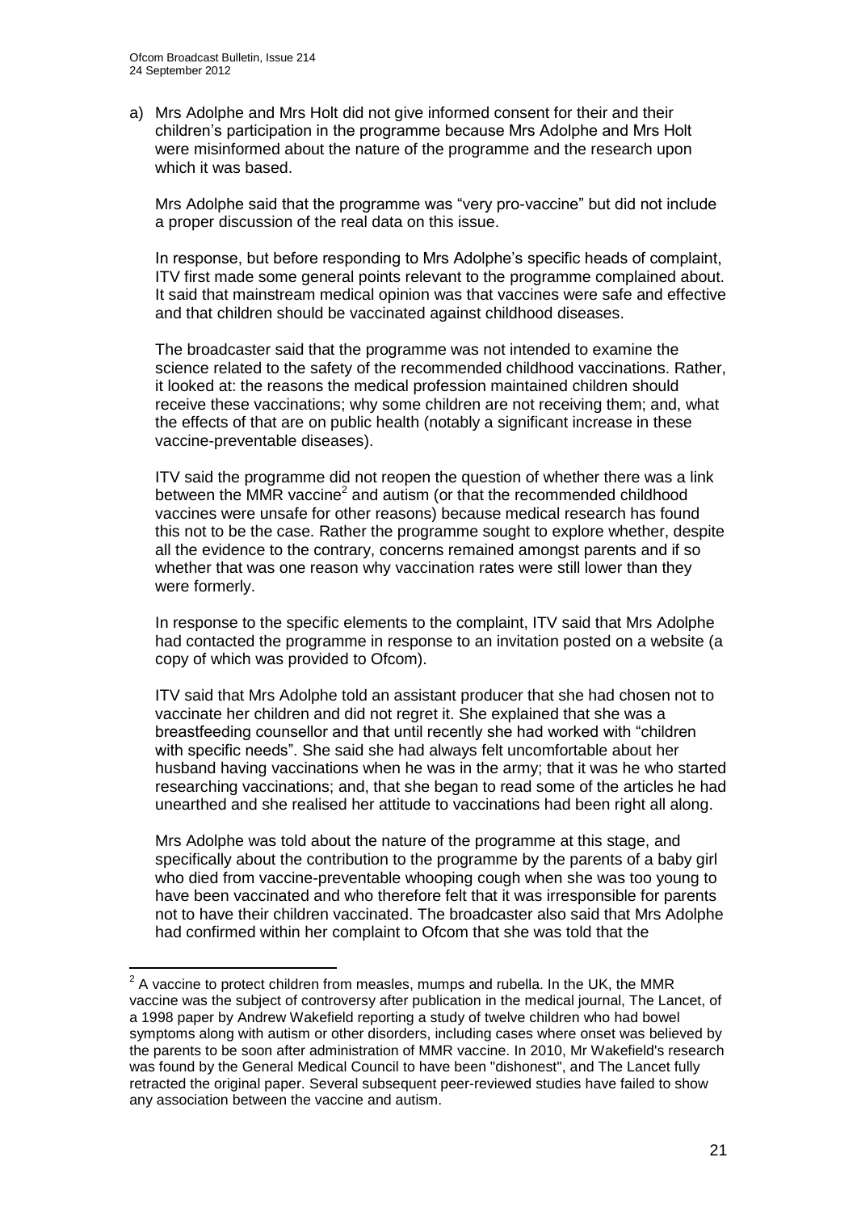a) Mrs Adolphe and Mrs Holt did not give informed consent for their and their children's participation in the programme because Mrs Adolphe and Mrs Holt were misinformed about the nature of the programme and the research upon which it was based.

Mrs Adolphe said that the programme was "very pro-vaccine" but did not include a proper discussion of the real data on this issue.

In response, but before responding to Mrs Adolphe's specific heads of complaint, ITV first made some general points relevant to the programme complained about. It said that mainstream medical opinion was that vaccines were safe and effective and that children should be vaccinated against childhood diseases.

The broadcaster said that the programme was not intended to examine the science related to the safety of the recommended childhood vaccinations. Rather, it looked at: the reasons the medical profession maintained children should receive these vaccinations; why some children are not receiving them; and, what the effects of that are on public health (notably a significant increase in these vaccine-preventable diseases).

ITV said the programme did not reopen the question of whether there was a link between the MMR vaccine[2] and autism (or that the recommended childhood vaccines were unsafe for other reasons) because medical research has found this not to be the case. Rather the programme sought to explore whether, despite all the evidence to the contrary, concerns remained amongst parents and if so whether that was one reason why vaccination rates were still lower than they were formerly.

In response to the specific elements to the complaint, ITV said that Mrs Adolphe had contacted the programme in response to an invitation posted on a website (a copy of which was provided to Ofcom).

ITV said that Mrs Adolphe told an assistant producer that she had chosen not to vaccinate her children and did not regret it. She explained that she was a breastfeeding counsellor and that until recently she had worked with "children with specific needs". She said she had always felt uncomfortable about her husband having vaccinations when he was in the army; that it was he who started researching vaccinations; and, that she began to read some of the articles he had unearthed and she realised her attitude to vaccinations had been right all along.

Mrs Adolphe was told about the nature of the programme at this stage, and specifically about the contribution to the programme by the parents of a baby girl who died from vaccine-preventable whooping cough when she was too young to have been vaccinated and who therefore felt that it was irresponsible for parents not to have their children vaccinated. The broadcaster also said that Mrs Adolphe had confirmed within her complaint to Ofcom that she was told that the

---

[2] A vaccine to protect children from measles, mumps and rubella. In the UK, the MMR vaccine was the subject of controversy after publication in the medical journal, The Lancet, of a 1998 paper by Andrew Wakefield reporting a study of twelve children who had bowel symptoms along with autism or other disorders, including cases where onset was believed by the parents to be soon after administration of MMR vaccine. In 2010, Mr Wakefield's research was found by the General Medical Council to have been "dishonest", and The Lancet fully retracted the original paper. Several subsequent peer-reviewed studies have failed to show any association between the vaccine and autism.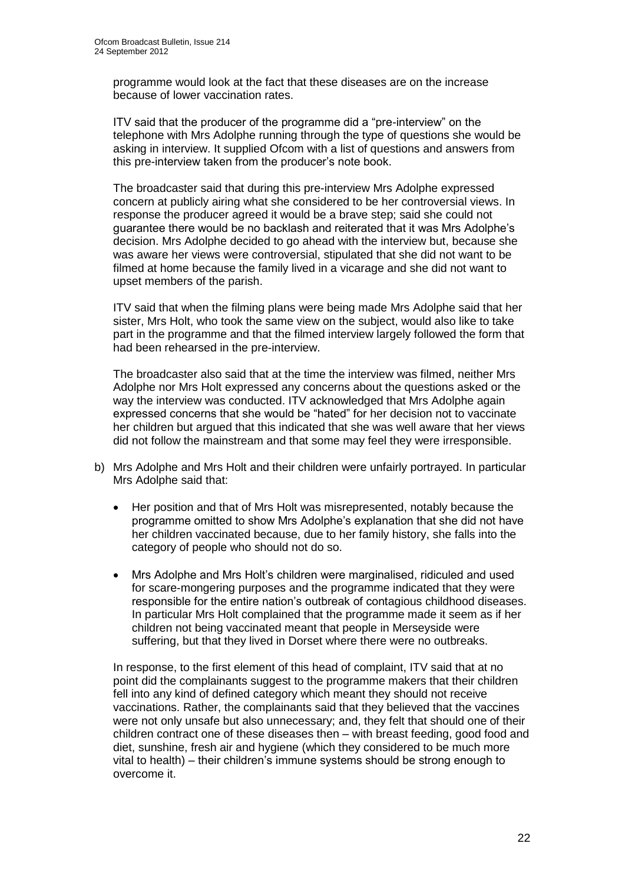programme would look at the fact that these diseases are on the increase because of lower vaccination rates.

ITV said that the producer of the programme did a "pre-interview" on the telephone with Mrs Adolphe running through the type of questions she would be asking in interview. It supplied Ofcom with a list of questions and answers from this pre-interview taken from the producer's note book.

The broadcaster said that during this pre-interview Mrs Adolphe expressed concern at publicly airing what she considered to be her controversial views. In response the producer agreed it would be a brave step; said she could not guarantee there would be no backlash and reiterated that it was Mrs Adolphe's decision. Mrs Adolphe decided to go ahead with the interview but, because she was aware her views were controversial, stipulated that she did not want to be filmed at home because the family lived in a vicarage and she did not want to upset members of the parish.

ITV said that when the filming plans were being made Mrs Adolphe said that her sister, Mrs Holt, who took the same view on the subject, would also like to take part in the programme and that the filmed interview largely followed the form that had been rehearsed in the pre-interview.

The broadcaster also said that at the time the interview was filmed, neither Mrs Adolphe nor Mrs Holt expressed any concerns about the questions asked or the way the interview was conducted. ITV acknowledged that Mrs Adolphe again expressed concerns that she would be "hated" for her decision not to vaccinate her children but argued that this indicated that she was well aware that her views did not follow the mainstream and that some may feel they were irresponsible.

b) Mrs Adolphe and Mrs Holt and their children were unfairly portrayed. In particular Mrs Adolphe said that:

- Her position and that of Mrs Holt was misrepresented, notably because the programme omitted to show Mrs Adolphe's explanation that she did not have her children vaccinated because, due to her family history, she falls into the category of people who should not do so.
- Mrs Adolphe and Mrs Holt's children were marginalised, ridiculed and used for scare-mongering purposes and the programme indicated that they were responsible for the entire nation's outbreak of contagious childhood diseases. In particular Mrs Holt complained that the programme made it seem as if her children not being vaccinated meant that people in Merseyside were suffering, but that they lived in Dorset where there were no outbreaks.

In response, to the first element of this head of complaint, ITV said that at no point did the complainants suggest to the programme makers that their children fell into any kind of defined category which meant they should not receive vaccinations. Rather, the complainants said that they believed that the vaccines were not only unsafe but also unnecessary; and, they felt that should one of their children contract one of these diseases then – with breast feeding, good food and diet, sunshine, fresh air and hygiene (which they considered to be much more vital to health) – their children's immune systems should be strong enough to overcome it.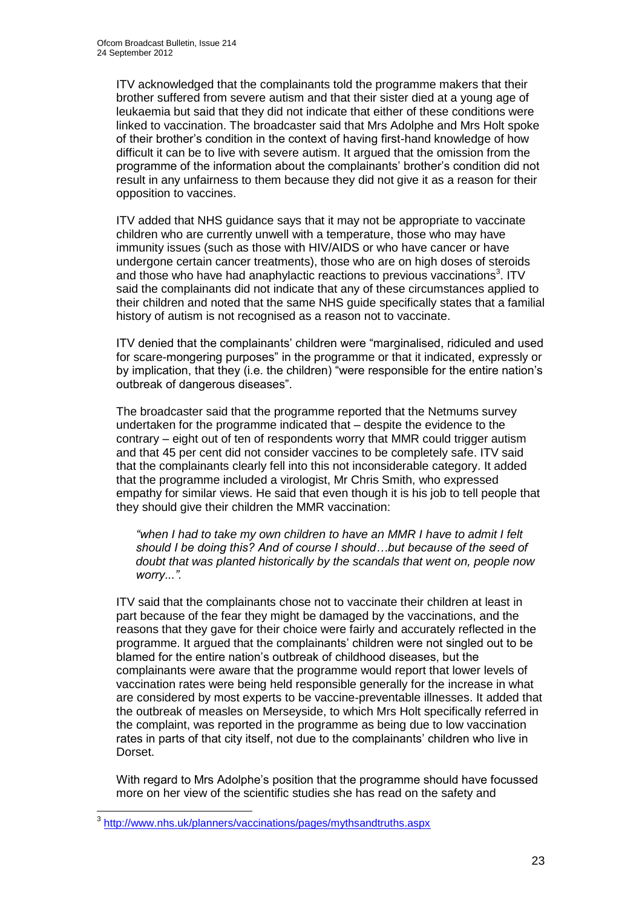ITV acknowledged that the complainants told the programme makers that their brother suffered from severe autism and that their sister died at a young age of leukaemia but said that they did not indicate that either of these conditions were linked to vaccination. The broadcaster said that Mrs Adolphe and Mrs Holt spoke of their brother's condition in the context of having first-hand knowledge of how difficult it can be to live with severe autism. It argued that the omission from the programme of the information about the complainants' brother's condition did not result in any unfairness to them because they did not give it as a reason for their opposition to vaccines.

ITV added that NHS guidance says that it may not be appropriate to vaccinate children who are currently unwell with a temperature, those who may have immunity issues (such as those with HIV/AIDS or who have cancer or have undergone certain cancer treatments), those who are on high doses of steroids and those who have had anaphylactic reactions to previous vaccinations[3]. ITV said the complainants did not indicate that any of these circumstances applied to their children and noted that the same NHS guide specifically states that a familial history of autism is not recognised as a reason not to vaccinate.

ITV denied that the complainants' children were "marginalised, ridiculed and used for scare-mongering purposes" in the programme or that it indicated, expressly or by implication, that they (i.e. the children) "were responsible for the entire nation's outbreak of dangerous diseases".

The broadcaster said that the programme reported that the Netmums survey undertaken for the programme indicated that – despite the evidence to the contrary – eight out of ten of respondents worry that MMR could trigger autism and that 45 per cent did not consider vaccines to be completely safe. ITV said that the complainants clearly fell into this not inconsiderable category. It added that the programme included a virologist, Mr Chris Smith, who expressed empathy for similar views. He said that even though it is his job to tell people that they should give their children the MMR vaccination:

> *"when I had to take my own children to have an MMR I have to admit I felt should I be doing this? And of course I should…but because of the seed of doubt that was planted historically by the scandals that went on, people now worry...".*

ITV said that the complainants chose not to vaccinate their children at least in part because of the fear they might be damaged by the vaccinations, and the reasons that they gave for their choice were fairly and accurately reflected in the programme. It argued that the complainants' children were not singled out to be blamed for the entire nation's outbreak of childhood diseases, but the complainants were aware that the programme would report that lower levels of vaccination rates were being held responsible generally for the increase in what are considered by most experts to be vaccine-preventable illnesses. It added that the outbreak of measles on Merseyside, to which Mrs Holt specifically referred in the complaint, was reported in the programme as being due to low vaccination rates in parts of that city itself, not due to the complainants' children who live in Dorset.

With regard to Mrs Adolphe's position that the programme should have focussed more on her view of the scientific studies she has read on the safety and

[3] http://www.nhs.uk/planners/vaccinations/pages/mythsandtruths.aspx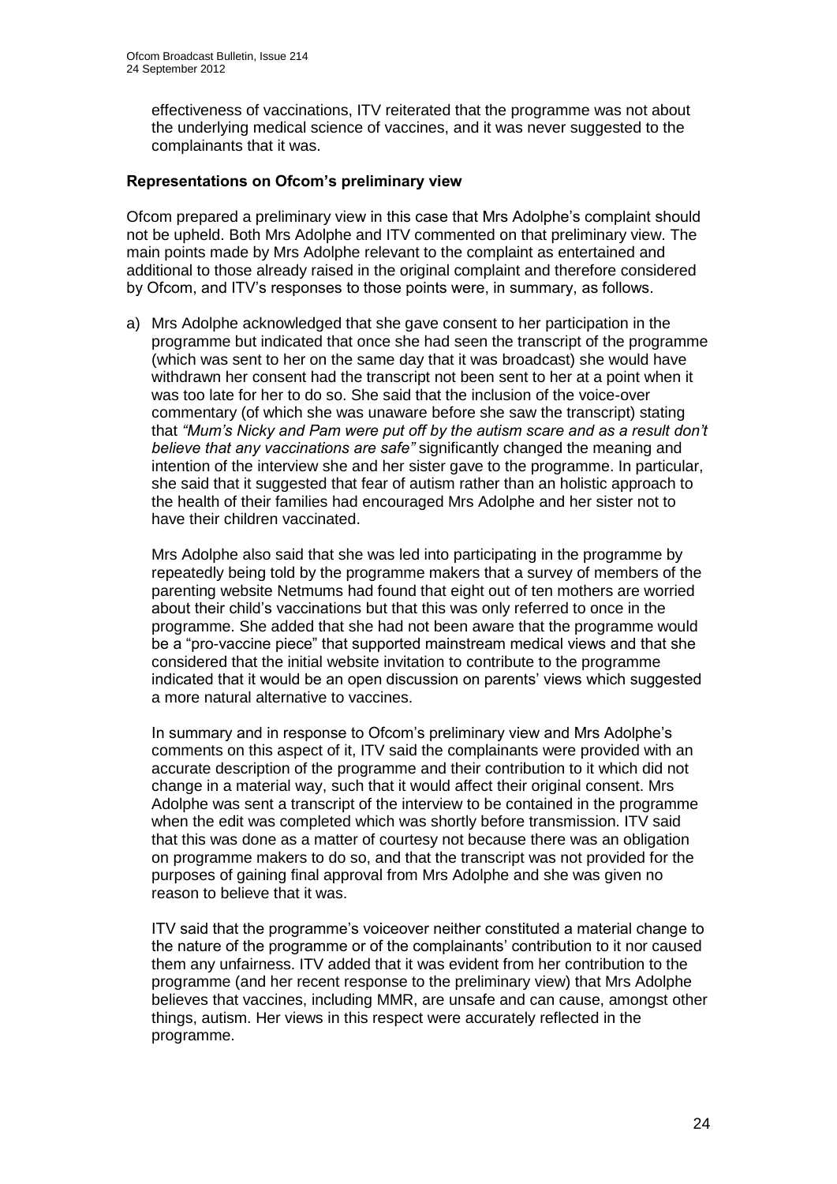effectiveness of vaccinations, ITV reiterated that the programme was not about the underlying medical science of vaccines, and it was never suggested to the complainants that it was.

**Representations on Ofcom's preliminary view**

Ofcom prepared a preliminary view in this case that Mrs Adolphe's complaint should not be upheld. Both Mrs Adolphe and ITV commented on that preliminary view. The main points made by Mrs Adolphe relevant to the complaint as entertained and additional to those already raised in the original complaint and therefore considered by Ofcom, and ITV's responses to those points were, in summary, as follows.

a) Mrs Adolphe acknowledged that she gave consent to her participation in the programme but indicated that once she had seen the transcript of the programme (which was sent to her on the same day that it was broadcast) she would have withdrawn her consent had the transcript not been sent to her at a point when it was too late for her to do so. She said that the inclusion of the voice-over commentary (of which she was unaware before she saw the transcript) stating that *"Mum's Nicky and Pam were put off by the autism scare and as a result don't believe that any vaccinations are safe"* significantly changed the meaning and intention of the interview she and her sister gave to the programme. In particular, she said that it suggested that fear of autism rather than an holistic approach to the health of their families had encouraged Mrs Adolphe and her sister not to have their children vaccinated.

   Mrs Adolphe also said that she was led into participating in the programme by repeatedly being told by the programme makers that a survey of members of the parenting website Netmums had found that eight out of ten mothers are worried about their child's vaccinations but that this was only referred to once in the programme. She added that she had not been aware that the programme would be a "pro-vaccine piece" that supported mainstream medical views and that she considered that the initial website invitation to contribute to the programme indicated that it would be an open discussion on parents' views which suggested a more natural alternative to vaccines.

   In summary and in response to Ofcom's preliminary view and Mrs Adolphe's comments on this aspect of it, ITV said the complainants were provided with an accurate description of the programme and their contribution to it which did not change in a material way, such that it would affect their original consent. Mrs Adolphe was sent a transcript of the interview to be contained in the programme when the edit was completed which was shortly before transmission. ITV said that this was done as a matter of courtesy not because there was an obligation on programme makers to do so, and that the transcript was not provided for the purposes of gaining final approval from Mrs Adolphe and she was given no reason to believe that it was.

   ITV said that the programme's voiceover neither constituted a material change to the nature of the programme or of the complainants' contribution to it nor caused them any unfairness. ITV added that it was evident from her contribution to the programme (and her recent response to the preliminary view) that Mrs Adolphe believes that vaccines, including MMR, are unsafe and can cause, amongst other things, autism. Her views in this respect were accurately reflected in the programme.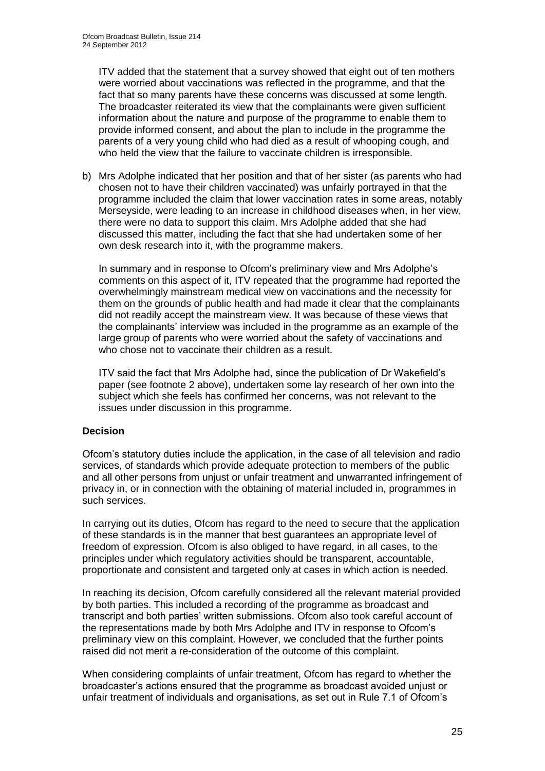ITV added that the statement that a survey showed that eight out of ten mothers were worried about vaccinations was reflected in the programme, and that the fact that so many parents have these concerns was discussed at some length. The broadcaster reiterated its view that the complainants were given sufficient information about the nature and purpose of the programme to enable them to provide informed consent, and about the plan to include in the programme the parents of a very young child who had died as a result of whooping cough, and who held the view that the failure to vaccinate children is irresponsible.

b) Mrs Adolphe indicated that her position and that of her sister (as parents who had chosen not to have their children vaccinated) was unfairly portrayed in that the programme included the claim that lower vaccination rates in some areas, notably Merseyside, were leading to an increase in childhood diseases when, in her view, there were no data to support this claim. Mrs Adolphe added that she had discussed this matter, including the fact that she had undertaken some of her own desk research into it, with the programme makers.

   In summary and in response to Ofcom's preliminary view and Mrs Adolphe's comments on this aspect of it, ITV repeated that the programme had reported the overwhelmingly mainstream medical view on vaccinations and the necessity for them on the grounds of public health and had made it clear that the complainants did not readily accept the mainstream view. It was because of these views that the complainants' interview was included in the programme as an example of the large group of parents who were worried about the safety of vaccinations and who chose not to vaccinate their children as a result.

   ITV said the fact that Mrs Adolphe had, since the publication of Dr Wakefield's paper (see footnote 2 above), undertaken some lay research of her own into the subject which she feels has confirmed her concerns, was not relevant to the issues under discussion in this programme.

## Decision

Ofcom's statutory duties include the application, in the case of all television and radio services, of standards which provide adequate protection to members of the public and all other persons from unjust or unfair treatment and unwarranted infringement of privacy in, or in connection with the obtaining of material included in, programmes in such services.

In carrying out its duties, Ofcom has regard to the need to secure that the application of these standards is in the manner that best guarantees an appropriate level of freedom of expression. Ofcom is also obliged to have regard, in all cases, to the principles under which regulatory activities should be transparent, accountable, proportionate and consistent and targeted only at cases in which action is needed.

In reaching its decision, Ofcom carefully considered all the relevant material provided by both parties. This included a recording of the programme as broadcast and transcript and both parties' written submissions. Ofcom also took careful account of the representations made by both Mrs Adolphe and ITV in response to Ofcom's preliminary view on this complaint. However, we concluded that the further points raised did not merit a re-consideration of the outcome of this complaint.

When considering complaints of unfair treatment, Ofcom has regard to whether the broadcaster's actions ensured that the programme as broadcast avoided unjust or unfair treatment of individuals and organisations, as set out in Rule 7.1 of Ofcom's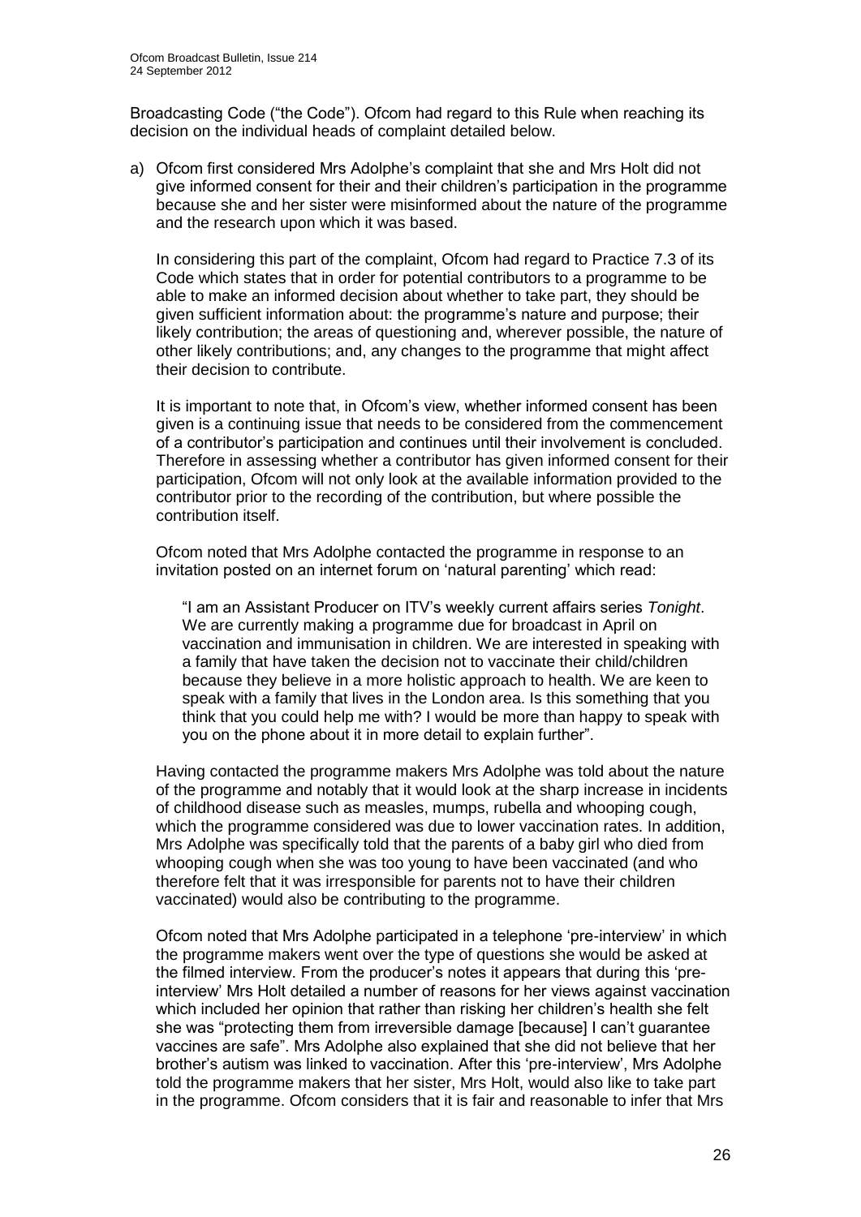Broadcasting Code ("the Code"). Ofcom had regard to this Rule when reaching its decision on the individual heads of complaint detailed below.

a) Ofcom first considered Mrs Adolphe's complaint that she and Mrs Holt did not give informed consent for their and their children's participation in the programme because she and her sister were misinformed about the nature of the programme and the research upon which it was based.

   In considering this part of the complaint, Ofcom had regard to Practice 7.3 of its Code which states that in order for potential contributors to a programme to be able to make an informed decision about whether to take part, they should be given sufficient information about: the programme's nature and purpose; their likely contribution; the areas of questioning and, wherever possible, the nature of other likely contributions; and, any changes to the programme that might affect their decision to contribute.

   It is important to note that, in Ofcom's view, whether informed consent has been given is a continuing issue that needs to be considered from the commencement of a contributor's participation and continues until their involvement is concluded. Therefore in assessing whether a contributor has given informed consent for their participation, Ofcom will not only look at the available information provided to the contributor prior to the recording of the contribution, but where possible the contribution itself.

   Ofcom noted that Mrs Adolphe contacted the programme in response to an invitation posted on an internet forum on 'natural parenting' which read:

   > "I am an Assistant Producer on ITV's weekly current affairs series *Tonight*. We are currently making a programme due for broadcast in April on vaccination and immunisation in children. We are interested in speaking with a family that have taken the decision not to vaccinate their child/children because they believe in a more holistic approach to health. We are keen to speak with a family that lives in the London area. Is this something that you think that you could help me with? I would be more than happy to speak with you on the phone about it in more detail to explain further".

   Having contacted the programme makers Mrs Adolphe was told about the nature of the programme and notably that it would look at the sharp increase in incidents of childhood disease such as measles, mumps, rubella and whooping cough, which the programme considered was due to lower vaccination rates. In addition, Mrs Adolphe was specifically told that the parents of a baby girl who died from whooping cough when she was too young to have been vaccinated (and who therefore felt that it was irresponsible for parents not to have their children vaccinated) would also be contributing to the programme.

   Ofcom noted that Mrs Adolphe participated in a telephone 'pre-interview' in which the programme makers went over the type of questions she would be asked at the filmed interview. From the producer's notes it appears that during this 'pre-interview' Mrs Holt detailed a number of reasons for her views against vaccination which included her opinion that rather than risking her children's health she felt she was "protecting them from irreversible damage [because] I can't guarantee vaccines are safe". Mrs Adolphe also explained that she did not believe that her brother's autism was linked to vaccination. After this 'pre-interview', Mrs Adolphe told the programme makers that her sister, Mrs Holt, would also like to take part in the programme. Ofcom considers that it is fair and reasonable to infer that Mrs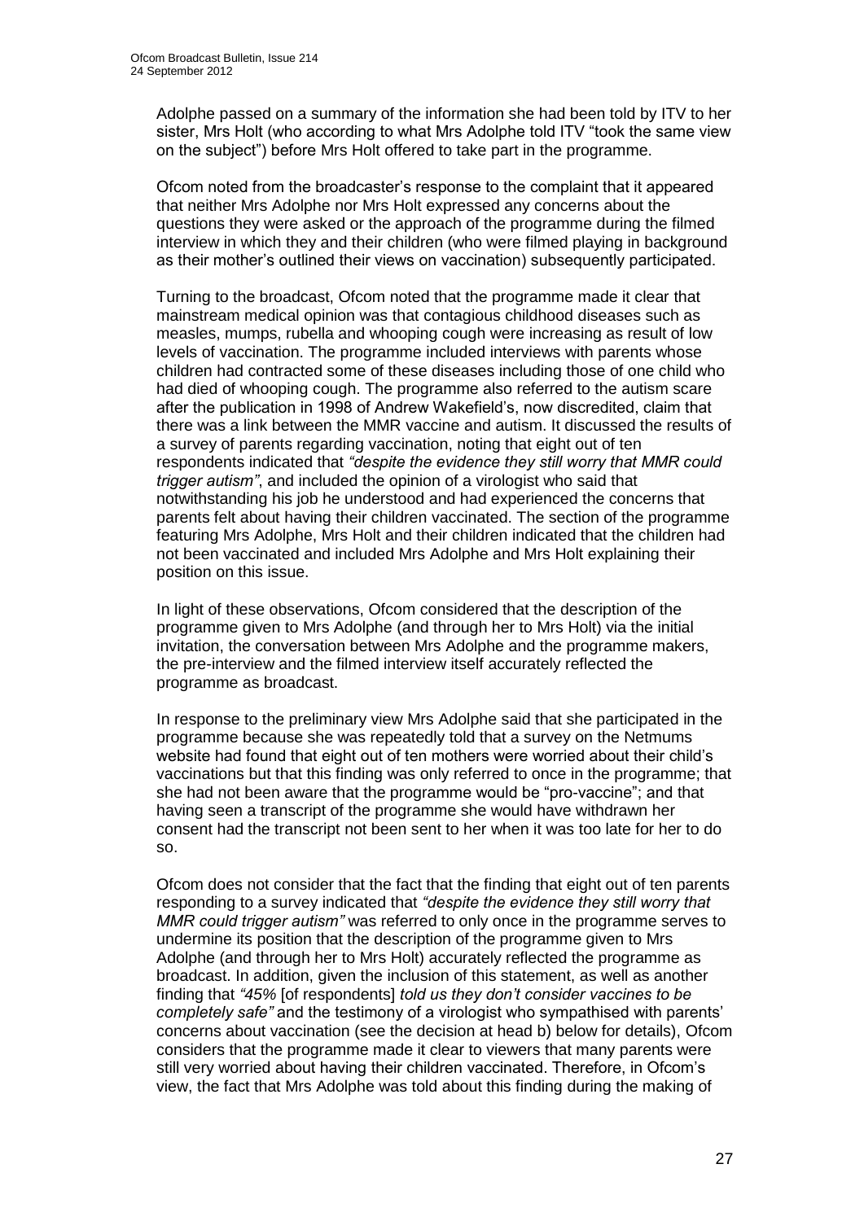Adolphe passed on a summary of the information she had been told by ITV to her sister, Mrs Holt (who according to what Mrs Adolphe told ITV "took the same view on the subject") before Mrs Holt offered to take part in the programme.

Ofcom noted from the broadcaster's response to the complaint that it appeared that neither Mrs Adolphe nor Mrs Holt expressed any concerns about the questions they were asked or the approach of the programme during the filmed interview in which they and their children (who were filmed playing in background as their mother's outlined their views on vaccination) subsequently participated.

Turning to the broadcast, Ofcom noted that the programme made it clear that mainstream medical opinion was that contagious childhood diseases such as measles, mumps, rubella and whooping cough were increasing as result of low levels of vaccination. The programme included interviews with parents whose children had contracted some of these diseases including those of one child who had died of whooping cough. The programme also referred to the autism scare after the publication in 1998 of Andrew Wakefield's, now discredited, claim that there was a link between the MMR vaccine and autism. It discussed the results of a survey of parents regarding vaccination, noting that eight out of ten respondents indicated that *"despite the evidence they still worry that MMR could trigger autism"*, and included the opinion of a virologist who said that notwithstanding his job he understood and had experienced the concerns that parents felt about having their children vaccinated. The section of the programme featuring Mrs Adolphe, Mrs Holt and their children indicated that the children had not been vaccinated and included Mrs Adolphe and Mrs Holt explaining their position on this issue.

In light of these observations, Ofcom considered that the description of the programme given to Mrs Adolphe (and through her to Mrs Holt) via the initial invitation, the conversation between Mrs Adolphe and the programme makers, the pre-interview and the filmed interview itself accurately reflected the programme as broadcast.

In response to the preliminary view Mrs Adolphe said that she participated in the programme because she was repeatedly told that a survey on the Netmums website had found that eight out of ten mothers were worried about their child's vaccinations but that this finding was only referred to once in the programme; that she had not been aware that the programme would be "pro-vaccine"; and that having seen a transcript of the programme she would have withdrawn her consent had the transcript not been sent to her when it was too late for her to do so.

Ofcom does not consider that the fact that the finding that eight out of ten parents responding to a survey indicated that *"despite the evidence they still worry that MMR could trigger autism"* was referred to only once in the programme serves to undermine its position that the description of the programme given to Mrs Adolphe (and through her to Mrs Holt) accurately reflected the programme as broadcast. In addition, given the inclusion of this statement, as well as another finding that *"45%* [of respondents] *told us they don't consider vaccines to be completely safe"* and the testimony of a virologist who sympathised with parents' concerns about vaccination (see the decision at head b) below for details), Ofcom considers that the programme made it clear to viewers that many parents were still very worried about having their children vaccinated. Therefore, in Ofcom's view, the fact that Mrs Adolphe was told about this finding during the making of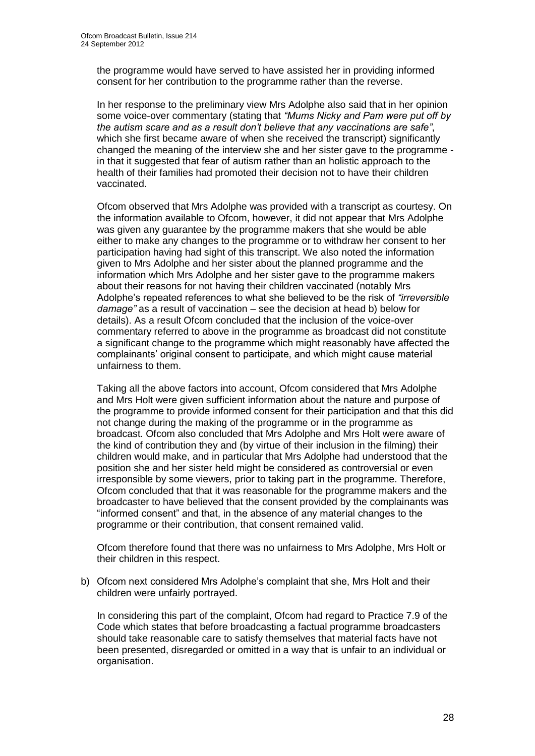the programme would have served to have assisted her in providing informed consent for her contribution to the programme rather than the reverse.

In her response to the preliminary view Mrs Adolphe also said that in her opinion some voice-over commentary (stating that *"Mums Nicky and Pam were put off by the autism scare and as a result don't believe that any vaccinations are safe"*, which she first became aware of when she received the transcript) significantly changed the meaning of the interview she and her sister gave to the programme - in that it suggested that fear of autism rather than an holistic approach to the health of their families had promoted their decision not to have their children vaccinated.

Ofcom observed that Mrs Adolphe was provided with a transcript as courtesy. On the information available to Ofcom, however, it did not appear that Mrs Adolphe was given any guarantee by the programme makers that she would be able either to make any changes to the programme or to withdraw her consent to her participation having had sight of this transcript. We also noted the information given to Mrs Adolphe and her sister about the planned programme and the information which Mrs Adolphe and her sister gave to the programme makers about their reasons for not having their children vaccinated (notably Mrs Adolphe's repeated references to what she believed to be the risk of *"irreversible damage"* as a result of vaccination – see the decision at head b) below for details). As a result Ofcom concluded that the inclusion of the voice-over commentary referred to above in the programme as broadcast did not constitute a significant change to the programme which might reasonably have affected the complainants' original consent to participate, and which might cause material unfairness to them.

Taking all the above factors into account, Ofcom considered that Mrs Adolphe and Mrs Holt were given sufficient information about the nature and purpose of the programme to provide informed consent for their participation and that this did not change during the making of the programme or in the programme as broadcast. Ofcom also concluded that Mrs Adolphe and Mrs Holt were aware of the kind of contribution they and (by virtue of their inclusion in the filming) their children would make, and in particular that Mrs Adolphe had understood that the position she and her sister held might be considered as controversial or even irresponsible by some viewers, prior to taking part in the programme. Therefore, Ofcom concluded that that it was reasonable for the programme makers and the broadcaster to have believed that the consent provided by the complainants was "informed consent" and that, in the absence of any material changes to the programme or their contribution, that consent remained valid.

Ofcom therefore found that there was no unfairness to Mrs Adolphe, Mrs Holt or their children in this respect.

b) Ofcom next considered Mrs Adolphe's complaint that she, Mrs Holt and their children were unfairly portrayed.

   In considering this part of the complaint, Ofcom had regard to Practice 7.9 of the Code which states that before broadcasting a factual programme broadcasters should take reasonable care to satisfy themselves that material facts have not been presented, disregarded or omitted in a way that is unfair to an individual or organisation.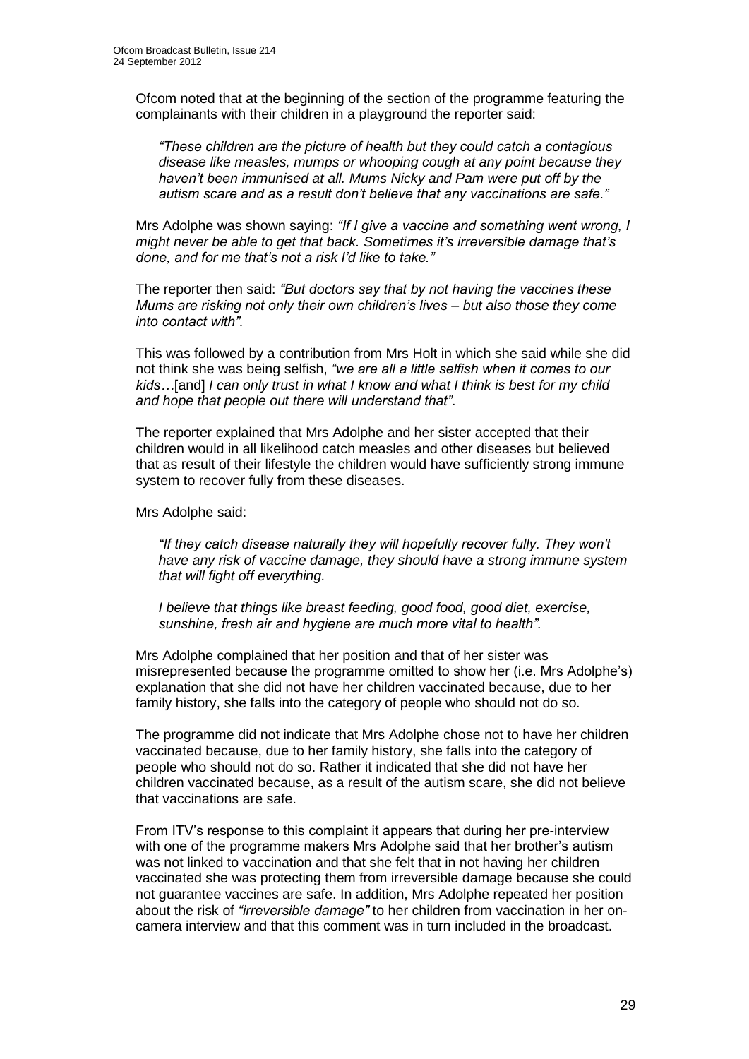Ofcom noted that at the beginning of the section of the programme featuring the complainants with their children in a playground the reporter said:

> *"These children are the picture of health but they could catch a contagious disease like measles, mumps or whooping cough at any point because they haven't been immunised at all. Mums Nicky and Pam were put off by the autism scare and as a result don't believe that any vaccinations are safe."*

Mrs Adolphe was shown saying: *"If I give a vaccine and something went wrong, I might never be able to get that back. Sometimes it's irreversible damage that's done, and for me that's not a risk I'd like to take."*

The reporter then said: *"But doctors say that by not having the vaccines these Mums are risking not only their own children's lives – but also those they come into contact with"*.

This was followed by a contribution from Mrs Holt in which she said while she did not think she was being selfish, *"we are all a little selfish when it comes to our kids…*[and] *I can only trust in what I know and what I think is best for my child and hope that people out there will understand that"*.

The reporter explained that Mrs Adolphe and her sister accepted that their children would in all likelihood catch measles and other diseases but believed that as result of their lifestyle the children would have sufficiently strong immune system to recover fully from these diseases.

Mrs Adolphe said:

> *"If they catch disease naturally they will hopefully recover fully. They won't have any risk of vaccine damage, they should have a strong immune system that will fight off everything.*
>
> *I believe that things like breast feeding, good food, good diet, exercise, sunshine, fresh air and hygiene are much more vital to health".*

Mrs Adolphe complained that her position and that of her sister was misrepresented because the programme omitted to show her (i.e. Mrs Adolphe's) explanation that she did not have her children vaccinated because, due to her family history, she falls into the category of people who should not do so.

The programme did not indicate that Mrs Adolphe chose not to have her children vaccinated because, due to her family history, she falls into the category of people who should not do so. Rather it indicated that she did not have her children vaccinated because, as a result of the autism scare, she did not believe that vaccinations are safe.

From ITV's response to this complaint it appears that during her pre-interview with one of the programme makers Mrs Adolphe said that her brother's autism was not linked to vaccination and that she felt that in not having her children vaccinated she was protecting them from irreversible damage because she could not guarantee vaccines are safe. In addition, Mrs Adolphe repeated her position about the risk of *"irreversible damage"* to her children from vaccination in her on-camera interview and that this comment was in turn included in the broadcast.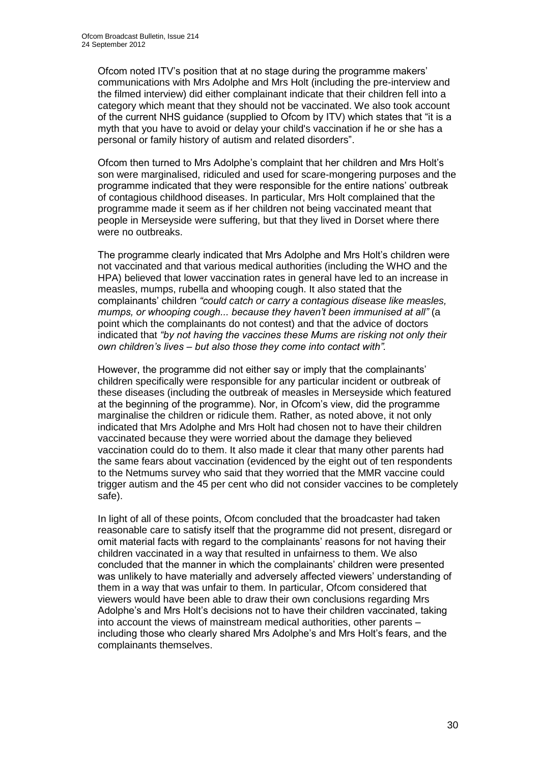Ofcom noted ITV's position that at no stage during the programme makers' communications with Mrs Adolphe and Mrs Holt (including the pre-interview and the filmed interview) did either complainant indicate that their children fell into a category which meant that they should not be vaccinated. We also took account of the current NHS guidance (supplied to Ofcom by ITV) which states that "it is a myth that you have to avoid or delay your child's vaccination if he or she has a personal or family history of autism and related disorders".

Ofcom then turned to Mrs Adolphe's complaint that her children and Mrs Holt's son were marginalised, ridiculed and used for scare-mongering purposes and the programme indicated that they were responsible for the entire nations' outbreak of contagious childhood diseases. In particular, Mrs Holt complained that the programme made it seem as if her children not being vaccinated meant that people in Merseyside were suffering, but that they lived in Dorset where there were no outbreaks.

The programme clearly indicated that Mrs Adolphe and Mrs Holt's children were not vaccinated and that various medical authorities (including the WHO and the HPA) believed that lower vaccination rates in general have led to an increase in measles, mumps, rubella and whooping cough. It also stated that the complainants' children *"could catch or carry a contagious disease like measles, mumps, or whooping cough... because they haven't been immunised at all"* (a point which the complainants do not contest) and that the advice of doctors indicated that *"by not having the vaccines these Mums are risking not only their own children's lives – but also those they come into contact with".*

However, the programme did not either say or imply that the complainants' children specifically were responsible for any particular incident or outbreak of these diseases (including the outbreak of measles in Merseyside which featured at the beginning of the programme). Nor, in Ofcom's view, did the programme marginalise the children or ridicule them. Rather, as noted above, it not only indicated that Mrs Adolphe and Mrs Holt had chosen not to have their children vaccinated because they were worried about the damage they believed vaccination could do to them. It also made it clear that many other parents had the same fears about vaccination (evidenced by the eight out of ten respondents to the Netmums survey who said that they worried that the MMR vaccine could trigger autism and the 45 per cent who did not consider vaccines to be completely safe).

In light of all of these points, Ofcom concluded that the broadcaster had taken reasonable care to satisfy itself that the programme did not present, disregard or omit material facts with regard to the complainants' reasons for not having their children vaccinated in a way that resulted in unfairness to them. We also concluded that the manner in which the complainants' children were presented was unlikely to have materially and adversely affected viewers' understanding of them in a way that was unfair to them. In particular, Ofcom considered that viewers would have been able to draw their own conclusions regarding Mrs Adolphe's and Mrs Holt's decisions not to have their children vaccinated, taking into account the views of mainstream medical authorities, other parents – including those who clearly shared Mrs Adolphe's and Mrs Holt's fears, and the complainants themselves.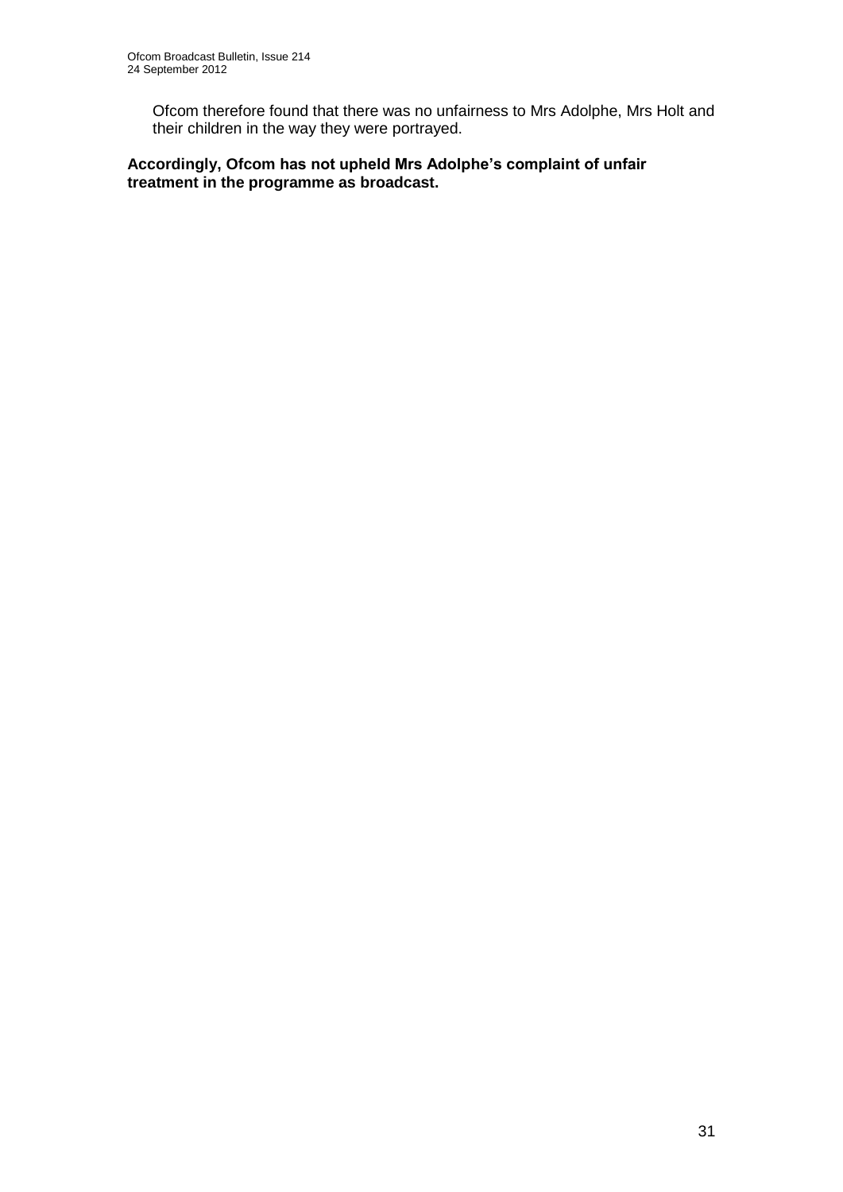Ofcom therefore found that there was no unfairness to Mrs Adolphe, Mrs Holt and their children in the way they were portrayed.

**Accordingly, Ofcom has not upheld Mrs Adolphe's complaint of unfair treatment in the programme as broadcast.**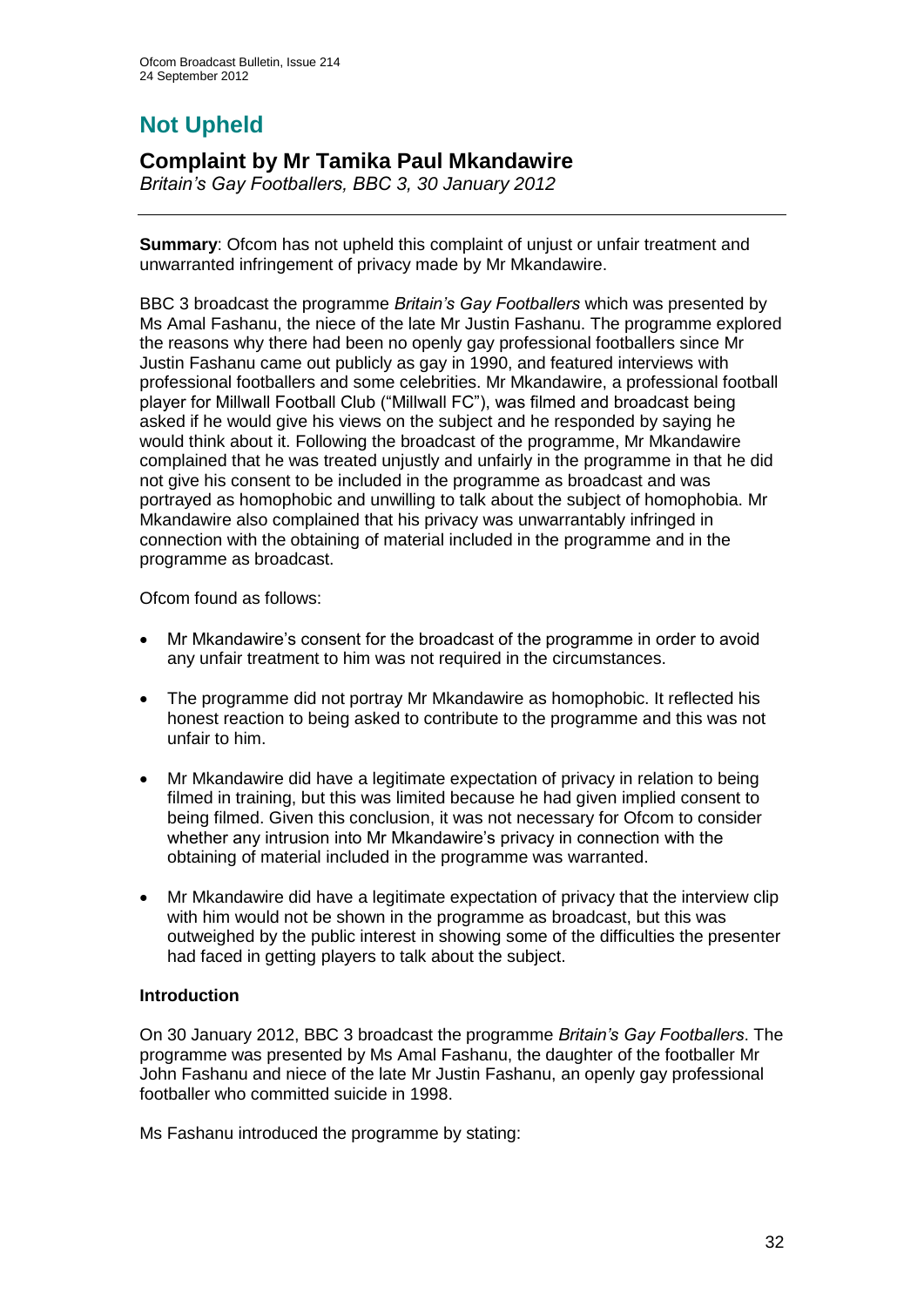# Not Upheld

## Complaint by Mr Tamika Paul Mkandawire

*Britain's Gay Footballers, BBC 3, 30 January 2012*

**Summary**: Ofcom has not upheld this complaint of unjust or unfair treatment and unwarranted infringement of privacy made by Mr Mkandawire.

BBC 3 broadcast the programme *Britain's Gay Footballers* which was presented by Ms Amal Fashanu, the niece of the late Mr Justin Fashanu. The programme explored the reasons why there had been no openly gay professional footballers since Mr Justin Fashanu came out publicly as gay in 1990, and featured interviews with professional footballers and some celebrities. Mr Mkandawire, a professional football player for Millwall Football Club ("Millwall FC"), was filmed and broadcast being asked if he would give his views on the subject and he responded by saying he would think about it. Following the broadcast of the programme, Mr Mkandawire complained that he was treated unjustly and unfairly in the programme in that he did not give his consent to be included in the programme as broadcast and was portrayed as homophobic and unwilling to talk about the subject of homophobia. Mr Mkandawire also complained that his privacy was unwarrantably infringed in connection with the obtaining of material included in the programme and in the programme as broadcast.

Ofcom found as follows:

- Mr Mkandawire's consent for the broadcast of the programme in order to avoid any unfair treatment to him was not required in the circumstances.
- The programme did not portray Mr Mkandawire as homophobic. It reflected his honest reaction to being asked to contribute to the programme and this was not unfair to him.
- Mr Mkandawire did have a legitimate expectation of privacy in relation to being filmed in training, but this was limited because he had given implied consent to being filmed. Given this conclusion, it was not necessary for Ofcom to consider whether any intrusion into Mr Mkandawire's privacy in connection with the obtaining of material included in the programme was warranted.
- Mr Mkandawire did have a legitimate expectation of privacy that the interview clip with him would not be shown in the programme as broadcast, but this was outweighed by the public interest in showing some of the difficulties the presenter had faced in getting players to talk about the subject.

### Introduction

On 30 January 2012, BBC 3 broadcast the programme *Britain's Gay Footballers*. The programme was presented by Ms Amal Fashanu, the daughter of the footballer Mr John Fashanu and niece of the late Mr Justin Fashanu, an openly gay professional footballer who committed suicide in 1998.

Ms Fashanu introduced the programme by stating: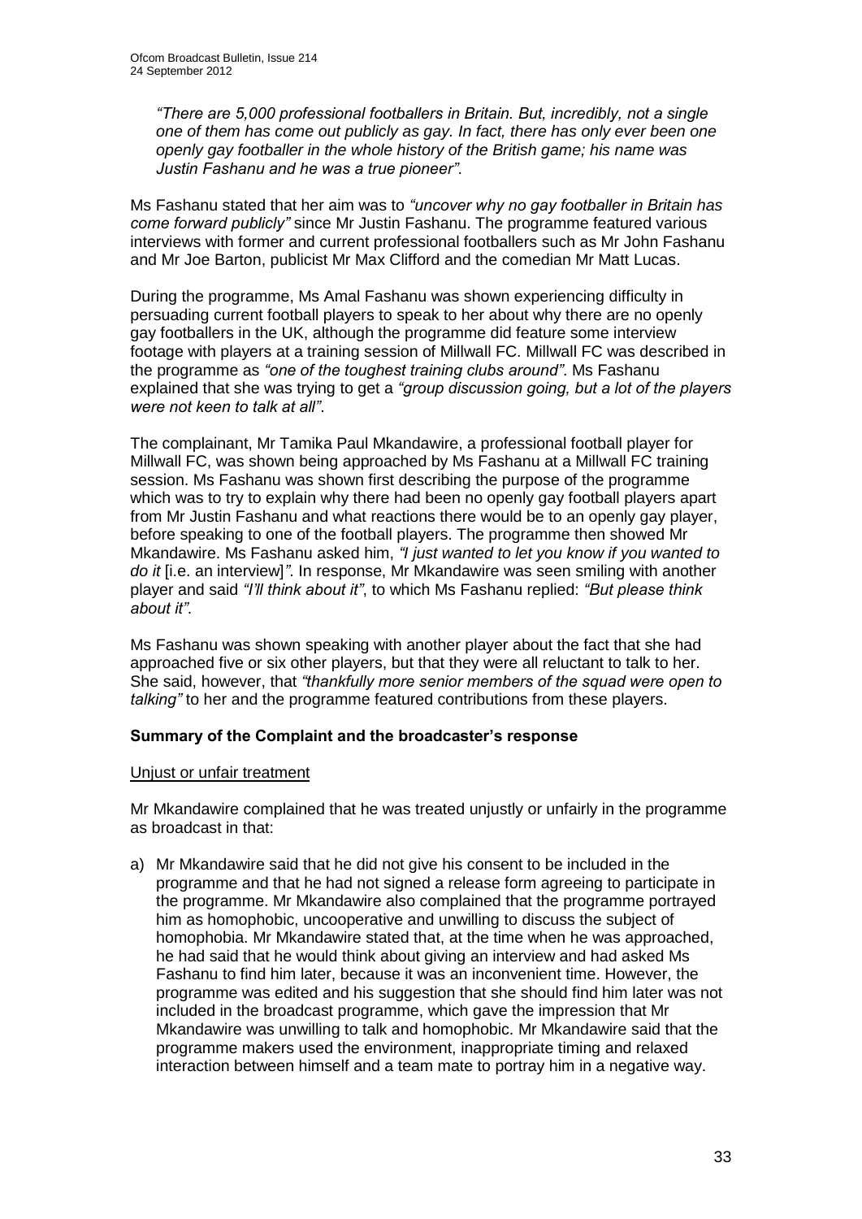*"There are 5,000 professional footballers in Britain. But, incredibly, not a single one of them has come out publicly as gay. In fact, there has only ever been one openly gay footballer in the whole history of the British game; his name was Justin Fashanu and he was a true pioneer"*.

Ms Fashanu stated that her aim was to *"uncover why no gay footballer in Britain has come forward publicly"* since Mr Justin Fashanu. The programme featured various interviews with former and current professional footballers such as Mr John Fashanu and Mr Joe Barton, publicist Mr Max Clifford and the comedian Mr Matt Lucas.

During the programme, Ms Amal Fashanu was shown experiencing difficulty in persuading current football players to speak to her about why there are no openly gay footballers in the UK, although the programme did feature some interview footage with players at a training session of Millwall FC. Millwall FC was described in the programme as *"one of the toughest training clubs around"*. Ms Fashanu explained that she was trying to get a *"group discussion going, but a lot of the players were not keen to talk at all"*.

The complainant, Mr Tamika Paul Mkandawire, a professional football player for Millwall FC, was shown being approached by Ms Fashanu at a Millwall FC training session. Ms Fashanu was shown first describing the purpose of the programme which was to try to explain why there had been no openly gay football players apart from Mr Justin Fashanu and what reactions there would be to an openly gay player, before speaking to one of the football players. The programme then showed Mr Mkandawire. Ms Fashanu asked him, *"I just wanted to let you know if you wanted to do it* [i.e. an interview]*"*. In response, Mr Mkandawire was seen smiling with another player and said *"I'll think about it"*, to which Ms Fashanu replied: *"But please think about it"*.

Ms Fashanu was shown speaking with another player about the fact that she had approached five or six other players, but that they were all reluctant to talk to her. She said, however, that *"thankfully more senior members of the squad were open to talking"* to her and the programme featured contributions from these players.

**Summary of the Complaint and the broadcaster's response**

Unjust or unfair treatment

Mr Mkandawire complained that he was treated unjustly or unfairly in the programme as broadcast in that:

a) Mr Mkandawire said that he did not give his consent to be included in the programme and that he had not signed a release form agreeing to participate in the programme. Mr Mkandawire also complained that the programme portrayed him as homophobic, uncooperative and unwilling to discuss the subject of homophobia. Mr Mkandawire stated that, at the time when he was approached, he had said that he would think about giving an interview and had asked Ms Fashanu to find him later, because it was an inconvenient time. However, the programme was edited and his suggestion that she should find him later was not included in the broadcast programme, which gave the impression that Mr Mkandawire was unwilling to talk and homophobic. Mr Mkandawire said that the programme makers used the environment, inappropriate timing and relaxed interaction between himself and a team mate to portray him in a negative way.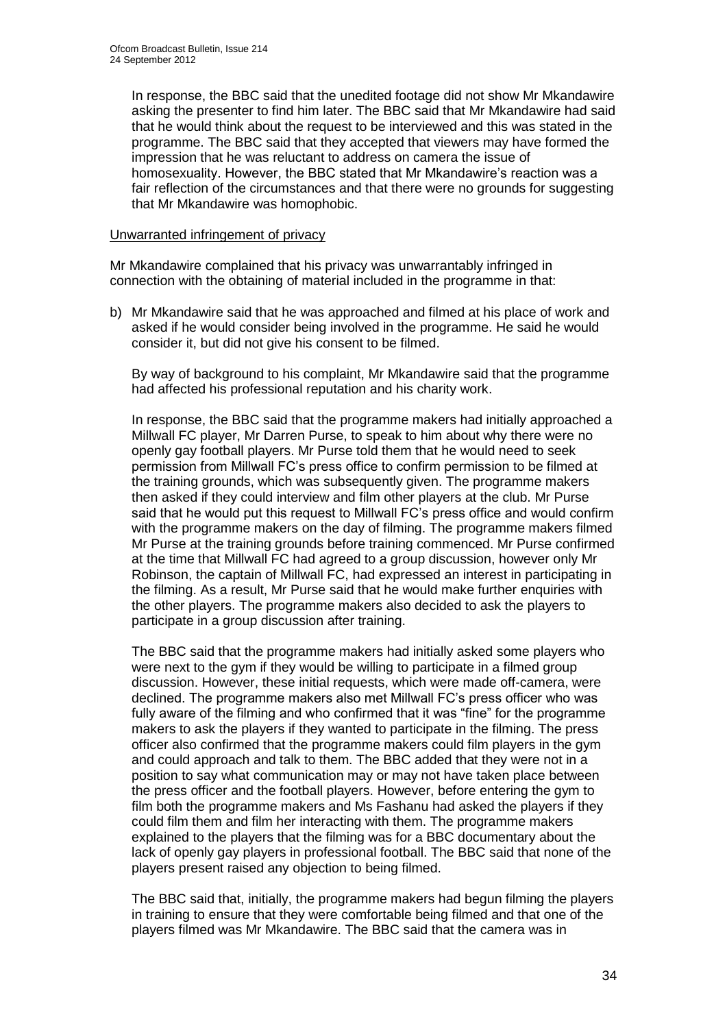In response, the BBC said that the unedited footage did not show Mr Mkandawire asking the presenter to find him later. The BBC said that Mr Mkandawire had said that he would think about the request to be interviewed and this was stated in the programme. The BBC said that they accepted that viewers may have formed the impression that he was reluctant to address on camera the issue of homosexuality. However, the BBC stated that Mr Mkandawire's reaction was a fair reflection of the circumstances and that there were no grounds for suggesting that Mr Mkandawire was homophobic.

Unwarranted infringement of privacy

Mr Mkandawire complained that his privacy was unwarrantably infringed in connection with the obtaining of material included in the programme in that:

b) Mr Mkandawire said that he was approached and filmed at his place of work and asked if he would consider being involved in the programme. He said he would consider it, but did not give his consent to be filmed.

   By way of background to his complaint, Mr Mkandawire said that the programme had affected his professional reputation and his charity work.

   In response, the BBC said that the programme makers had initially approached a Millwall FC player, Mr Darren Purse, to speak to him about why there were no openly gay football players. Mr Purse told them that he would need to seek permission from Millwall FC's press office to confirm permission to be filmed at the training grounds, which was subsequently given. The programme makers then asked if they could interview and film other players at the club. Mr Purse said that he would put this request to Millwall FC's press office and would confirm with the programme makers on the day of filming. The programme makers filmed Mr Purse at the training grounds before training commenced. Mr Purse confirmed at the time that Millwall FC had agreed to a group discussion, however only Mr Robinson, the captain of Millwall FC, had expressed an interest in participating in the filming. As a result, Mr Purse said that he would make further enquiries with the other players. The programme makers also decided to ask the players to participate in a group discussion after training.

   The BBC said that the programme makers had initially asked some players who were next to the gym if they would be willing to participate in a filmed group discussion. However, these initial requests, which were made off-camera, were declined. The programme makers also met Millwall FC's press officer who was fully aware of the filming and who confirmed that it was "fine" for the programme makers to ask the players if they wanted to participate in the filming. The press officer also confirmed that the programme makers could film players in the gym and could approach and talk to them. The BBC added that they were not in a position to say what communication may or may not have taken place between the press officer and the football players. However, before entering the gym to film both the programme makers and Ms Fashanu had asked the players if they could film them and film her interacting with them. The programme makers explained to the players that the filming was for a BBC documentary about the lack of openly gay players in professional football. The BBC said that none of the players present raised any objection to being filmed.

   The BBC said that, initially, the programme makers had begun filming the players in training to ensure that they were comfortable being filmed and that one of the players filmed was Mr Mkandawire. The BBC said that the camera was in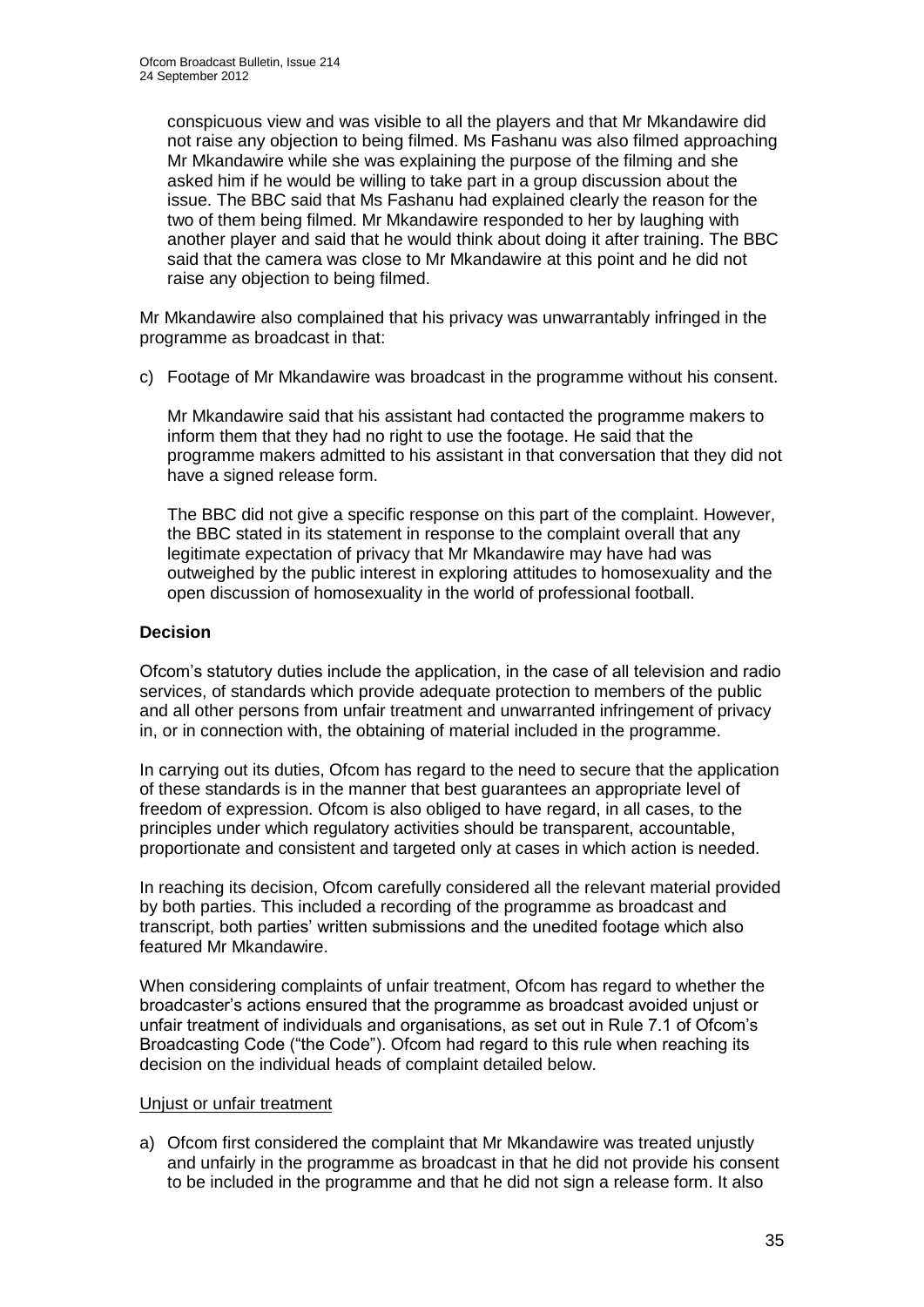conspicuous view and was visible to all the players and that Mr Mkandawire did not raise any objection to being filmed. Ms Fashanu was also filmed approaching Mr Mkandawire while she was explaining the purpose of the filming and she asked him if he would be willing to take part in a group discussion about the issue. The BBC said that Ms Fashanu had explained clearly the reason for the two of them being filmed. Mr Mkandawire responded to her by laughing with another player and said that he would think about doing it after training. The BBC said that the camera was close to Mr Mkandawire at this point and he did not raise any objection to being filmed.

Mr Mkandawire also complained that his privacy was unwarrantably infringed in the programme as broadcast in that:

c) Footage of Mr Mkandawire was broadcast in the programme without his consent.

   Mr Mkandawire said that his assistant had contacted the programme makers to inform them that they had no right to use the footage. He said that the programme makers admitted to his assistant in that conversation that they did not have a signed release form.

   The BBC did not give a specific response on this part of the complaint. However, the BBC stated in its statement in response to the complaint overall that any legitimate expectation of privacy that Mr Mkandawire may have had was outweighed by the public interest in exploring attitudes to homosexuality and the open discussion of homosexuality in the world of professional football.

**Decision**

Ofcom's statutory duties include the application, in the case of all television and radio services, of standards which provide adequate protection to members of the public and all other persons from unfair treatment and unwarranted infringement of privacy in, or in connection with, the obtaining of material included in the programme.

In carrying out its duties, Ofcom has regard to the need to secure that the application of these standards is in the manner that best guarantees an appropriate level of freedom of expression. Ofcom is also obliged to have regard, in all cases, to the principles under which regulatory activities should be transparent, accountable, proportionate and consistent and targeted only at cases in which action is needed.

In reaching its decision, Ofcom carefully considered all the relevant material provided by both parties. This included a recording of the programme as broadcast and transcript, both parties' written submissions and the unedited footage which also featured Mr Mkandawire.

When considering complaints of unfair treatment, Ofcom has regard to whether the broadcaster's actions ensured that the programme as broadcast avoided unjust or unfair treatment of individuals and organisations, as set out in Rule 7.1 of Ofcom's Broadcasting Code ("the Code"). Ofcom had regard to this rule when reaching its decision on the individual heads of complaint detailed below.

<u>Unjust or unfair treatment</u>

a) Ofcom first considered the complaint that Mr Mkandawire was treated unjustly and unfairly in the programme as broadcast in that he did not provide his consent to be included in the programme and that he did not sign a release form. It also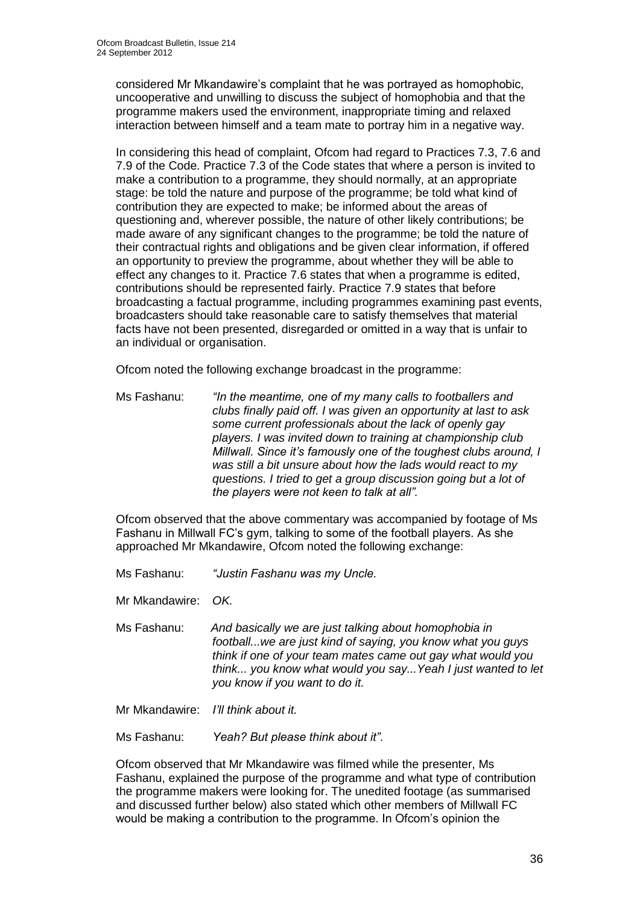considered Mr Mkandawire's complaint that he was portrayed as homophobic, uncooperative and unwilling to discuss the subject of homophobia and that the programme makers used the environment, inappropriate timing and relaxed interaction between himself and a team mate to portray him in a negative way.

In considering this head of complaint, Ofcom had regard to Practices 7.3, 7.6 and 7.9 of the Code. Practice 7.3 of the Code states that where a person is invited to make a contribution to a programme, they should normally, at an appropriate stage: be told the nature and purpose of the programme; be told what kind of contribution they are expected to make; be informed about the areas of questioning and, wherever possible, the nature of other likely contributions; be made aware of any significant changes to the programme; be told the nature of their contractual rights and obligations and be given clear information, if offered an opportunity to preview the programme, about whether they will be able to effect any changes to it. Practice 7.6 states that when a programme is edited, contributions should be represented fairly. Practice 7.9 states that before broadcasting a factual programme, including programmes examining past events, broadcasters should take reasonable care to satisfy themselves that material facts have not been presented, disregarded or omitted in a way that is unfair to an individual or organisation.

Ofcom noted the following exchange broadcast in the programme:

Ms Fashanu: *"In the meantime, one of my many calls to footballers and clubs finally paid off. I was given an opportunity at last to ask some current professionals about the lack of openly gay players. I was invited down to training at championship club Millwall. Since it's famously one of the toughest clubs around, I was still a bit unsure about how the lads would react to my questions. I tried to get a group discussion going but a lot of the players were not keen to talk at all".*

Ofcom observed that the above commentary was accompanied by footage of Ms Fashanu in Millwall FC's gym, talking to some of the football players. As she approached Mr Mkandawire, Ofcom noted the following exchange:

Ms Fashanu: *"Justin Fashanu was my Uncle.*

Mr Mkandawire: *OK.*

Ms Fashanu: *And basically we are just talking about homophobia in football...we are just kind of saying, you know what you guys think if one of your team mates came out gay what would you think... you know what would you say...Yeah I just wanted to let you know if you want to do it.*

Mr Mkandawire: *I'll think about it.*

Ms Fashanu: *Yeah? But please think about it".*

Ofcom observed that Mr Mkandawire was filmed while the presenter, Ms Fashanu, explained the purpose of the programme and what type of contribution the programme makers were looking for. The unedited footage (as summarised and discussed further below) also stated which other members of Millwall FC would be making a contribution to the programme. In Ofcom's opinion the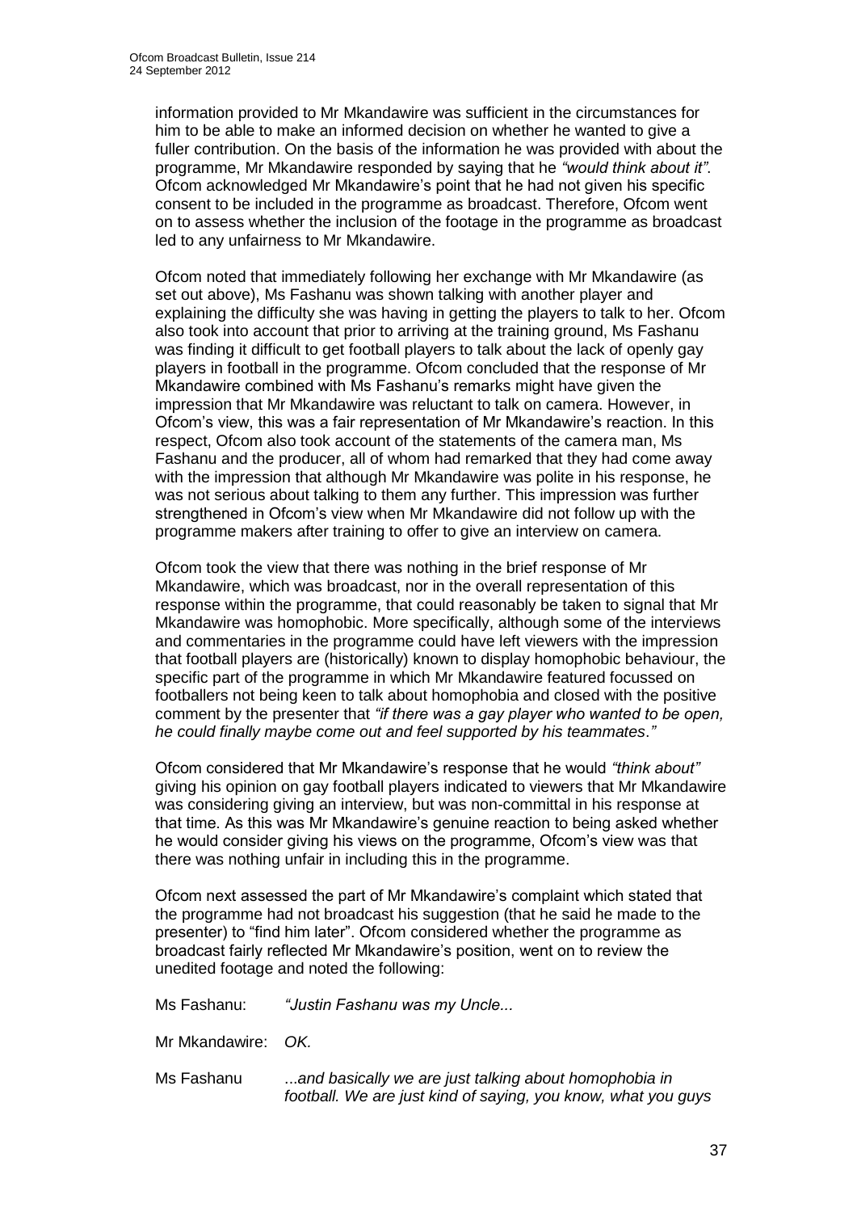information provided to Mr Mkandawire was sufficient in the circumstances for him to be able to make an informed decision on whether he wanted to give a fuller contribution. On the basis of the information he was provided with about the programme, Mr Mkandawire responded by saying that he *"would think about it"*. Ofcom acknowledged Mr Mkandawire's point that he had not given his specific consent to be included in the programme as broadcast. Therefore, Ofcom went on to assess whether the inclusion of the footage in the programme as broadcast led to any unfairness to Mr Mkandawire.

Ofcom noted that immediately following her exchange with Mr Mkandawire (as set out above), Ms Fashanu was shown talking with another player and explaining the difficulty she was having in getting the players to talk to her. Ofcom also took into account that prior to arriving at the training ground, Ms Fashanu was finding it difficult to get football players to talk about the lack of openly gay players in football in the programme. Ofcom concluded that the response of Mr Mkandawire combined with Ms Fashanu's remarks might have given the impression that Mr Mkandawire was reluctant to talk on camera. However, in Ofcom's view, this was a fair representation of Mr Mkandawire's reaction. In this respect, Ofcom also took account of the statements of the camera man, Ms Fashanu and the producer, all of whom had remarked that they had come away with the impression that although Mr Mkandawire was polite in his response, he was not serious about talking to them any further. This impression was further strengthened in Ofcom's view when Mr Mkandawire did not follow up with the programme makers after training to offer to give an interview on camera.

Ofcom took the view that there was nothing in the brief response of Mr Mkandawire, which was broadcast, nor in the overall representation of this response within the programme, that could reasonably be taken to signal that Mr Mkandawire was homophobic. More specifically, although some of the interviews and commentaries in the programme could have left viewers with the impression that football players are (historically) known to display homophobic behaviour, the specific part of the programme in which Mr Mkandawire featured focussed on footballers not being keen to talk about homophobia and closed with the positive comment by the presenter that *"if there was a gay player who wanted to be open, he could finally maybe come out and feel supported by his teammates."*

Ofcom considered that Mr Mkandawire's response that he would *"think about"* giving his opinion on gay football players indicated to viewers that Mr Mkandawire was considering giving an interview, but was non-committal in his response at that time. As this was Mr Mkandawire's genuine reaction to being asked whether he would consider giving his views on the programme, Ofcom's view was that there was nothing unfair in including this in the programme.

Ofcom next assessed the part of Mr Mkandawire's complaint which stated that the programme had not broadcast his suggestion (that he said he made to the presenter) to "find him later". Ofcom considered whether the programme as broadcast fairly reflected Mr Mkandawire's position, went on to review the unedited footage and noted the following:

Ms Fashanu: *"Justin Fashanu was my Uncle...*

Mr Mkandawire: *OK.*

Ms Fashanu *...and basically we are just talking about homophobia in football. We are just kind of saying, you know, what you guys*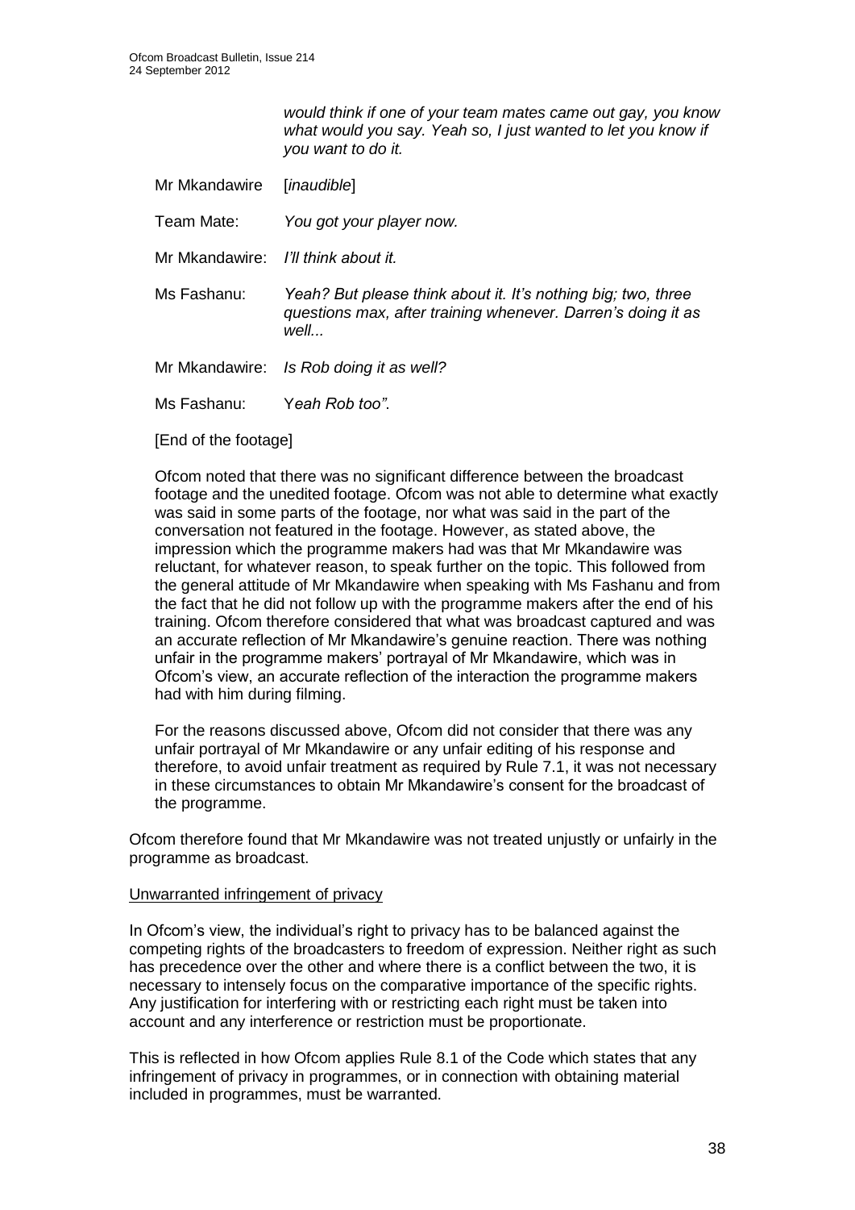*would think if one of your team mates came out gay, you know what would you say. Yeah so, I just wanted to let you know if you want to do it.*

| | |
|---|---|
| Mr Mkandawire | [*inaudible*] |
| Team Mate: | *You got your player now.* |
| Mr Mkandawire: | *I'll think about it.* |
| Ms Fashanu: | *Yeah? But please think about it. It's nothing big; two, three questions max, after training whenever. Darren's doing it as well...* |
| Mr Mkandawire: | *Is Rob doing it as well?* |
| Ms Fashanu: | Y*eah Rob too".* |

[End of the footage]

Ofcom noted that there was no significant difference between the broadcast footage and the unedited footage. Ofcom was not able to determine what exactly was said in some parts of the footage, nor what was said in the part of the conversation not featured in the footage. However, as stated above, the impression which the programme makers had was that Mr Mkandawire was reluctant, for whatever reason, to speak further on the topic. This followed from the general attitude of Mr Mkandawire when speaking with Ms Fashanu and from the fact that he did not follow up with the programme makers after the end of his training. Ofcom therefore considered that what was broadcast captured and was an accurate reflection of Mr Mkandawire's genuine reaction. There was nothing unfair in the programme makers' portrayal of Mr Mkandawire, which was in Ofcom's view, an accurate reflection of the interaction the programme makers had with him during filming.

For the reasons discussed above, Ofcom did not consider that there was any unfair portrayal of Mr Mkandawire or any unfair editing of his response and therefore, to avoid unfair treatment as required by Rule 7.1, it was not necessary in these circumstances to obtain Mr Mkandawire's consent for the broadcast of the programme.

Ofcom therefore found that Mr Mkandawire was not treated unjustly or unfairly in the programme as broadcast.

Unwarranted infringement of privacy

In Ofcom's view, the individual's right to privacy has to be balanced against the competing rights of the broadcasters to freedom of expression. Neither right as such has precedence over the other and where there is a conflict between the two, it is necessary to intensely focus on the comparative importance of the specific rights. Any justification for interfering with or restricting each right must be taken into account and any interference or restriction must be proportionate.

This is reflected in how Ofcom applies Rule 8.1 of the Code which states that any infringement of privacy in programmes, or in connection with obtaining material included in programmes, must be warranted.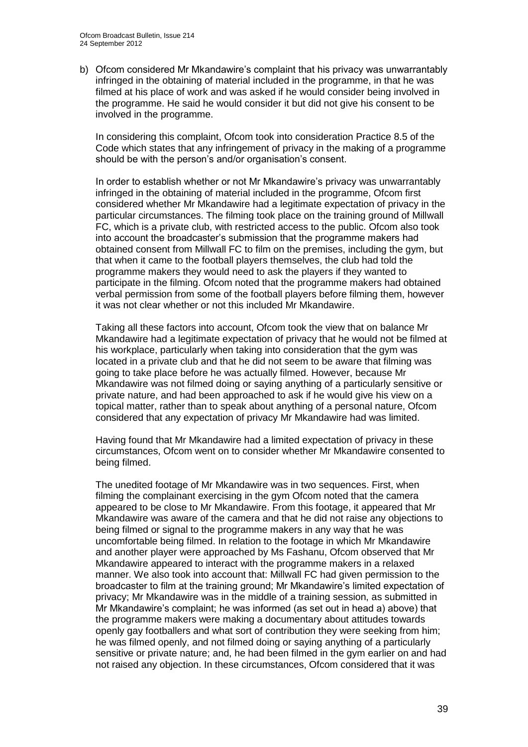b) Ofcom considered Mr Mkandawire's complaint that his privacy was unwarrantably infringed in the obtaining of material included in the programme, in that he was filmed at his place of work and was asked if he would consider being involved in the programme. He said he would consider it but did not give his consent to be involved in the programme.

In considering this complaint, Ofcom took into consideration Practice 8.5 of the Code which states that any infringement of privacy in the making of a programme should be with the person's and/or organisation's consent.

In order to establish whether or not Mr Mkandawire's privacy was unwarrantably infringed in the obtaining of material included in the programme, Ofcom first considered whether Mr Mkandawire had a legitimate expectation of privacy in the particular circumstances. The filming took place on the training ground of Millwall FC, which is a private club, with restricted access to the public. Ofcom also took into account the broadcaster's submission that the programme makers had obtained consent from Millwall FC to film on the premises, including the gym, but that when it came to the football players themselves, the club had told the programme makers they would need to ask the players if they wanted to participate in the filming. Ofcom noted that the programme makers had obtained verbal permission from some of the football players before filming them, however it was not clear whether or not this included Mr Mkandawire.

Taking all these factors into account, Ofcom took the view that on balance Mr Mkandawire had a legitimate expectation of privacy that he would not be filmed at his workplace, particularly when taking into consideration that the gym was located in a private club and that he did not seem to be aware that filming was going to take place before he was actually filmed. However, because Mr Mkandawire was not filmed doing or saying anything of a particularly sensitive or private nature, and had been approached to ask if he would give his view on a topical matter, rather than to speak about anything of a personal nature, Ofcom considered that any expectation of privacy Mr Mkandawire had was limited.

Having found that Mr Mkandawire had a limited expectation of privacy in these circumstances, Ofcom went on to consider whether Mr Mkandawire consented to being filmed.

The unedited footage of Mr Mkandawire was in two sequences. First, when filming the complainant exercising in the gym Ofcom noted that the camera appeared to be close to Mr Mkandawire. From this footage, it appeared that Mr Mkandawire was aware of the camera and that he did not raise any objections to being filmed or signal to the programme makers in any way that he was uncomfortable being filmed. In relation to the footage in which Mr Mkandawire and another player were approached by Ms Fashanu, Ofcom observed that Mr Mkandawire appeared to interact with the programme makers in a relaxed manner. We also took into account that: Millwall FC had given permission to the broadcaster to film at the training ground; Mr Mkandawire's limited expectation of privacy; Mr Mkandawire was in the middle of a training session, as submitted in Mr Mkandawire's complaint; he was informed (as set out in head a) above) that the programme makers were making a documentary about attitudes towards openly gay footballers and what sort of contribution they were seeking from him; he was filmed openly, and not filmed doing or saying anything of a particularly sensitive or private nature; and, he had been filmed in the gym earlier on and had not raised any objection. In these circumstances, Ofcom considered that it was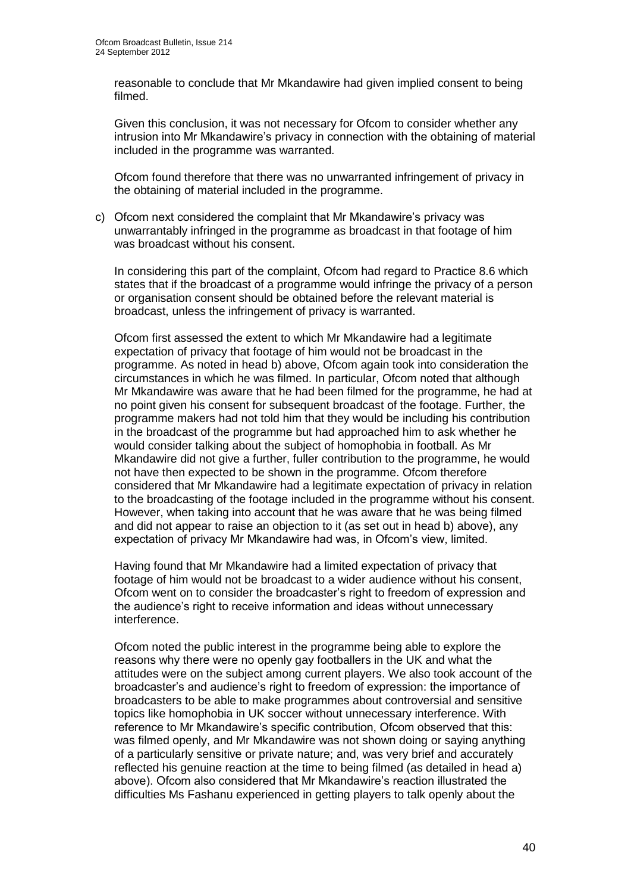reasonable to conclude that Mr Mkandawire had given implied consent to being filmed.

Given this conclusion, it was not necessary for Ofcom to consider whether any intrusion into Mr Mkandawire's privacy in connection with the obtaining of material included in the programme was warranted.

Ofcom found therefore that there was no unwarranted infringement of privacy in the obtaining of material included in the programme.

c) Ofcom next considered the complaint that Mr Mkandawire's privacy was unwarrantably infringed in the programme as broadcast in that footage of him was broadcast without his consent.

In considering this part of the complaint, Ofcom had regard to Practice 8.6 which states that if the broadcast of a programme would infringe the privacy of a person or organisation consent should be obtained before the relevant material is broadcast, unless the infringement of privacy is warranted.

Ofcom first assessed the extent to which Mr Mkandawire had a legitimate expectation of privacy that footage of him would not be broadcast in the programme. As noted in head b) above, Ofcom again took into consideration the circumstances in which he was filmed. In particular, Ofcom noted that although Mr Mkandawire was aware that he had been filmed for the programme, he had at no point given his consent for subsequent broadcast of the footage. Further, the programme makers had not told him that they would be including his contribution in the broadcast of the programme but had approached him to ask whether he would consider talking about the subject of homophobia in football. As Mr Mkandawire did not give a further, fuller contribution to the programme, he would not have then expected to be shown in the programme. Ofcom therefore considered that Mr Mkandawire had a legitimate expectation of privacy in relation to the broadcasting of the footage included in the programme without his consent. However, when taking into account that he was aware that he was being filmed and did not appear to raise an objection to it (as set out in head b) above), any expectation of privacy Mr Mkandawire had was, in Ofcom's view, limited.

Having found that Mr Mkandawire had a limited expectation of privacy that footage of him would not be broadcast to a wider audience without his consent, Ofcom went on to consider the broadcaster's right to freedom of expression and the audience's right to receive information and ideas without unnecessary interference.

Ofcom noted the public interest in the programme being able to explore the reasons why there were no openly gay footballers in the UK and what the attitudes were on the subject among current players. We also took account of the broadcaster's and audience's right to freedom of expression: the importance of broadcasters to be able to make programmes about controversial and sensitive topics like homophobia in UK soccer without unnecessary interference. With reference to Mr Mkandawire's specific contribution, Ofcom observed that this: was filmed openly, and Mr Mkandawire was not shown doing or saying anything of a particularly sensitive or private nature; and, was very brief and accurately reflected his genuine reaction at the time to being filmed (as detailed in head a) above). Ofcom also considered that Mr Mkandawire's reaction illustrated the difficulties Ms Fashanu experienced in getting players to talk openly about the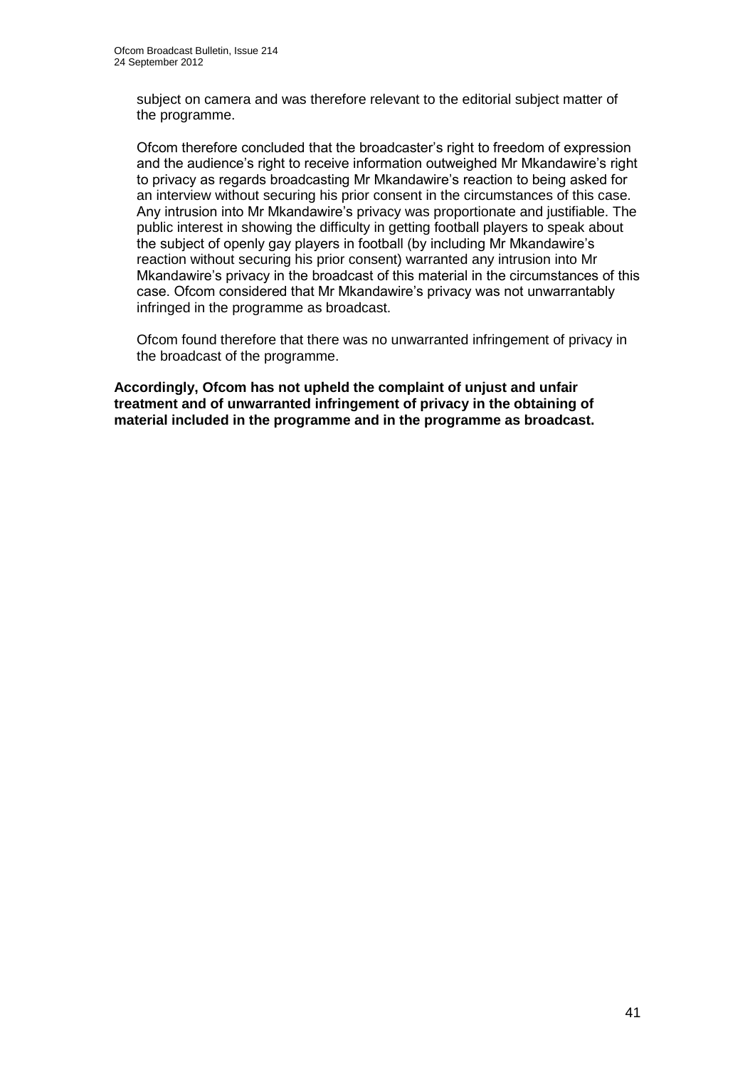subject on camera and was therefore relevant to the editorial subject matter of the programme.

Ofcom therefore concluded that the broadcaster's right to freedom of expression and the audience's right to receive information outweighed Mr Mkandawire's right to privacy as regards broadcasting Mr Mkandawire's reaction to being asked for an interview without securing his prior consent in the circumstances of this case. Any intrusion into Mr Mkandawire's privacy was proportionate and justifiable. The public interest in showing the difficulty in getting football players to speak about the subject of openly gay players in football (by including Mr Mkandawire's reaction without securing his prior consent) warranted any intrusion into Mr Mkandawire's privacy in the broadcast of this material in the circumstances of this case. Ofcom considered that Mr Mkandawire's privacy was not unwarrantably infringed in the programme as broadcast.

Ofcom found therefore that there was no unwarranted infringement of privacy in the broadcast of the programme.

**Accordingly, Ofcom has not upheld the complaint of unjust and unfair treatment and of unwarranted infringement of privacy in the obtaining of material included in the programme and in the programme as broadcast.**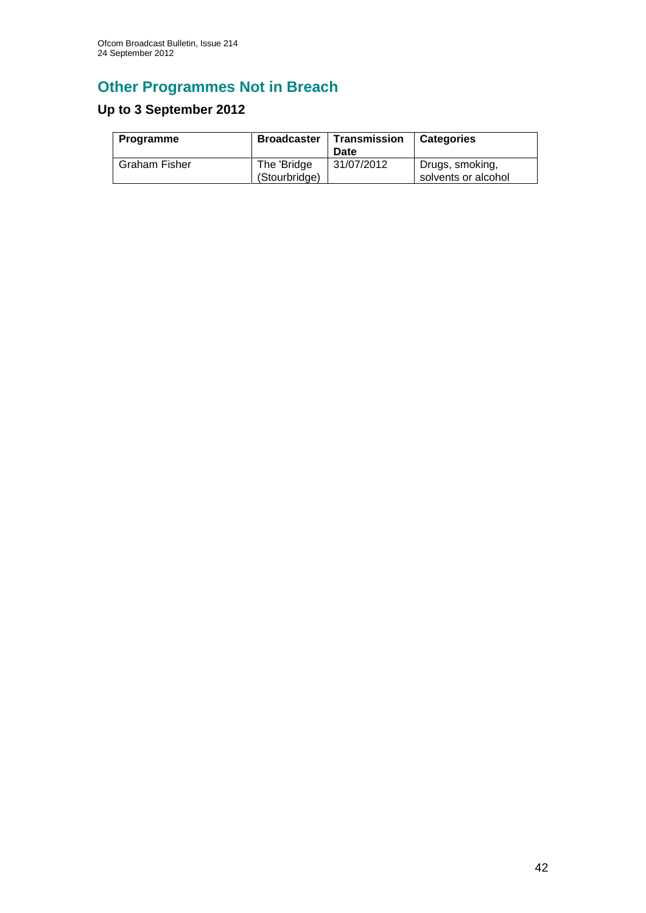## Other Programmes Not in Breach

### Up to 3 September 2012

| Programme | Broadcaster | Transmission Date | Categories |
|---|---|---|---|
| Graham Fisher | The 'Bridge (Stourbridge) | 31/07/2012 | Drugs, smoking, solvents or alcohol |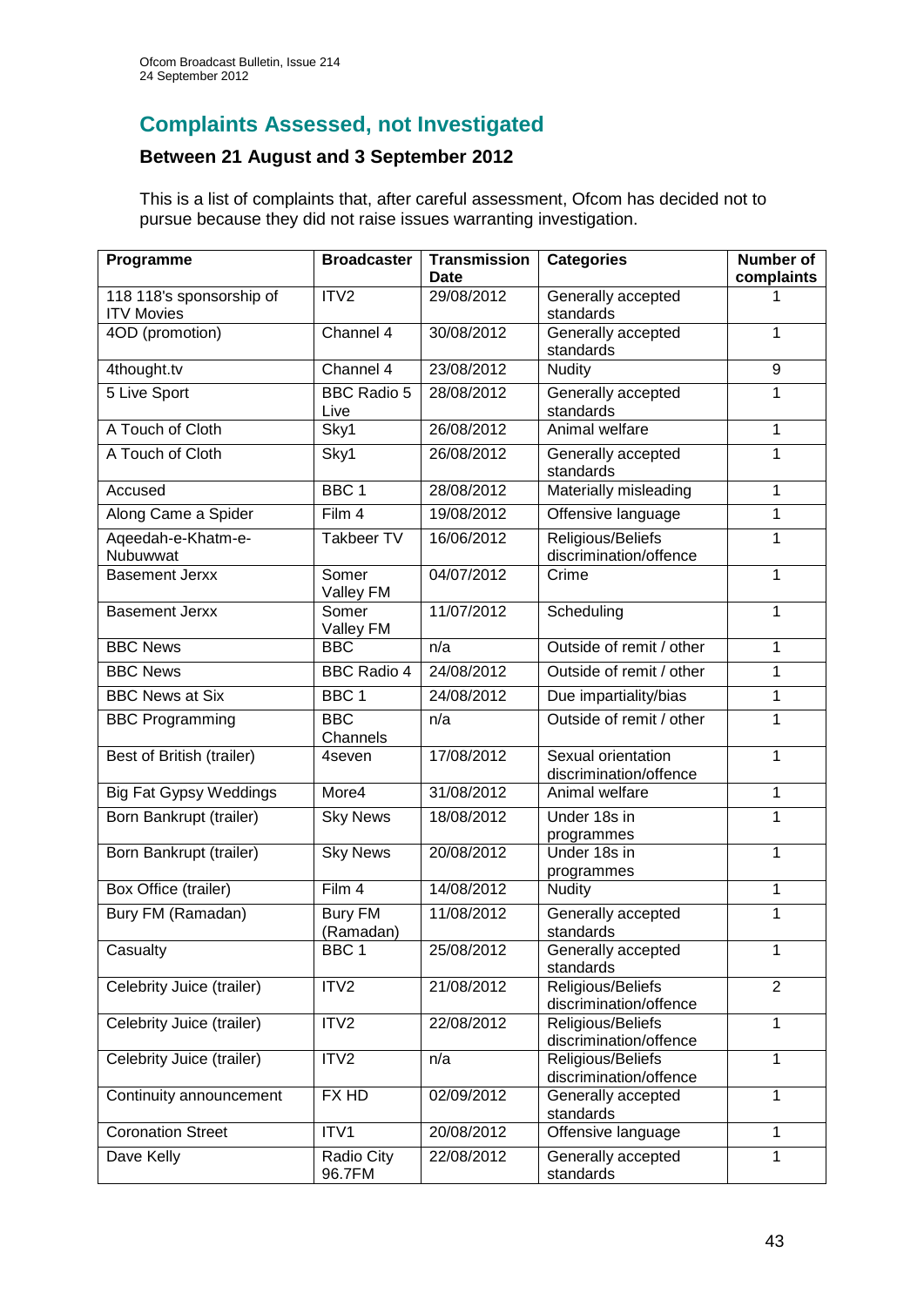## Complaints Assessed, not Investigated

### Between 21 August and 3 September 2012

This is a list of complaints that, after careful assessment, Ofcom has decided not to pursue because they did not raise issues warranting investigation.

| Programme | Broadcaster | Transmission Date | Categories | Number of complaints |
|---|---|---|---|---|
| 118 118's sponsorship of ITV Movies | ITV2 | 29/08/2012 | Generally accepted standards | 1 |
| 4OD (promotion) | Channel 4 | 30/08/2012 | Generally accepted standards | 1 |
| 4thought.tv | Channel 4 | 23/08/2012 | Nudity | 9 |
| 5 Live Sport | BBC Radio 5 Live | 28/08/2012 | Generally accepted standards | 1 |
| A Touch of Cloth | Sky1 | 26/08/2012 | Animal welfare | 1 |
| A Touch of Cloth | Sky1 | 26/08/2012 | Generally accepted standards | 1 |
| Accused | BBC 1 | 28/08/2012 | Materially misleading | 1 |
| Along Came a Spider | Film 4 | 19/08/2012 | Offensive language | 1 |
| Aqeedah-e-Khatm-e-Nubuwwat | Takbeer TV | 16/06/2012 | Religious/Beliefs discrimination/offence | 1 |
| Basement Jerxx | Somer Valley FM | 04/07/2012 | Crime | 1 |
| Basement Jerxx | Somer Valley FM | 11/07/2012 | Scheduling | 1 |
| BBC News | BBC | n/a | Outside of remit / other | 1 |
| BBC News | BBC Radio 4 | 24/08/2012 | Outside of remit / other | 1 |
| BBC News at Six | BBC 1 | 24/08/2012 | Due impartiality/bias | 1 |
| BBC Programming | BBC Channels | n/a | Outside of remit / other | 1 |
| Best of British (trailer) | 4seven | 17/08/2012 | Sexual orientation discrimination/offence | 1 |
| Big Fat Gypsy Weddings | More4 | 31/08/2012 | Animal welfare | 1 |
| Born Bankrupt (trailer) | Sky News | 18/08/2012 | Under 18s in programmes | 1 |
| Born Bankrupt (trailer) | Sky News | 20/08/2012 | Under 18s in programmes | 1 |
| Box Office (trailer) | Film 4 | 14/08/2012 | Nudity | 1 |
| Bury FM (Ramadan) | Bury FM (Ramadan) | 11/08/2012 | Generally accepted standards | 1 |
| Casualty | BBC 1 | 25/08/2012 | Generally accepted standards | 1 |
| Celebrity Juice (trailer) | ITV2 | 21/08/2012 | Religious/Beliefs discrimination/offence | 2 |
| Celebrity Juice (trailer) | ITV2 | 22/08/2012 | Religious/Beliefs discrimination/offence | 1 |
| Celebrity Juice (trailer) | ITV2 | n/a | Religious/Beliefs discrimination/offence | 1 |
| Continuity announcement | FX HD | 02/09/2012 | Generally accepted standards | 1 |
| Coronation Street | ITV1 | 20/08/2012 | Offensive language | 1 |
| Dave Kelly | Radio City 96.7FM | 22/08/2012 | Generally accepted standards | 1 |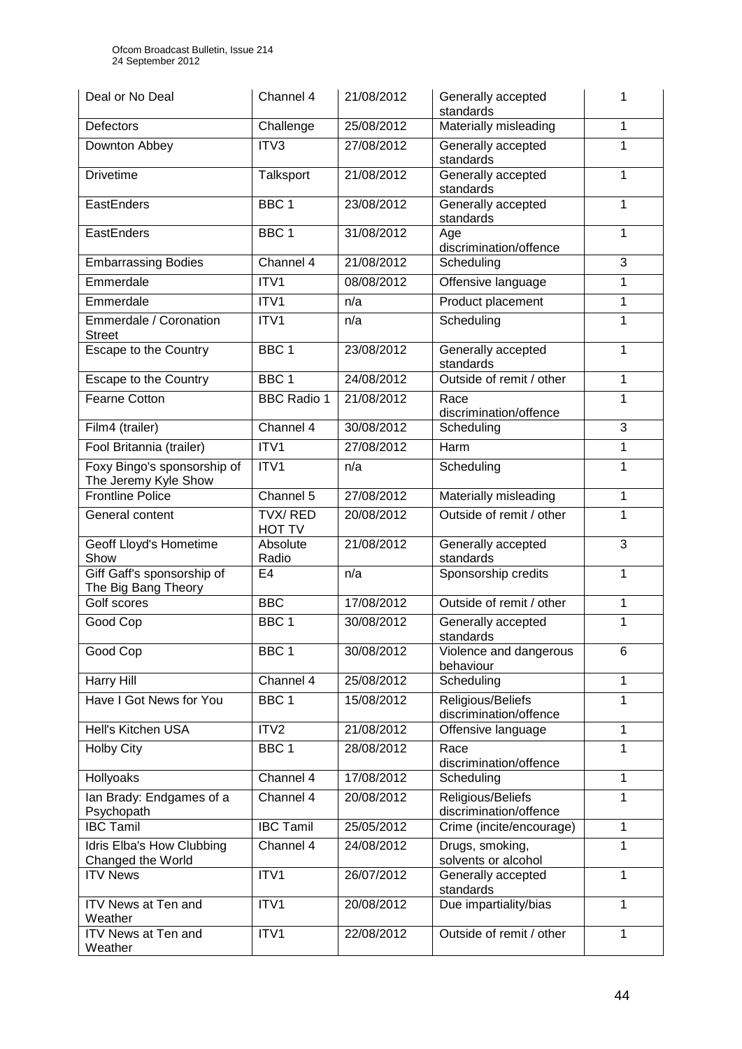| Deal or No Deal | Channel 4 | 21/08/2012 | Generally accepted standards | 1 |
|---|---|---|---|---|
| Defectors | Challenge | 25/08/2012 | Materially misleading | 1 |
| Downton Abbey | ITV3 | 27/08/2012 | Generally accepted standards | 1 |
| Drivetime | Talksport | 21/08/2012 | Generally accepted standards | 1 |
| EastEnders | BBC 1 | 23/08/2012 | Generally accepted standards | 1 |
| EastEnders | BBC 1 | 31/08/2012 | Age discrimination/offence | 1 |
| Embarrassing Bodies | Channel 4 | 21/08/2012 | Scheduling | 3 |
| Emmerdale | ITV1 | 08/08/2012 | Offensive language | 1 |
| Emmerdale | ITV1 | n/a | Product placement | 1 |
| Emmerdale / Coronation Street | ITV1 | n/a | Scheduling | 1 |
| Escape to the Country | BBC 1 | 23/08/2012 | Generally accepted standards | 1 |
| Escape to the Country | BBC 1 | 24/08/2012 | Outside of remit / other | 1 |
| Fearne Cotton | BBC Radio 1 | 21/08/2012 | Race discrimination/offence | 1 |
| Film4 (trailer) | Channel 4 | 30/08/2012 | Scheduling | 3 |
| Fool Britannia (trailer) | ITV1 | 27/08/2012 | Harm | 1 |
| Foxy Bingo's sponsorship of The Jeremy Kyle Show | ITV1 | n/a | Scheduling | 1 |
| Frontline Police | Channel 5 | 27/08/2012 | Materially misleading | 1 |
| General content | TVX/ RED HOT TV | 20/08/2012 | Outside of remit / other | 1 |
| Geoff Lloyd's Hometime Show | Absolute Radio | 21/08/2012 | Generally accepted standards | 3 |
| Giff Gaff's sponsorship of The Big Bang Theory | E4 | n/a | Sponsorship credits | 1 |
| Golf scores | BBC | 17/08/2012 | Outside of remit / other | 1 |
| Good Cop | BBC 1 | 30/08/2012 | Generally accepted standards | 1 |
| Good Cop | BBC 1 | 30/08/2012 | Violence and dangerous behaviour | 6 |
| Harry Hill | Channel 4 | 25/08/2012 | Scheduling | 1 |
| Have I Got News for You | BBC 1 | 15/08/2012 | Religious/Beliefs discrimination/offence | 1 |
| Hell's Kitchen USA | ITV2 | 21/08/2012 | Offensive language | 1 |
| Holby City | BBC 1 | 28/08/2012 | Race discrimination/offence | 1 |
| Hollyoaks | Channel 4 | 17/08/2012 | Scheduling | 1 |
| Ian Brady: Endgames of a Psychopath | Channel 4 | 20/08/2012 | Religious/Beliefs discrimination/offence | 1 |
| IBC Tamil | IBC Tamil | 25/05/2012 | Crime (incite/encourage) | 1 |
| Idris Elba's How Clubbing Changed the World | Channel 4 | 24/08/2012 | Drugs, smoking, solvents or alcohol | 1 |
| ITV News | ITV1 | 26/07/2012 | Generally accepted standards | 1 |
| ITV News at Ten and Weather | ITV1 | 20/08/2012 | Due impartiality/bias | 1 |
| ITV News at Ten and Weather | ITV1 | 22/08/2012 | Outside of remit / other | 1 |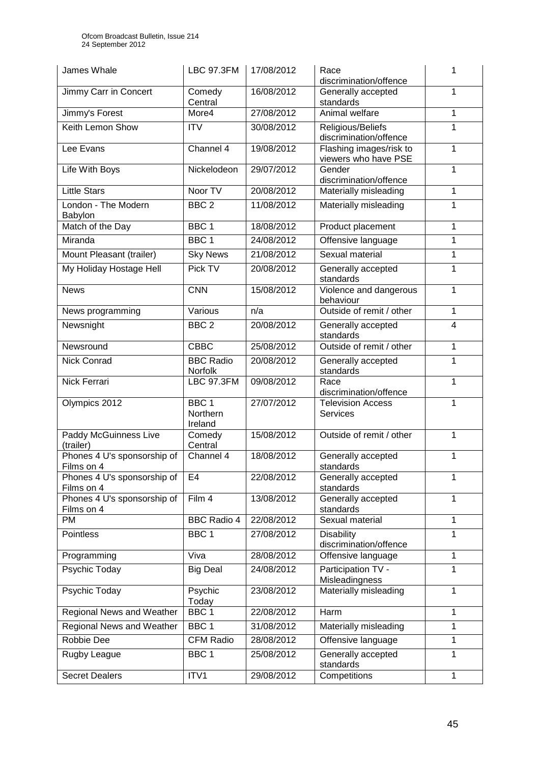| James Whale | LBC 97.3FM | 17/08/2012 | Race discrimination/offence | 1 |
|---|---|---|---|---|
| Jimmy Carr in Concert | Comedy Central | 16/08/2012 | Generally accepted standards | 1 |
| Jimmy's Forest | More4 | 27/08/2012 | Animal welfare | 1 |
| Keith Lemon Show | ITV | 30/08/2012 | Religious/Beliefs discrimination/offence | 1 |
| Lee Evans | Channel 4 | 19/08/2012 | Flashing images/risk to viewers who have PSE | 1 |
| Life With Boys | Nickelodeon | 29/07/2012 | Gender discrimination/offence | 1 |
| Little Stars | Noor TV | 20/08/2012 | Materially misleading | 1 |
| London - The Modern Babylon | BBC 2 | 11/08/2012 | Materially misleading | 1 |
| Match of the Day | BBC 1 | 18/08/2012 | Product placement | 1 |
| Miranda | BBC 1 | 24/08/2012 | Offensive language | 1 |
| Mount Pleasant (trailer) | Sky News | 21/08/2012 | Sexual material | 1 |
| My Holiday Hostage Hell | Pick TV | 20/08/2012 | Generally accepted standards | 1 |
| News | CNN | 15/08/2012 | Violence and dangerous behaviour | 1 |
| News programming | Various | n/a | Outside of remit / other | 1 |
| Newsnight | BBC 2 | 20/08/2012 | Generally accepted standards | 4 |
| Newsround | CBBC | 25/08/2012 | Outside of remit / other | 1 |
| Nick Conrad | BBC Radio Norfolk | 20/08/2012 | Generally accepted standards | 1 |
| Nick Ferrari | LBC 97.3FM | 09/08/2012 | Race discrimination/offence | 1 |
| Olympics 2012 | BBC 1 Northern Ireland | 27/07/2012 | Television Access Services | 1 |
| Paddy McGuinness Live (trailer) | Comedy Central | 15/08/2012 | Outside of remit / other | 1 |
| Phones 4 U's sponsorship of Films on 4 | Channel 4 | 18/08/2012 | Generally accepted standards | 1 |
| Phones 4 U's sponsorship of Films on 4 | E4 | 22/08/2012 | Generally accepted standards | 1 |
| Phones 4 U's sponsorship of Films on 4 | Film 4 | 13/08/2012 | Generally accepted standards | 1 |
| PM | BBC Radio 4 | 22/08/2012 | Sexual material | 1 |
| Pointless | BBC 1 | 27/08/2012 | Disability discrimination/offence | 1 |
| Programming | Viva | 28/08/2012 | Offensive language | 1 |
| Psychic Today | Big Deal | 24/08/2012 | Participation TV - Misleadingness | 1 |
| Psychic Today | Psychic Today | 23/08/2012 | Materially misleading | 1 |
| Regional News and Weather | BBC 1 | 22/08/2012 | Harm | 1 |
| Regional News and Weather | BBC 1 | 31/08/2012 | Materially misleading | 1 |
| Robbie Dee | CFM Radio | 28/08/2012 | Offensive language | 1 |
| Rugby League | BBC 1 | 25/08/2012 | Generally accepted standards | 1 |
| Secret Dealers | ITV1 | 29/08/2012 | Competitions | 1 |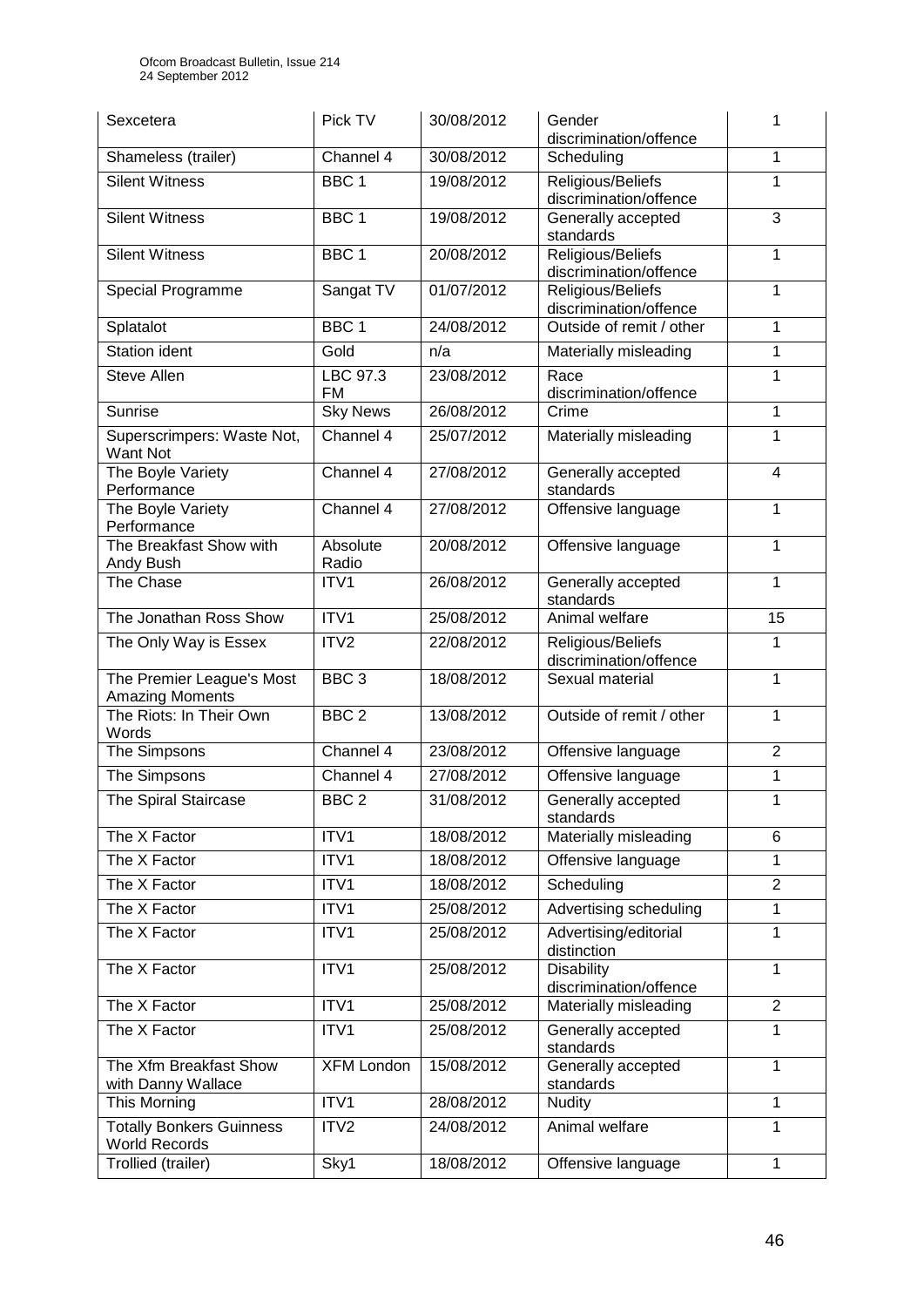| Sexcetera | Pick TV | 30/08/2012 | Gender discrimination/offence | 1 |
|---|---|---|---|---|
| Shameless (trailer) | Channel 4 | 30/08/2012 | Scheduling | 1 |
| Silent Witness | BBC 1 | 19/08/2012 | Religious/Beliefs discrimination/offence | 1 |
| Silent Witness | BBC 1 | 19/08/2012 | Generally accepted standards | 3 |
| Silent Witness | BBC 1 | 20/08/2012 | Religious/Beliefs discrimination/offence | 1 |
| Special Programme | Sangat TV | 01/07/2012 | Religious/Beliefs discrimination/offence | 1 |
| Splatalot | BBC 1 | 24/08/2012 | Outside of remit / other | 1 |
| Station ident | Gold | n/a | Materially misleading | 1 |
| Steve Allen | LBC 97.3 FM | 23/08/2012 | Race discrimination/offence | 1 |
| Sunrise | Sky News | 26/08/2012 | Crime | 1 |
| Superscrimpers: Waste Not, Want Not | Channel 4 | 25/07/2012 | Materially misleading | 1 |
| The Boyle Variety Performance | Channel 4 | 27/08/2012 | Generally accepted standards | 4 |
| The Boyle Variety Performance | Channel 4 | 27/08/2012 | Offensive language | 1 |
| The Breakfast Show with Andy Bush | Absolute Radio | 20/08/2012 | Offensive language | 1 |
| The Chase | ITV1 | 26/08/2012 | Generally accepted standards | 1 |
| The Jonathan Ross Show | ITV1 | 25/08/2012 | Animal welfare | 15 |
| The Only Way is Essex | ITV2 | 22/08/2012 | Religious/Beliefs discrimination/offence | 1 |
| The Premier League's Most Amazing Moments | BBC 3 | 18/08/2012 | Sexual material | 1 |
| The Riots: In Their Own Words | BBC 2 | 13/08/2012 | Outside of remit / other | 1 |
| The Simpsons | Channel 4 | 23/08/2012 | Offensive language | 2 |
| The Simpsons | Channel 4 | 27/08/2012 | Offensive language | 1 |
| The Spiral Staircase | BBC 2 | 31/08/2012 | Generally accepted standards | 1 |
| The X Factor | ITV1 | 18/08/2012 | Materially misleading | 6 |
| The X Factor | ITV1 | 18/08/2012 | Offensive language | 1 |
| The X Factor | ITV1 | 18/08/2012 | Scheduling | 2 |
| The X Factor | ITV1 | 25/08/2012 | Advertising scheduling | 1 |
| The X Factor | ITV1 | 25/08/2012 | Advertising/editorial distinction | 1 |
| The X Factor | ITV1 | 25/08/2012 | Disability discrimination/offence | 1 |
| The X Factor | ITV1 | 25/08/2012 | Materially misleading | 2 |
| The X Factor | ITV1 | 25/08/2012 | Generally accepted standards | 1 |
| The Xfm Breakfast Show with Danny Wallace | XFM London | 15/08/2012 | Generally accepted standards | 1 |
| This Morning | ITV1 | 28/08/2012 | Nudity | 1 |
| Totally Bonkers Guinness World Records | ITV2 | 24/08/2012 | Animal welfare | 1 |
| Trollied (trailer) | Sky1 | 18/08/2012 | Offensive language | 1 |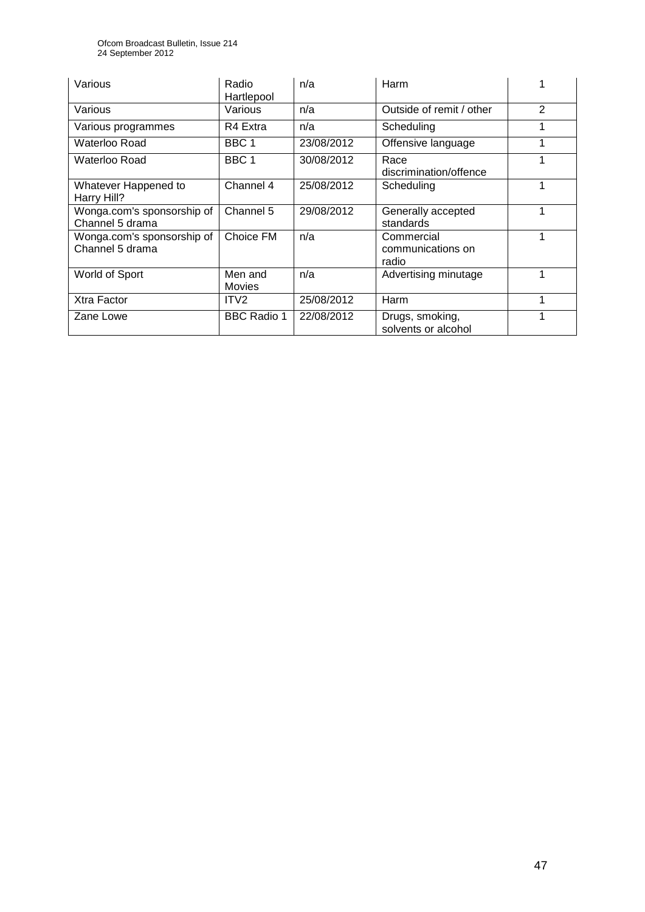| Various | Radio Hartlepool | n/a | Harm | 1 |
|---|---|---|---|---|
| Various | Various | n/a | Outside of remit / other | 2 |
| Various programmes | R4 Extra | n/a | Scheduling | 1 |
| Waterloo Road | BBC 1 | 23/08/2012 | Offensive language | 1 |
| Waterloo Road | BBC 1 | 30/08/2012 | Race discrimination/offence | 1 |
| Whatever Happened to Harry Hill? | Channel 4 | 25/08/2012 | Scheduling | 1 |
| Wonga.com's sponsorship of Channel 5 drama | Channel 5 | 29/08/2012 | Generally accepted standards | 1 |
| Wonga.com's sponsorship of Channel 5 drama | Choice FM | n/a | Commercial communications on radio | 1 |
| World of Sport | Men and Movies | n/a | Advertising minutage | 1 |
| Xtra Factor | ITV2 | 25/08/2012 | Harm | 1 |
| Zane Lowe | BBC Radio 1 | 22/08/2012 | Drugs, smoking, solvents or alcohol | 1 |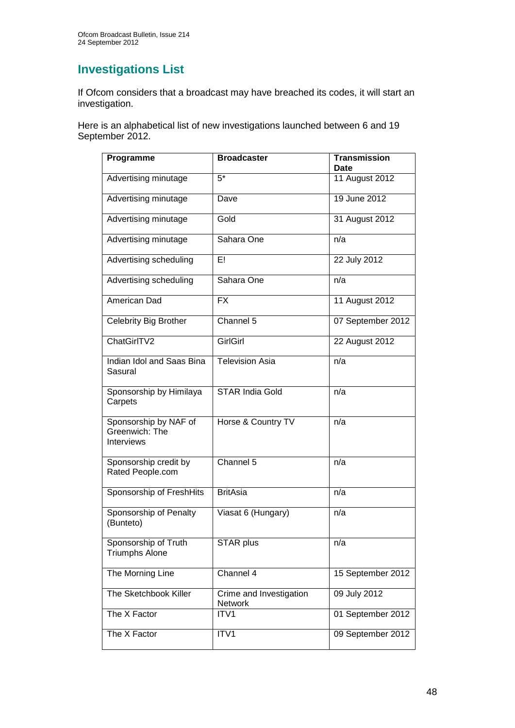## Investigations List

If Ofcom considers that a broadcast may have breached its codes, it will start an investigation.

Here is an alphabetical list of new investigations launched between 6 and 19 September 2012.

| Programme | Broadcaster | Transmission Date |
|---|---|---|
| Advertising minutage | 5* | 11 August 2012 |
| Advertising minutage | Dave | 19 June 2012 |
| Advertising minutage | Gold | 31 August 2012 |
| Advertising minutage | Sahara One | n/a |
| Advertising scheduling | E! | 22 July 2012 |
| Advertising scheduling | Sahara One | n/a |
| American Dad | FX | 11 August 2012 |
| Celebrity Big Brother | Channel 5 | 07 September 2012 |
| ChatGirlTV2 | GirlGirl | 22 August 2012 |
| Indian Idol and Saas Bina Sasural | Television Asia | n/a |
| Sponsorship by Himilaya Carpets | STAR India Gold | n/a |
| Sponsorship by NAF of Greenwich: The Interviews | Horse & Country TV | n/a |
| Sponsorship credit by Rated People.com | Channel 5 | n/a |
| Sponsorship of FreshHits | BritAsia | n/a |
| Sponsorship of Penalty (Bunteto) | Viasat 6 (Hungary) | n/a |
| Sponsorship of Truth Triumphs Alone | STAR plus | n/a |
| The Morning Line | Channel 4 | 15 September 2012 |
| The Sketchbook Killer | Crime and Investigation Network | 09 July 2012 |
| The X Factor | ITV1 | 01 September 2012 |
| The X Factor | ITV1 | 09 September 2012 |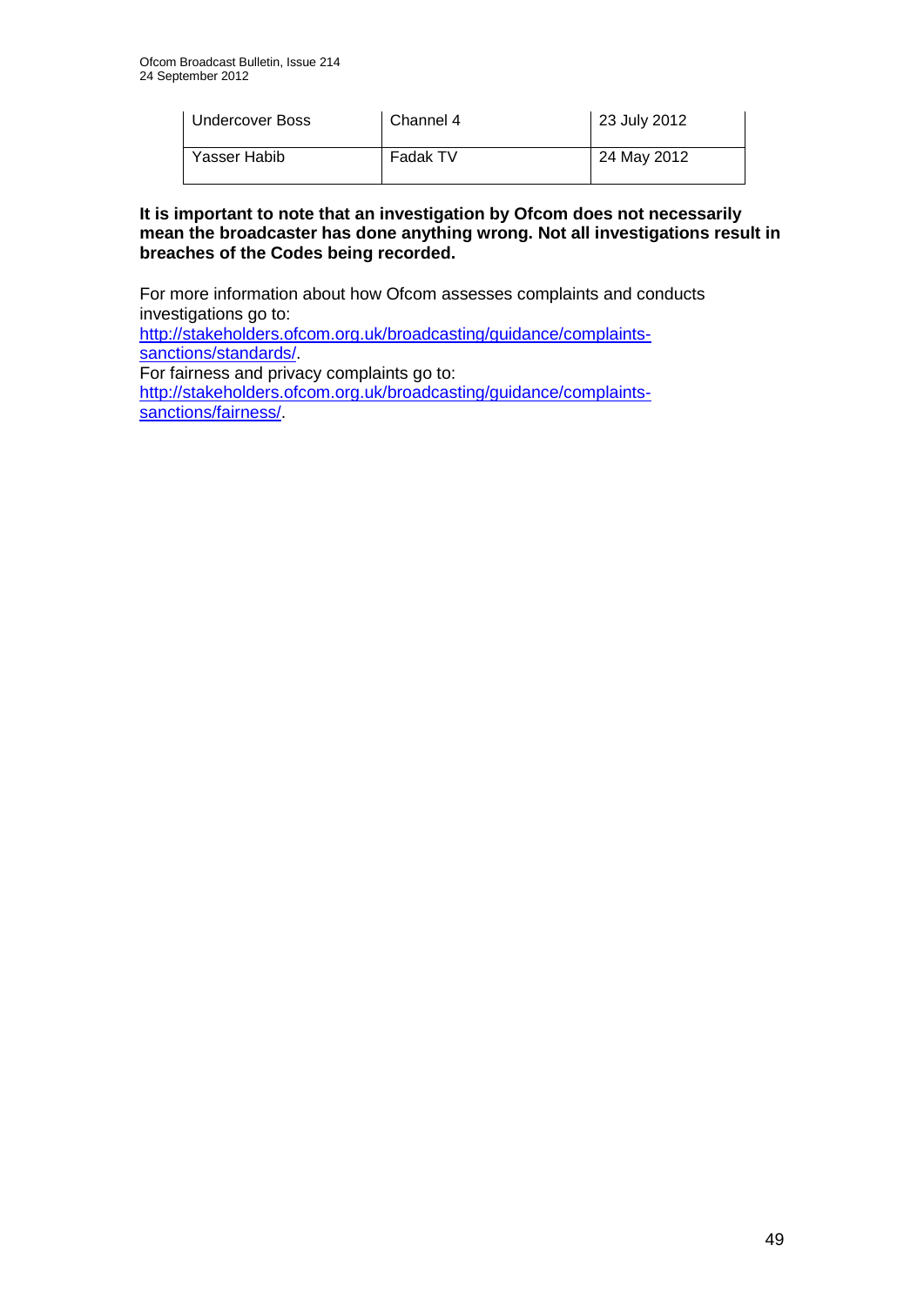| | | |
|---|---|---|
| Undercover Boss | Channel 4 | 23 July 2012 |
| Yasser Habib | Fadak TV | 24 May 2012 |

**It is important to note that an investigation by Ofcom does not necessarily mean the broadcaster has done anything wrong. Not all investigations result in breaches of the Codes being recorded.**

For more information about how Ofcom assesses complaints and conducts investigations go to:
[http://stakeholders.ofcom.org.uk/broadcasting/guidance/complaints-sanctions/standards/](http://stakeholders.ofcom.org.uk/broadcasting/guidance/complaints-sanctions/standards/).
For fairness and privacy complaints go to:
[http://stakeholders.ofcom.org.uk/broadcasting/guidance/complaints-sanctions/fairness/](http://stakeholders.ofcom.org.uk/broadcasting/guidance/complaints-sanctions/fairness/).